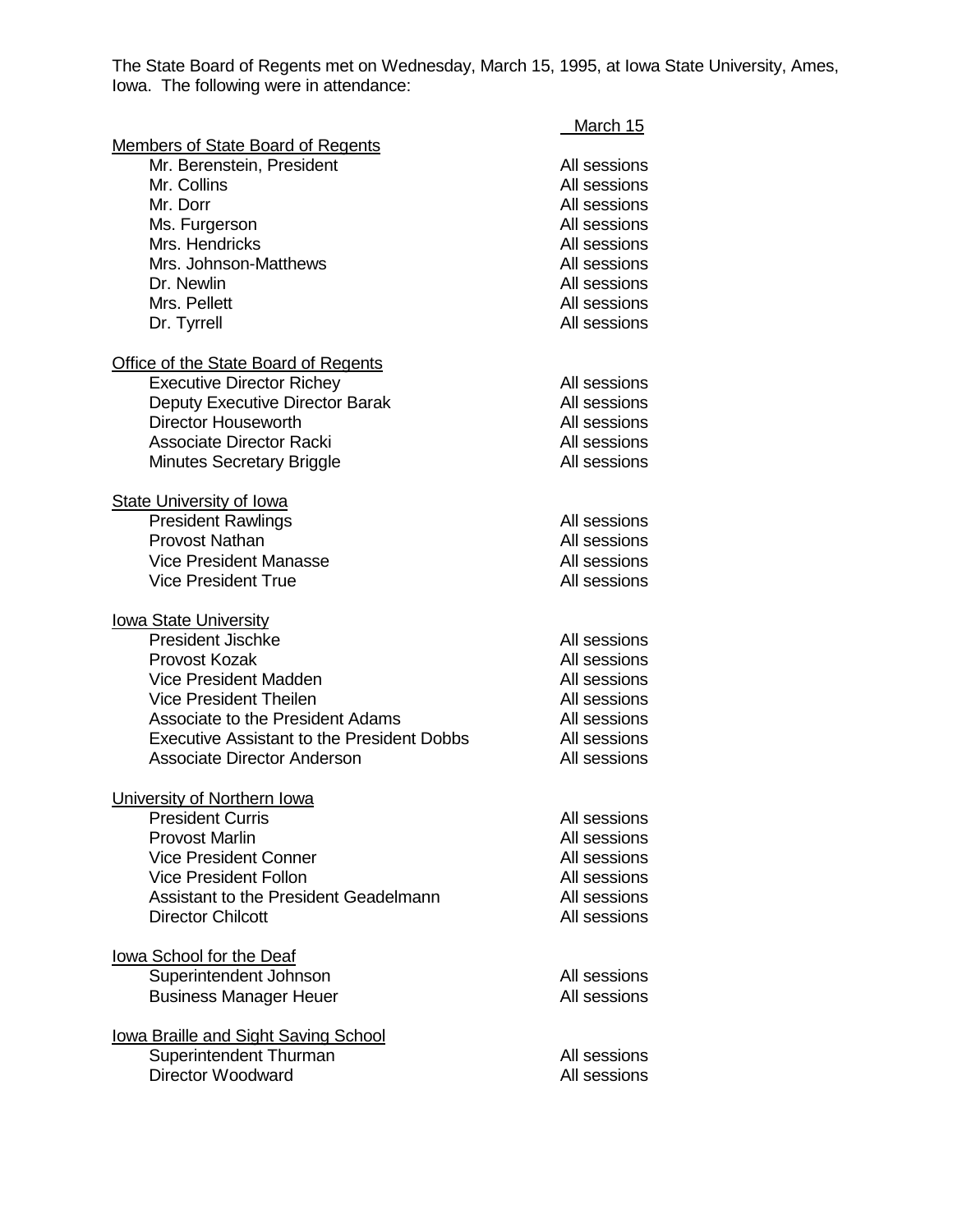The State Board of Regents met on Wednesday, March 15, 1995, at Iowa State University, Ames, Iowa. The following were in attendance:

| | March 15 |
|---|---|
| **Members of State Board of Regents** | |
| Mr. Berenstein, President | All sessions |
| Mr. Collins | All sessions |
| Mr. Dorr | All sessions |
| Ms. Furgerson | All sessions |
| Mrs. Hendricks | All sessions |
| Mrs. Johnson-Matthews | All sessions |
| Dr. Newlin | All sessions |
| Mrs. Pellett | All sessions |
| Dr. Tyrrell | All sessions |
| **Office of the State Board of Regents** | |
| Executive Director Richey | All sessions |
| Deputy Executive Director Barak | All sessions |
| Director Houseworth | All sessions |
| Associate Director Racki | All sessions |
| Minutes Secretary Briggle | All sessions |
| **State University of Iowa** | |
| President Rawlings | All sessions |
| Provost Nathan | All sessions |
| Vice President Manasse | All sessions |
| Vice President True | All sessions |
| **Iowa State University** | |
| President Jischke | All sessions |
| Provost Kozak | All sessions |
| Vice President Madden | All sessions |
| Vice President Theilen | All sessions |
| Associate to the President Adams | All sessions |
| Executive Assistant to the President Dobbs | All sessions |
| Associate Director Anderson | All sessions |
| **University of Northern Iowa** | |
| President Curris | All sessions |
| Provost Marlin | All sessions |
| Vice President Conner | All sessions |
| Vice President Follon | All sessions |
| Assistant to the President Geadelmann | All sessions |
| Director Chilcott | All sessions |
| **Iowa School for the Deaf** | |
| Superintendent Johnson | All sessions |
| Business Manager Heuer | All sessions |
| **Iowa Braille and Sight Saving School** | |
| Superintendent Thurman | All sessions |
| Director Woodward | All sessions |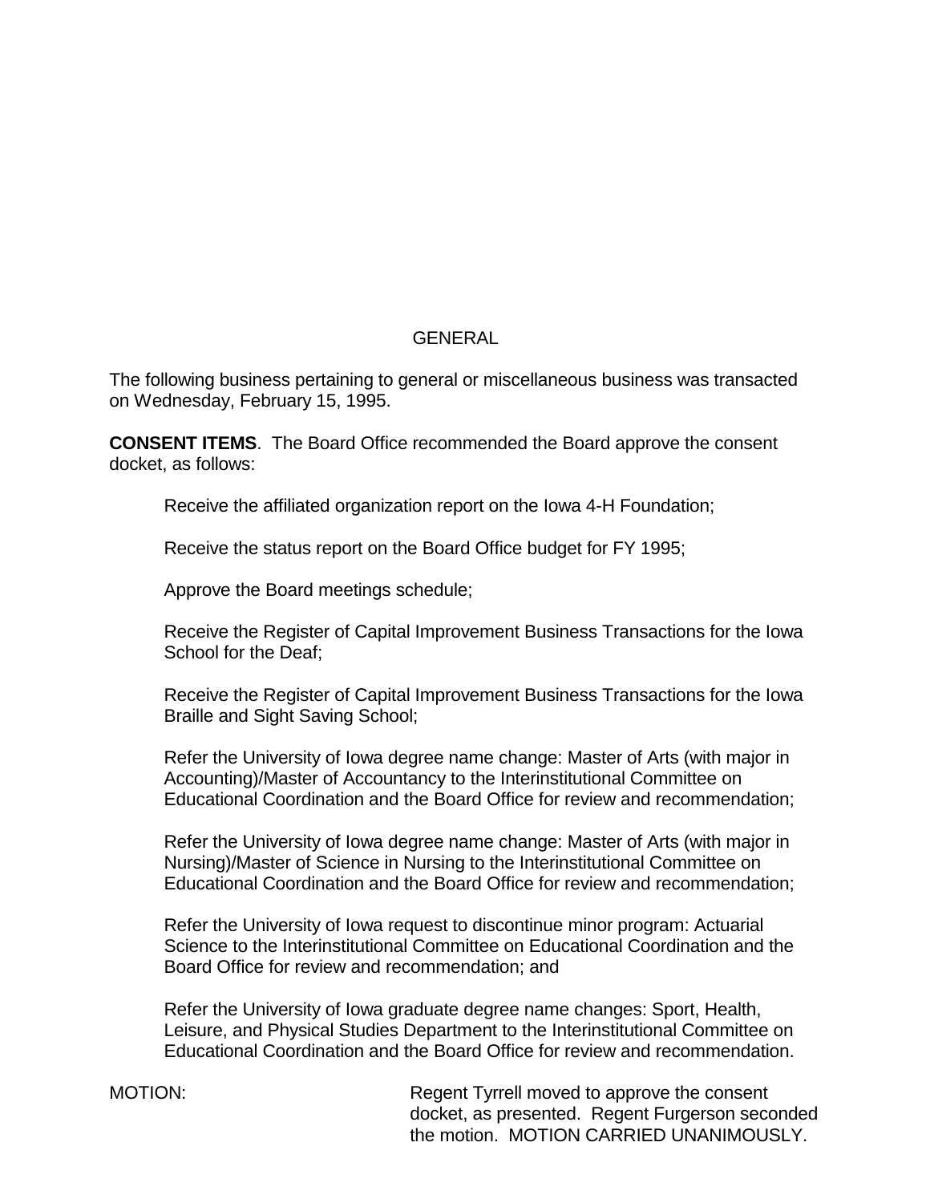## GENERAL

The following business pertaining to general or miscellaneous business was transacted on Wednesday, February 15, 1995.

**CONSENT ITEMS**. The Board Office recommended the Board approve the consent docket, as follows:

> Receive the affiliated organization report on the Iowa 4-H Foundation;
>
> Receive the status report on the Board Office budget for FY 1995;
>
> Approve the Board meetings schedule;
>
> Receive the Register of Capital Improvement Business Transactions for the Iowa School for the Deaf;
>
> Receive the Register of Capital Improvement Business Transactions for the Iowa Braille and Sight Saving School;
>
> Refer the University of Iowa degree name change: Master of Arts (with major in Accounting)/Master of Accountancy to the Interinstitutional Committee on Educational Coordination and the Board Office for review and recommendation;
>
> Refer the University of Iowa degree name change: Master of Arts (with major in Nursing)/Master of Science in Nursing to the Interinstitutional Committee on Educational Coordination and the Board Office for review and recommendation;
>
> Refer the University of Iowa request to discontinue minor program: Actuarial Science to the Interinstitutional Committee on Educational Coordination and the Board Office for review and recommendation; and
>
> Refer the University of Iowa graduate degree name changes: Sport, Health, Leisure, and Physical Studies Department to the Interinstitutional Committee on Educational Coordination and the Board Office for review and recommendation.

MOTION: Regent Tyrrell moved to approve the consent docket, as presented. Regent Furgerson seconded the motion. MOTION CARRIED UNANIMOUSLY.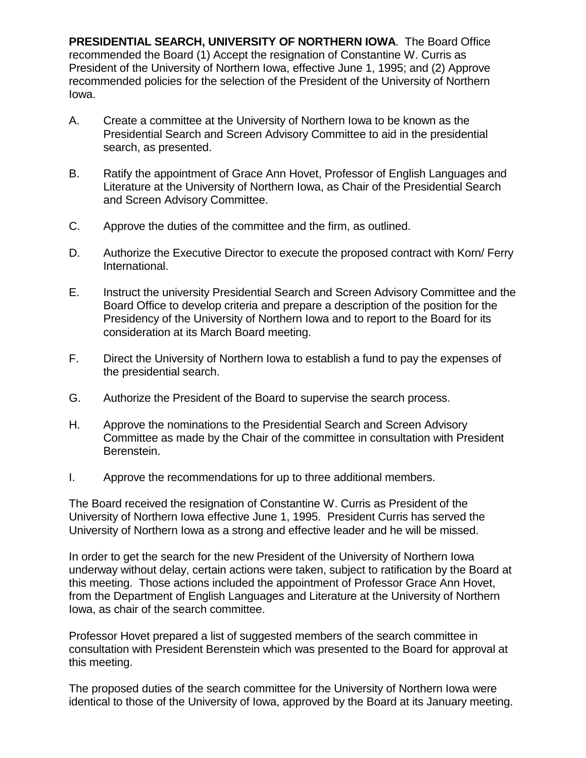**PRESIDENTIAL SEARCH, UNIVERSITY OF NORTHERN IOWA**. The Board Office recommended the Board (1) Accept the resignation of Constantine W. Curris as President of the University of Northern Iowa, effective June 1, 1995; and (2) Approve recommended policies for the selection of the President of the University of Northern Iowa.

A. Create a committee at the University of Northern Iowa to be known as the Presidential Search and Screen Advisory Committee to aid in the presidential search, as presented.

B. Ratify the appointment of Grace Ann Hovet, Professor of English Languages and Literature at the University of Northern Iowa, as Chair of the Presidential Search and Screen Advisory Committee.

C. Approve the duties of the committee and the firm, as outlined.

D. Authorize the Executive Director to execute the proposed contract with Korn/ Ferry International.

E. Instruct the university Presidential Search and Screen Advisory Committee and the Board Office to develop criteria and prepare a description of the position for the Presidency of the University of Northern Iowa and to report to the Board for its consideration at its March Board meeting.

F. Direct the University of Northern Iowa to establish a fund to pay the expenses of the presidential search.

G. Authorize the President of the Board to supervise the search process.

H. Approve the nominations to the Presidential Search and Screen Advisory Committee as made by the Chair of the committee in consultation with President Berenstein.

I. Approve the recommendations for up to three additional members.

The Board received the resignation of Constantine W. Curris as President of the University of Northern Iowa effective June 1, 1995. President Curris has served the University of Northern Iowa as a strong and effective leader and he will be missed.

In order to get the search for the new President of the University of Northern Iowa underway without delay, certain actions were taken, subject to ratification by the Board at this meeting. Those actions included the appointment of Professor Grace Ann Hovet, from the Department of English Languages and Literature at the University of Northern Iowa, as chair of the search committee.

Professor Hovet prepared a list of suggested members of the search committee in consultation with President Berenstein which was presented to the Board for approval at this meeting.

The proposed duties of the search committee for the University of Northern Iowa were identical to those of the University of Iowa, approved by the Board at its January meeting.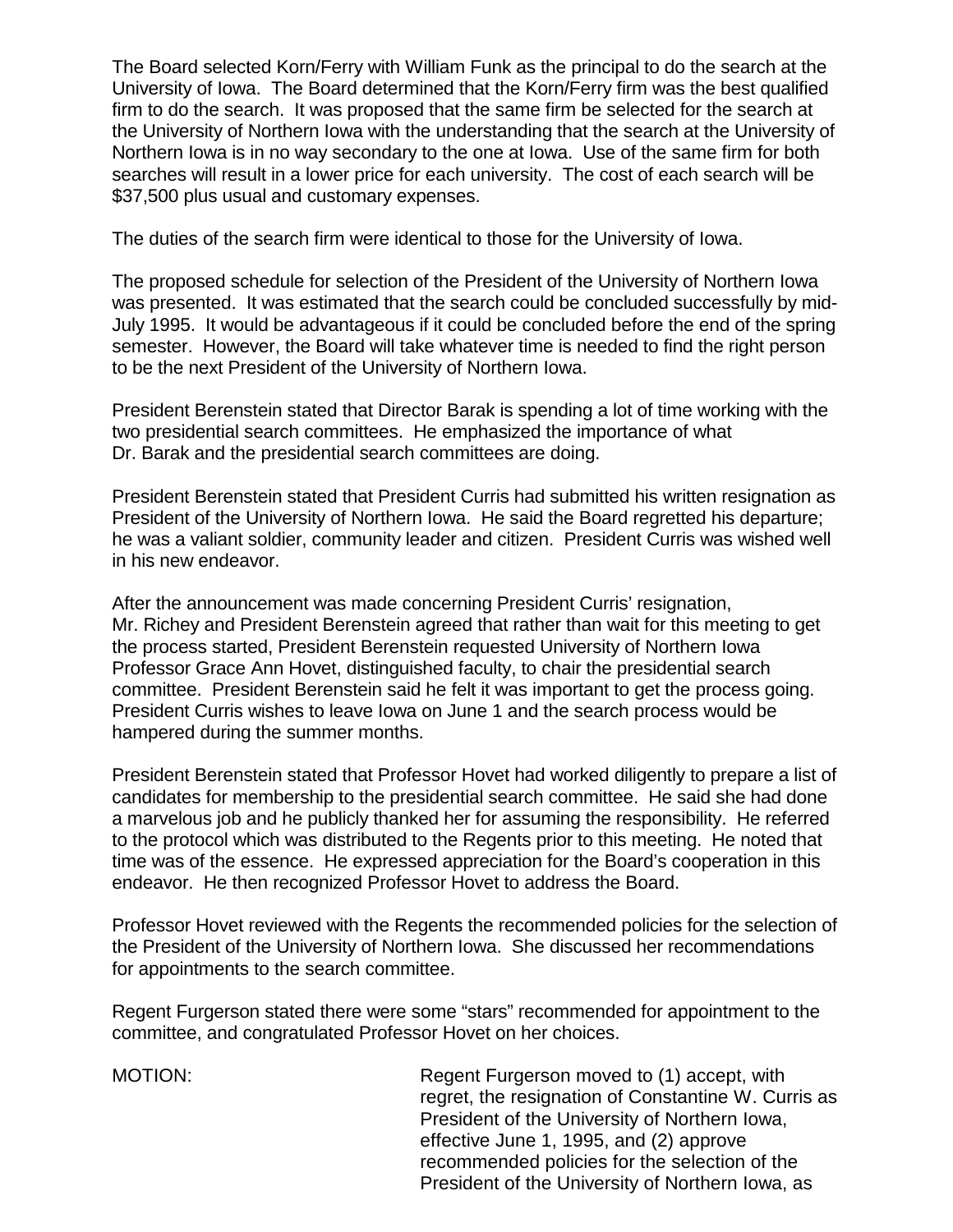The Board selected Korn/Ferry with William Funk as the principal to do the search at the University of Iowa. The Board determined that the Korn/Ferry firm was the best qualified firm to do the search. It was proposed that the same firm be selected for the search at the University of Northern Iowa with the understanding that the search at the University of Northern Iowa is in no way secondary to the one at Iowa. Use of the same firm for both searches will result in a lower price for each university. The cost of each search will be $37,500 plus usual and customary expenses.

The duties of the search firm were identical to those for the University of Iowa.

The proposed schedule for selection of the President of the University of Northern Iowa was presented. It was estimated that the search could be concluded successfully by mid-July 1995. It would be advantageous if it could be concluded before the end of the spring semester. However, the Board will take whatever time is needed to find the right person to be the next President of the University of Northern Iowa.

President Berenstein stated that Director Barak is spending a lot of time working with the two presidential search committees. He emphasized the importance of what Dr. Barak and the presidential search committees are doing.

President Berenstein stated that President Curris had submitted his written resignation as President of the University of Northern Iowa. He said the Board regretted his departure; he was a valiant soldier, community leader and citizen. President Curris was wished well in his new endeavor.

After the announcement was made concerning President Curris' resignation, Mr. Richey and President Berenstein agreed that rather than wait for this meeting to get the process started, President Berenstein requested University of Northern Iowa Professor Grace Ann Hovet, distinguished faculty, to chair the presidential search committee. President Berenstein said he felt it was important to get the process going. President Curris wishes to leave Iowa on June 1 and the search process would be hampered during the summer months.

President Berenstein stated that Professor Hovet had worked diligently to prepare a list of candidates for membership to the presidential search committee. He said she had done a marvelous job and he publicly thanked her for assuming the responsibility. He referred to the protocol which was distributed to the Regents prior to this meeting. He noted that time was of the essence. He expressed appreciation for the Board's cooperation in this endeavor. He then recognized Professor Hovet to address the Board.

Professor Hovet reviewed with the Regents the recommended policies for the selection of the President of the University of Northern Iowa. She discussed her recommendations for appointments to the search committee.

Regent Furgerson stated there were some "stars" recommended for appointment to the committee, and congratulated Professor Hovet on her choices.

MOTION: Regent Furgerson moved to (1) accept, with regret, the resignation of Constantine W. Curris as President of the University of Northern Iowa, effective June 1, 1995, and (2) approve recommended policies for the selection of the President of the University of Northern Iowa, as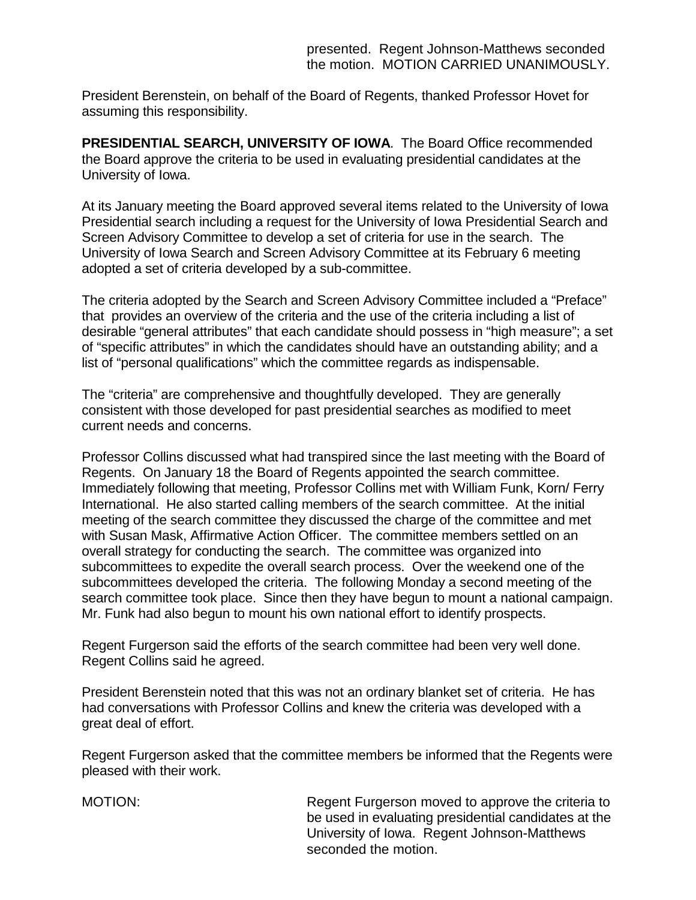presented. Regent Johnson-Matthews seconded the motion. MOTION CARRIED UNANIMOUSLY.

President Berenstein, on behalf of the Board of Regents, thanked Professor Hovet for assuming this responsibility.

**PRESIDENTIAL SEARCH, UNIVERSITY OF IOWA**. The Board Office recommended the Board approve the criteria to be used in evaluating presidential candidates at the University of Iowa.

At its January meeting the Board approved several items related to the University of Iowa Presidential search including a request for the University of Iowa Presidential Search and Screen Advisory Committee to develop a set of criteria for use in the search. The University of Iowa Search and Screen Advisory Committee at its February 6 meeting adopted a set of criteria developed by a sub-committee.

The criteria adopted by the Search and Screen Advisory Committee included a "Preface" that provides an overview of the criteria and the use of the criteria including a list of desirable "general attributes" that each candidate should possess in "high measure"; a set of "specific attributes" in which the candidates should have an outstanding ability; and a list of "personal qualifications" which the committee regards as indispensable.

The "criteria" are comprehensive and thoughtfully developed. They are generally consistent with those developed for past presidential searches as modified to meet current needs and concerns.

Professor Collins discussed what had transpired since the last meeting with the Board of Regents. On January 18 the Board of Regents appointed the search committee. Immediately following that meeting, Professor Collins met with William Funk, Korn/ Ferry International. He also started calling members of the search committee. At the initial meeting of the search committee they discussed the charge of the committee and met with Susan Mask, Affirmative Action Officer. The committee members settled on an overall strategy for conducting the search. The committee was organized into subcommittees to expedite the overall search process. Over the weekend one of the subcommittees developed the criteria. The following Monday a second meeting of the search committee took place. Since then they have begun to mount a national campaign. Mr. Funk had also begun to mount his own national effort to identify prospects.

Regent Furgerson said the efforts of the search committee had been very well done. Regent Collins said he agreed.

President Berenstein noted that this was not an ordinary blanket set of criteria. He has had conversations with Professor Collins and knew the criteria was developed with a great deal of effort.

Regent Furgerson asked that the committee members be informed that the Regents were pleased with their work.

MOTION: Regent Furgerson moved to approve the criteria to be used in evaluating presidential candidates at the University of Iowa. Regent Johnson-Matthews seconded the motion.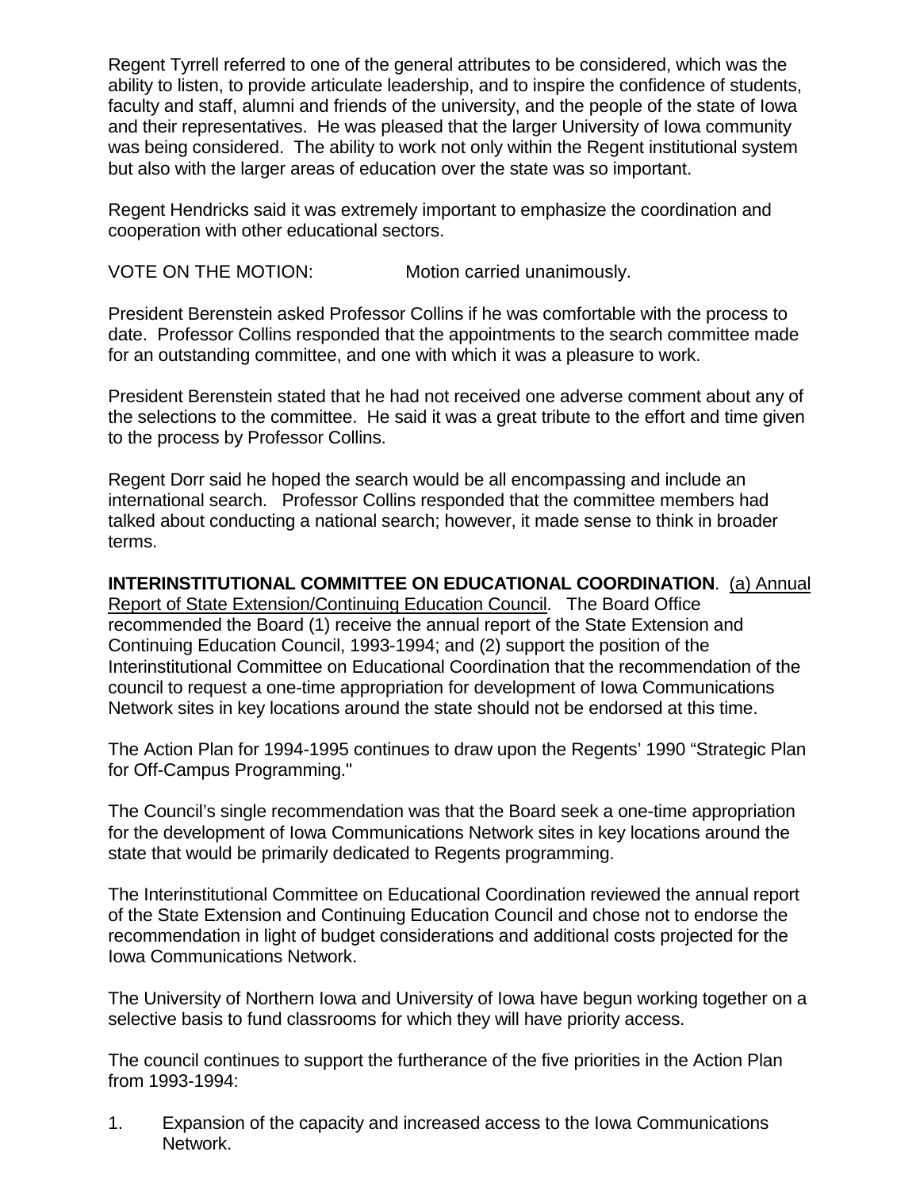Regent Tyrrell referred to one of the general attributes to be considered, which was the ability to listen, to provide articulate leadership, and to inspire the confidence of students, faculty and staff, alumni and friends of the university, and the people of the state of Iowa and their representatives. He was pleased that the larger University of Iowa community was being considered. The ability to work not only within the Regent institutional system but also with the larger areas of education over the state was so important.

Regent Hendricks said it was extremely important to emphasize the coordination and cooperation with other educational sectors.

VOTE ON THE MOTION: Motion carried unanimously.

President Berenstein asked Professor Collins if he was comfortable with the process to date. Professor Collins responded that the appointments to the search committee made for an outstanding committee, and one with which it was a pleasure to work.

President Berenstein stated that he had not received one adverse comment about any of the selections to the committee. He said it was a great tribute to the effort and time given to the process by Professor Collins.

Regent Dorr said he hoped the search would be all encompassing and include an international search. Professor Collins responded that the committee members had talked about conducting a national search; however, it made sense to think in broader terms.

**INTERINSTITUTIONAL COMMITTEE ON EDUCATIONAL COORDINATION**. (a) Annual Report of State Extension/Continuing Education Council. The Board Office recommended the Board (1) receive the annual report of the State Extension and Continuing Education Council, 1993-1994; and (2) support the position of the Interinstitutional Committee on Educational Coordination that the recommendation of the council to request a one-time appropriation for development of Iowa Communications Network sites in key locations around the state should not be endorsed at this time.

The Action Plan for 1994-1995 continues to draw upon the Regents' 1990 "Strategic Plan for Off-Campus Programming."

The Council's single recommendation was that the Board seek a one-time appropriation for the development of Iowa Communications Network sites in key locations around the state that would be primarily dedicated to Regents programming.

The Interinstitutional Committee on Educational Coordination reviewed the annual report of the State Extension and Continuing Education Council and chose not to endorse the recommendation in light of budget considerations and additional costs projected for the Iowa Communications Network.

The University of Northern Iowa and University of Iowa have begun working together on a selective basis to fund classrooms for which they will have priority access.

The council continues to support the furtherance of the five priorities in the Action Plan from 1993-1994:

1. Expansion of the capacity and increased access to the Iowa Communications Network.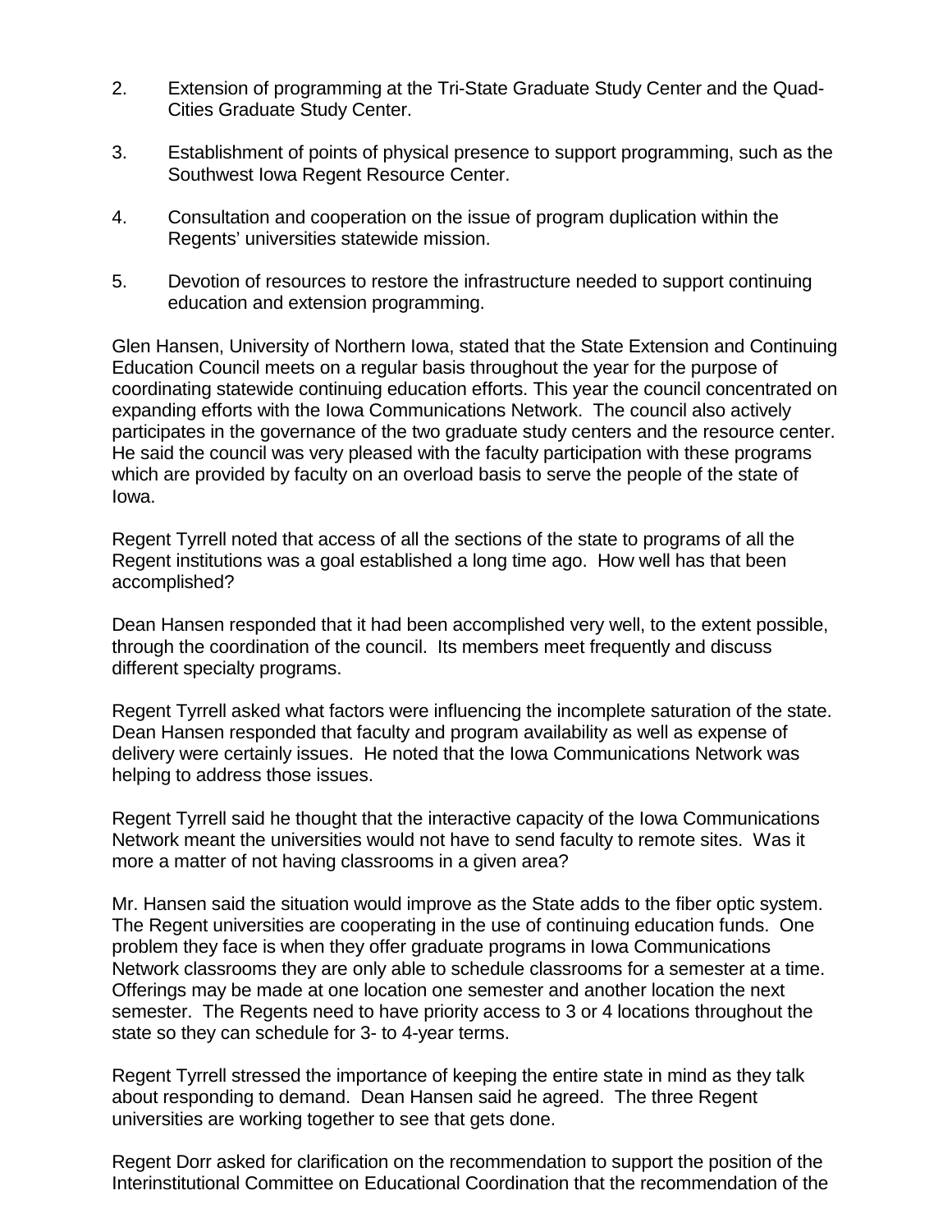2. Extension of programming at the Tri-State Graduate Study Center and the Quad-Cities Graduate Study Center.

3. Establishment of points of physical presence to support programming, such as the Southwest Iowa Regent Resource Center.

4. Consultation and cooperation on the issue of program duplication within the Regents' universities statewide mission.

5. Devotion of resources to restore the infrastructure needed to support continuing education and extension programming.

Glen Hansen, University of Northern Iowa, stated that the State Extension and Continuing Education Council meets on a regular basis throughout the year for the purpose of coordinating statewide continuing education efforts. This year the council concentrated on expanding efforts with the Iowa Communications Network. The council also actively participates in the governance of the two graduate study centers and the resource center. He said the council was very pleased with the faculty participation with these programs which are provided by faculty on an overload basis to serve the people of the state of Iowa.

Regent Tyrrell noted that access of all the sections of the state to programs of all the Regent institutions was a goal established a long time ago. How well has that been accomplished?

Dean Hansen responded that it had been accomplished very well, to the extent possible, through the coordination of the council. Its members meet frequently and discuss different specialty programs.

Regent Tyrrell asked what factors were influencing the incomplete saturation of the state. Dean Hansen responded that faculty and program availability as well as expense of delivery were certainly issues. He noted that the Iowa Communications Network was helping to address those issues.

Regent Tyrrell said he thought that the interactive capacity of the Iowa Communications Network meant the universities would not have to send faculty to remote sites. Was it more a matter of not having classrooms in a given area?

Mr. Hansen said the situation would improve as the State adds to the fiber optic system. The Regent universities are cooperating in the use of continuing education funds. One problem they face is when they offer graduate programs in Iowa Communications Network classrooms they are only able to schedule classrooms for a semester at a time. Offerings may be made at one location one semester and another location the next semester. The Regents need to have priority access to 3 or 4 locations throughout the state so they can schedule for 3- to 4-year terms.

Regent Tyrrell stressed the importance of keeping the entire state in mind as they talk about responding to demand. Dean Hansen said he agreed. The three Regent universities are working together to see that gets done.

Regent Dorr asked for clarification on the recommendation to support the position of the Interinstitutional Committee on Educational Coordination that the recommendation of the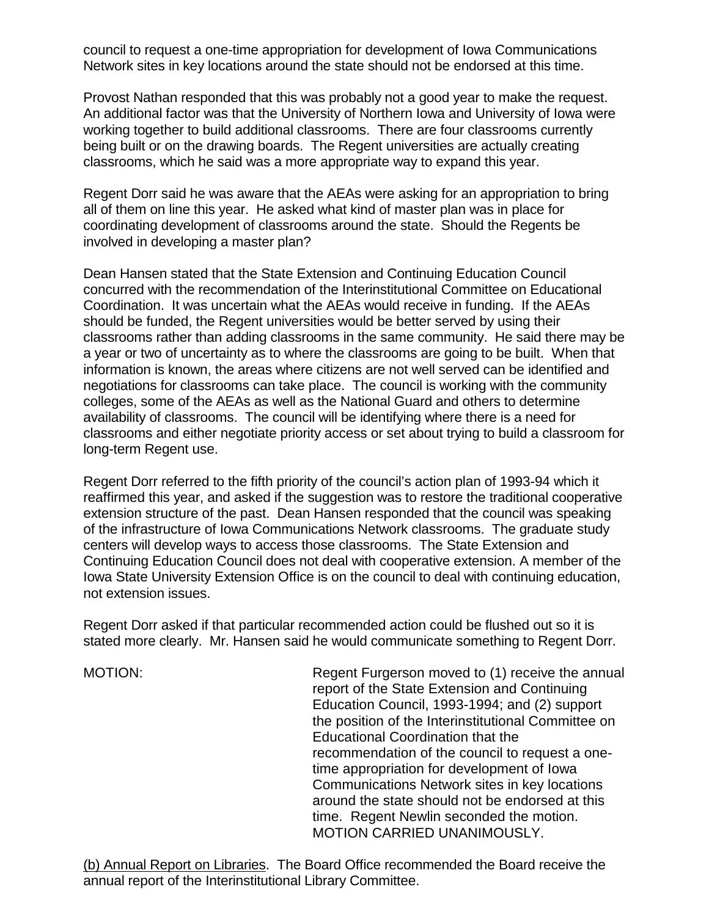council to request a one-time appropriation for development of Iowa Communications Network sites in key locations around the state should not be endorsed at this time.

Provost Nathan responded that this was probably not a good year to make the request. An additional factor was that the University of Northern Iowa and University of Iowa were working together to build additional classrooms. There are four classrooms currently being built or on the drawing boards. The Regent universities are actually creating classrooms, which he said was a more appropriate way to expand this year.

Regent Dorr said he was aware that the AEAs were asking for an appropriation to bring all of them on line this year. He asked what kind of master plan was in place for coordinating development of classrooms around the state. Should the Regents be involved in developing a master plan?

Dean Hansen stated that the State Extension and Continuing Education Council concurred with the recommendation of the Interinstitutional Committee on Educational Coordination. It was uncertain what the AEAs would receive in funding. If the AEAs should be funded, the Regent universities would be better served by using their classrooms rather than adding classrooms in the same community. He said there may be a year or two of uncertainty as to where the classrooms are going to be built. When that information is known, the areas where citizens are not well served can be identified and negotiations for classrooms can take place. The council is working with the community colleges, some of the AEAs as well as the National Guard and others to determine availability of classrooms. The council will be identifying where there is a need for classrooms and either negotiate priority access or set about trying to build a classroom for long-term Regent use.

Regent Dorr referred to the fifth priority of the council's action plan of 1993-94 which it reaffirmed this year, and asked if the suggestion was to restore the traditional cooperative extension structure of the past. Dean Hansen responded that the council was speaking of the infrastructure of Iowa Communications Network classrooms. The graduate study centers will develop ways to access those classrooms. The State Extension and Continuing Education Council does not deal with cooperative extension. A member of the Iowa State University Extension Office is on the council to deal with continuing education, not extension issues.

Regent Dorr asked if that particular recommended action could be flushed out so it is stated more clearly. Mr. Hansen said he would communicate something to Regent Dorr.

MOTION: Regent Furgerson moved to (1) receive the annual report of the State Extension and Continuing Education Council, 1993-1994; and (2) support the position of the Interinstitutional Committee on Educational Coordination that the recommendation of the council to request a one-time appropriation for development of Iowa Communications Network sites in key locations around the state should not be endorsed at this time. Regent Newlin seconded the motion. MOTION CARRIED UNANIMOUSLY.

<u>(b) Annual Report on Libraries</u>. The Board Office recommended the Board receive the annual report of the Interinstitutional Library Committee.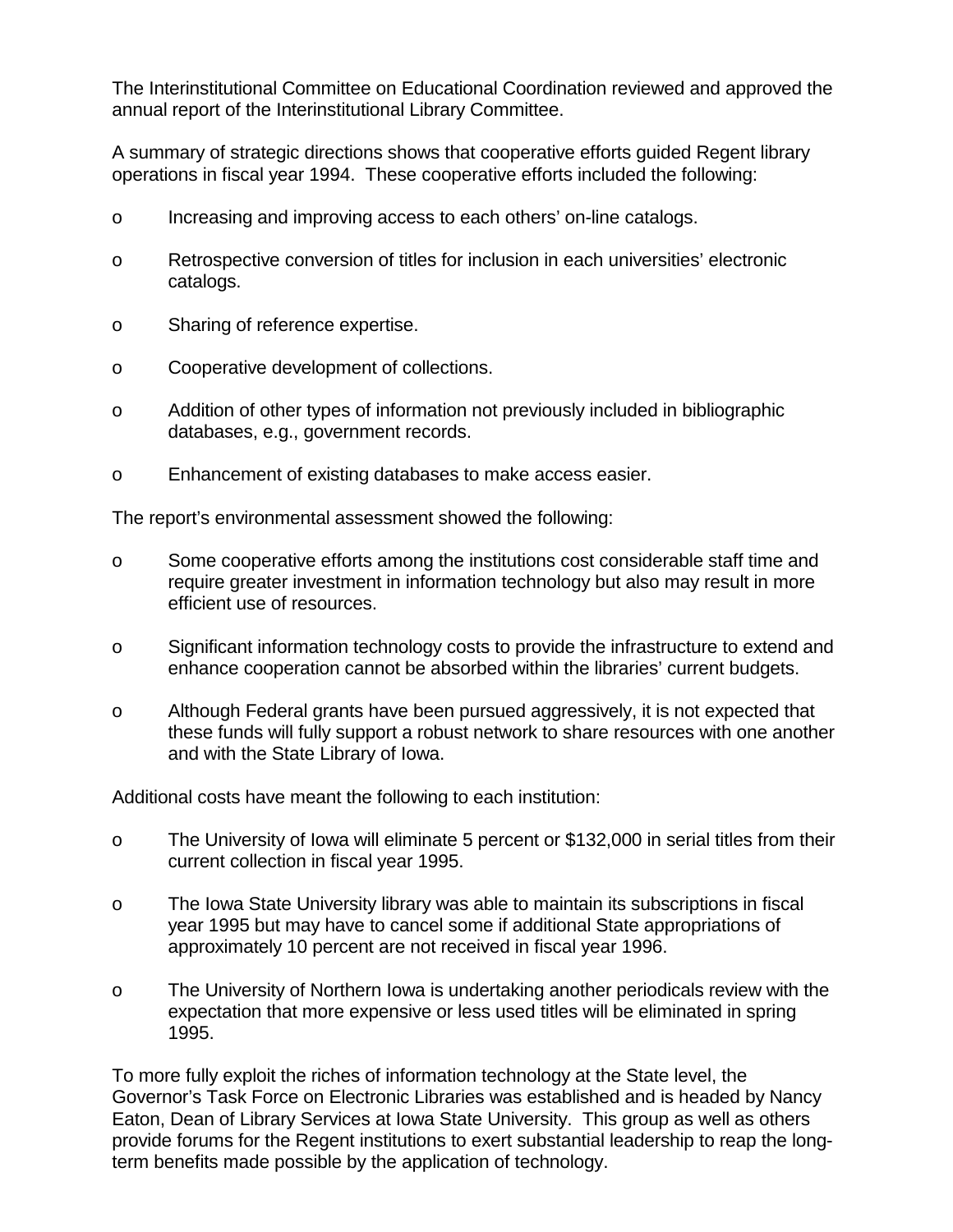The Interinstitutional Committee on Educational Coordination reviewed and approved the annual report of the Interinstitutional Library Committee.

A summary of strategic directions shows that cooperative efforts guided Regent library operations in fiscal year 1994. These cooperative efforts included the following:

- Increasing and improving access to each others' on-line catalogs.
- Retrospective conversion of titles for inclusion in each universities' electronic catalogs.
- Sharing of reference expertise.
- Cooperative development of collections.
- Addition of other types of information not previously included in bibliographic databases, e.g., government records.
- Enhancement of existing databases to make access easier.

The report's environmental assessment showed the following:

- Some cooperative efforts among the institutions cost considerable staff time and require greater investment in information technology but also may result in more efficient use of resources.
- Significant information technology costs to provide the infrastructure to extend and enhance cooperation cannot be absorbed within the libraries' current budgets.
- Although Federal grants have been pursued aggressively, it is not expected that these funds will fully support a robust network to share resources with one another and with the State Library of Iowa.

Additional costs have meant the following to each institution:

- The University of Iowa will eliminate 5 percent or $132,000 in serial titles from their current collection in fiscal year 1995.
- The Iowa State University library was able to maintain its subscriptions in fiscal year 1995 but may have to cancel some if additional State appropriations of approximately 10 percent are not received in fiscal year 1996.
- The University of Northern Iowa is undertaking another periodicals review with the expectation that more expensive or less used titles will be eliminated in spring 1995.

To more fully exploit the riches of information technology at the State level, the Governor's Task Force on Electronic Libraries was established and is headed by Nancy Eaton, Dean of Library Services at Iowa State University. This group as well as others provide forums for the Regent institutions to exert substantial leadership to reap the long-term benefits made possible by the application of technology.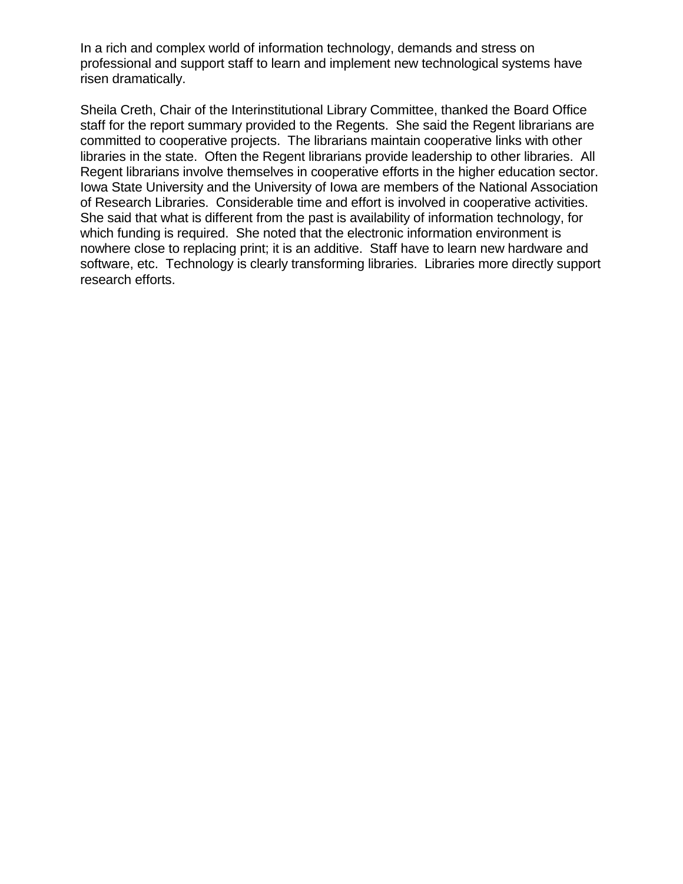In a rich and complex world of information technology, demands and stress on professional and support staff to learn and implement new technological systems have risen dramatically.

Sheila Creth, Chair of the Interinstitutional Library Committee, thanked the Board Office staff for the report summary provided to the Regents. She said the Regent librarians are committed to cooperative projects. The librarians maintain cooperative links with other libraries in the state. Often the Regent librarians provide leadership to other libraries. All Regent librarians involve themselves in cooperative efforts in the higher education sector. Iowa State University and the University of Iowa are members of the National Association of Research Libraries. Considerable time and effort is involved in cooperative activities. She said that what is different from the past is availability of information technology, for which funding is required. She noted that the electronic information environment is nowhere close to replacing print; it is an additive. Staff have to learn new hardware and software, etc. Technology is clearly transforming libraries. Libraries more directly support research efforts.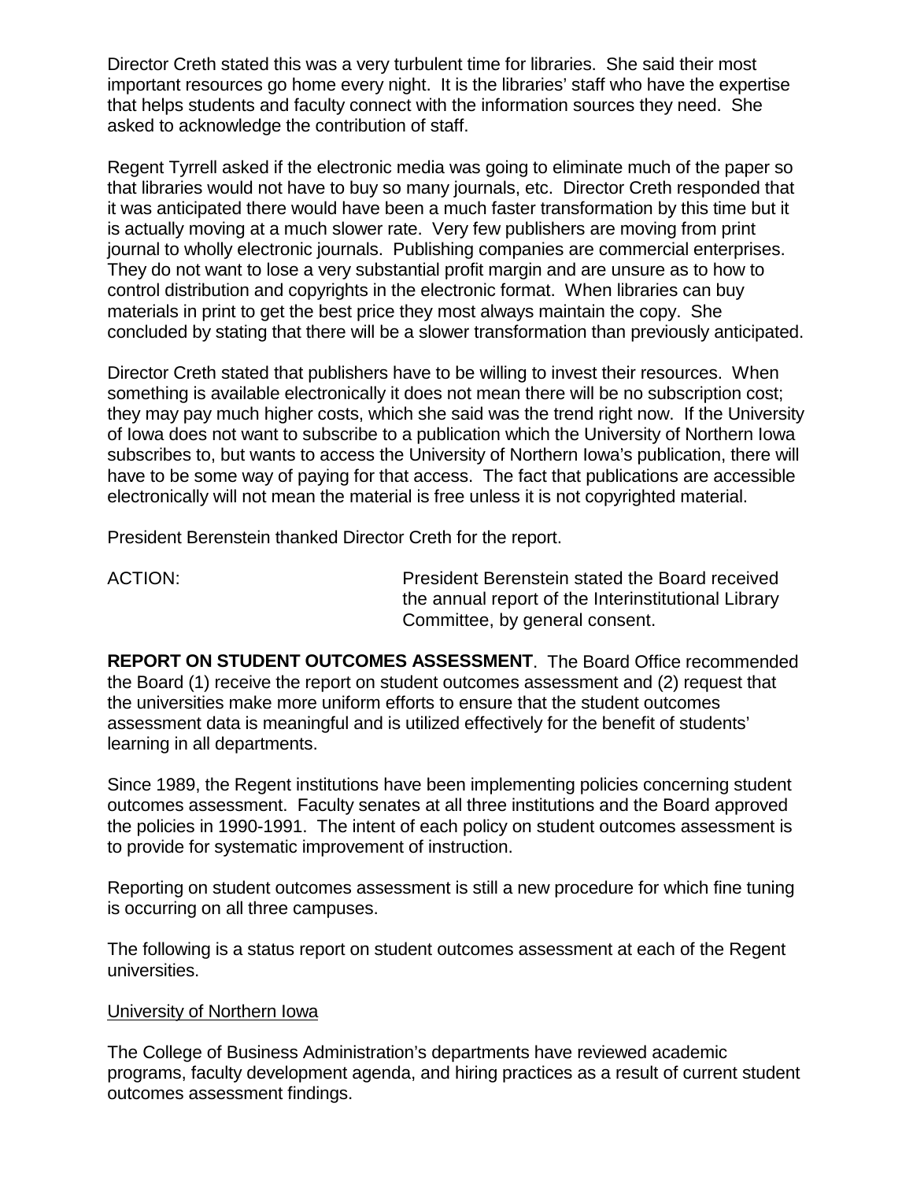Director Creth stated this was a very turbulent time for libraries. She said their most important resources go home every night. It is the libraries' staff who have the expertise that helps students and faculty connect with the information sources they need. She asked to acknowledge the contribution of staff.

Regent Tyrrell asked if the electronic media was going to eliminate much of the paper so that libraries would not have to buy so many journals, etc. Director Creth responded that it was anticipated there would have been a much faster transformation by this time but it is actually moving at a much slower rate. Very few publishers are moving from print journal to wholly electronic journals. Publishing companies are commercial enterprises. They do not want to lose a very substantial profit margin and are unsure as to how to control distribution and copyrights in the electronic format. When libraries can buy materials in print to get the best price they most always maintain the copy. She concluded by stating that there will be a slower transformation than previously anticipated.

Director Creth stated that publishers have to be willing to invest their resources. When something is available electronically it does not mean there will be no subscription cost; they may pay much higher costs, which she said was the trend right now. If the University of Iowa does not want to subscribe to a publication which the University of Northern Iowa subscribes to, but wants to access the University of Northern Iowa's publication, there will have to be some way of paying for that access. The fact that publications are accessible electronically will not mean the material is free unless it is not copyrighted material.

President Berenstein thanked Director Creth for the report.

ACTION: President Berenstein stated the Board received the annual report of the Interinstitutional Library Committee, by general consent.

**REPORT ON STUDENT OUTCOMES ASSESSMENT**. The Board Office recommended the Board (1) receive the report on student outcomes assessment and (2) request that the universities make more uniform efforts to ensure that the student outcomes assessment data is meaningful and is utilized effectively for the benefit of students' learning in all departments.

Since 1989, the Regent institutions have been implementing policies concerning student outcomes assessment. Faculty senates at all three institutions and the Board approved the policies in 1990-1991. The intent of each policy on student outcomes assessment is to provide for systematic improvement of instruction.

Reporting on student outcomes assessment is still a new procedure for which fine tuning is occurring on all three campuses.

The following is a status report on student outcomes assessment at each of the Regent universities.

University of Northern Iowa

The College of Business Administration's departments have reviewed academic programs, faculty development agenda, and hiring practices as a result of current student outcomes assessment findings.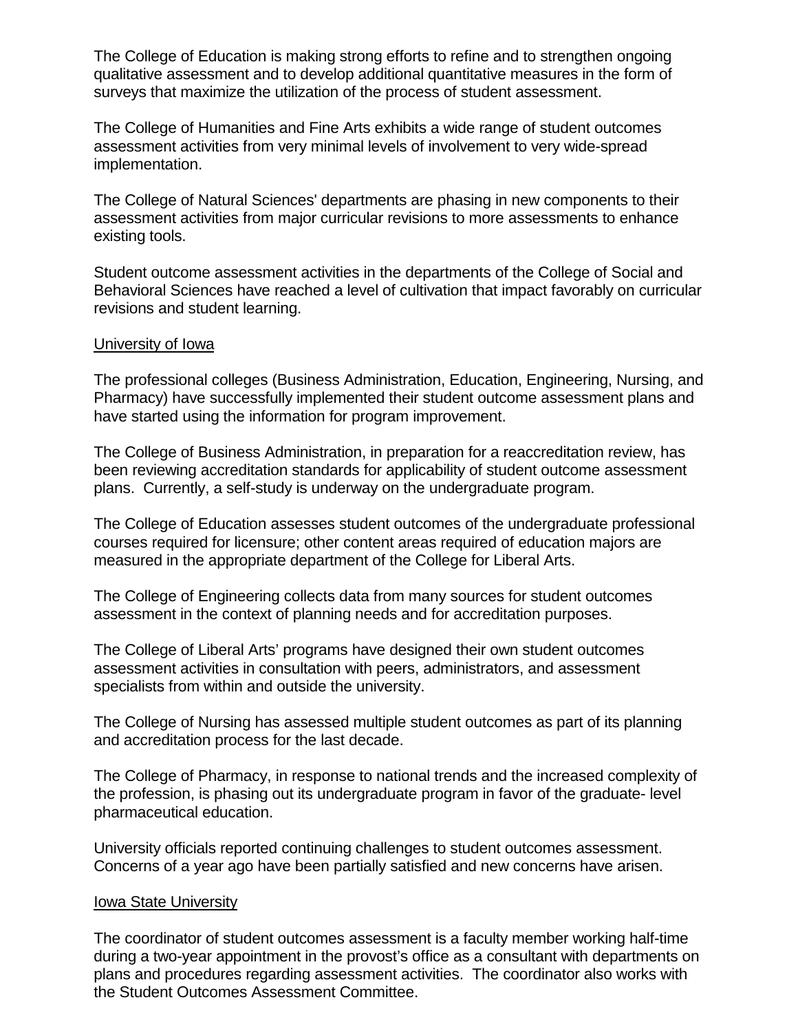The College of Education is making strong efforts to refine and to strengthen ongoing qualitative assessment and to develop additional quantitative measures in the form of surveys that maximize the utilization of the process of student assessment.

The College of Humanities and Fine Arts exhibits a wide range of student outcomes assessment activities from very minimal levels of involvement to very wide-spread implementation.

The College of Natural Sciences' departments are phasing in new components to their assessment activities from major curricular revisions to more assessments to enhance existing tools.

Student outcome assessment activities in the departments of the College of Social and Behavioral Sciences have reached a level of cultivation that impact favorably on curricular revisions and student learning.

<u>University of Iowa</u>

The professional colleges (Business Administration, Education, Engineering, Nursing, and Pharmacy) have successfully implemented their student outcome assessment plans and have started using the information for program improvement.

The College of Business Administration, in preparation for a reaccreditation review, has been reviewing accreditation standards for applicability of student outcome assessment plans. Currently, a self-study is underway on the undergraduate program.

The College of Education assesses student outcomes of the undergraduate professional courses required for licensure; other content areas required of education majors are measured in the appropriate department of the College for Liberal Arts.

The College of Engineering collects data from many sources for student outcomes assessment in the context of planning needs and for accreditation purposes.

The College of Liberal Arts' programs have designed their own student outcomes assessment activities in consultation with peers, administrators, and assessment specialists from within and outside the university.

The College of Nursing has assessed multiple student outcomes as part of its planning and accreditation process for the last decade.

The College of Pharmacy, in response to national trends and the increased complexity of the profession, is phasing out its undergraduate program in favor of the graduate- level pharmaceutical education.

University officials reported continuing challenges to student outcomes assessment. Concerns of a year ago have been partially satisfied and new concerns have arisen.

<u>Iowa State University</u>

The coordinator of student outcomes assessment is a faculty member working half-time during a two-year appointment in the provost's office as a consultant with departments on plans and procedures regarding assessment activities. The coordinator also works with the Student Outcomes Assessment Committee.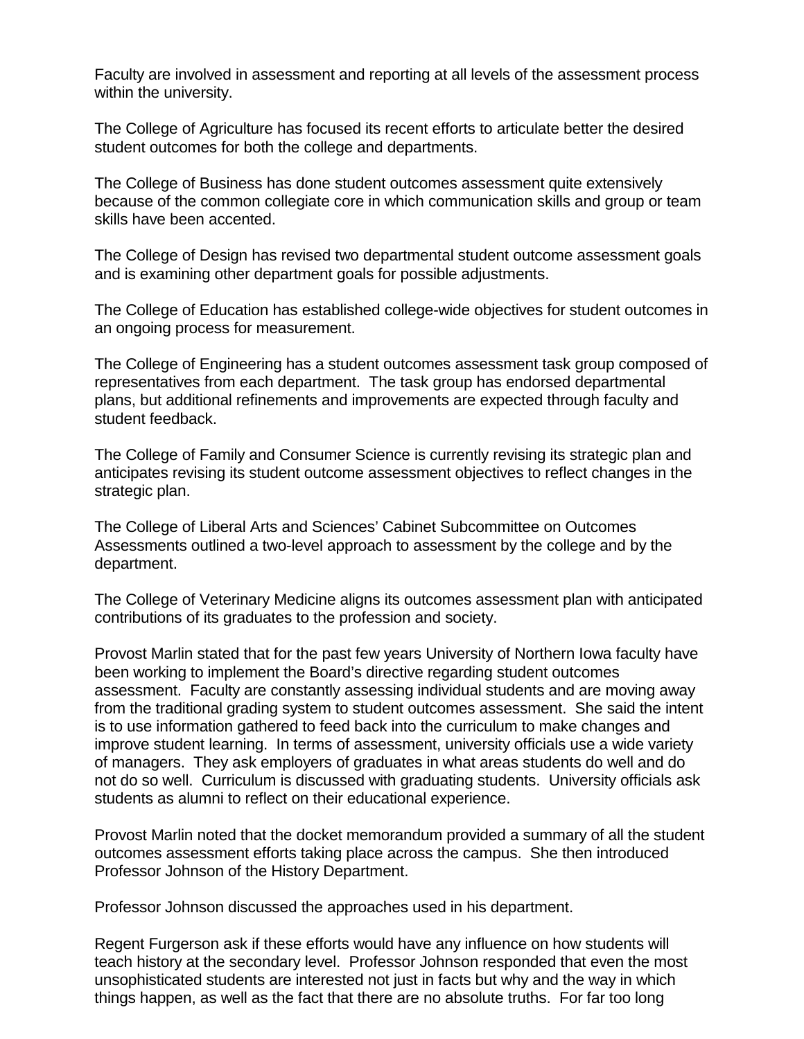Faculty are involved in assessment and reporting at all levels of the assessment process within the university.

The College of Agriculture has focused its recent efforts to articulate better the desired student outcomes for both the college and departments.

The College of Business has done student outcomes assessment quite extensively because of the common collegiate core in which communication skills and group or team skills have been accented.

The College of Design has revised two departmental student outcome assessment goals and is examining other department goals for possible adjustments.

The College of Education has established college-wide objectives for student outcomes in an ongoing process for measurement.

The College of Engineering has a student outcomes assessment task group composed of representatives from each department. The task group has endorsed departmental plans, but additional refinements and improvements are expected through faculty and student feedback.

The College of Family and Consumer Science is currently revising its strategic plan and anticipates revising its student outcome assessment objectives to reflect changes in the strategic plan.

The College of Liberal Arts and Sciences' Cabinet Subcommittee on Outcomes Assessments outlined a two-level approach to assessment by the college and by the department.

The College of Veterinary Medicine aligns its outcomes assessment plan with anticipated contributions of its graduates to the profession and society.

Provost Marlin stated that for the past few years University of Northern Iowa faculty have been working to implement the Board's directive regarding student outcomes assessment. Faculty are constantly assessing individual students and are moving away from the traditional grading system to student outcomes assessment. She said the intent is to use information gathered to feed back into the curriculum to make changes and improve student learning. In terms of assessment, university officials use a wide variety of managers. They ask employers of graduates in what areas students do well and do not do so well. Curriculum is discussed with graduating students. University officials ask students as alumni to reflect on their educational experience.

Provost Marlin noted that the docket memorandum provided a summary of all the student outcomes assessment efforts taking place across the campus. She then introduced Professor Johnson of the History Department.

Professor Johnson discussed the approaches used in his department.

Regent Furgerson ask if these efforts would have any influence on how students will teach history at the secondary level. Professor Johnson responded that even the most unsophisticated students are interested not just in facts but why and the way in which things happen, as well as the fact that there are no absolute truths. For far too long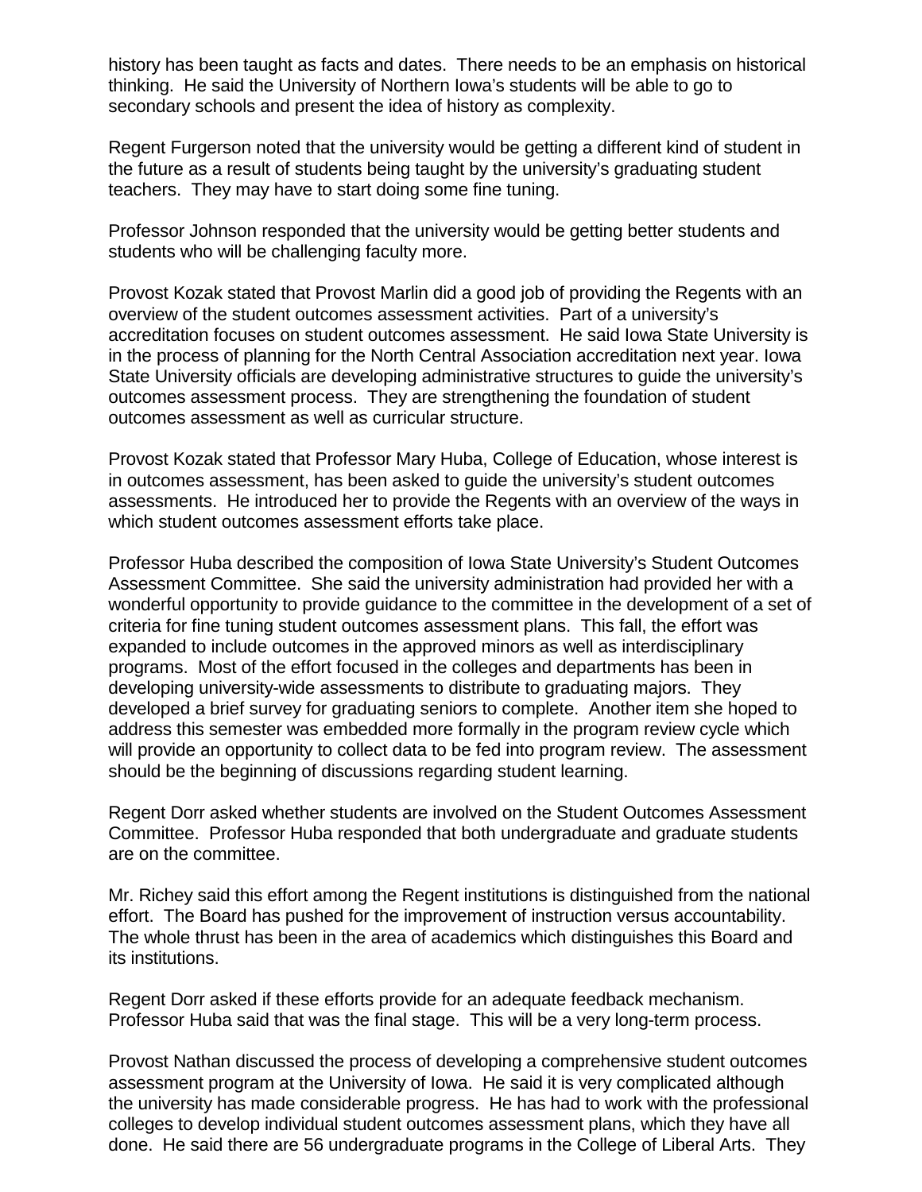history has been taught as facts and dates. There needs to be an emphasis on historical thinking. He said the University of Northern Iowa's students will be able to go to secondary schools and present the idea of history as complexity.

Regent Furgerson noted that the university would be getting a different kind of student in the future as a result of students being taught by the university's graduating student teachers. They may have to start doing some fine tuning.

Professor Johnson responded that the university would be getting better students and students who will be challenging faculty more.

Provost Kozak stated that Provost Marlin did a good job of providing the Regents with an overview of the student outcomes assessment activities. Part of a university's accreditation focuses on student outcomes assessment. He said Iowa State University is in the process of planning for the North Central Association accreditation next year. Iowa State University officials are developing administrative structures to guide the university's outcomes assessment process. They are strengthening the foundation of student outcomes assessment as well as curricular structure.

Provost Kozak stated that Professor Mary Huba, College of Education, whose interest is in outcomes assessment, has been asked to guide the university's student outcomes assessments. He introduced her to provide the Regents with an overview of the ways in which student outcomes assessment efforts take place.

Professor Huba described the composition of Iowa State University's Student Outcomes Assessment Committee. She said the university administration had provided her with a wonderful opportunity to provide guidance to the committee in the development of a set of criteria for fine tuning student outcomes assessment plans. This fall, the effort was expanded to include outcomes in the approved minors as well as interdisciplinary programs. Most of the effort focused in the colleges and departments has been in developing university-wide assessments to distribute to graduating majors. They developed a brief survey for graduating seniors to complete. Another item she hoped to address this semester was embedded more formally in the program review cycle which will provide an opportunity to collect data to be fed into program review. The assessment should be the beginning of discussions regarding student learning.

Regent Dorr asked whether students are involved on the Student Outcomes Assessment Committee. Professor Huba responded that both undergraduate and graduate students are on the committee.

Mr. Richey said this effort among the Regent institutions is distinguished from the national effort. The Board has pushed for the improvement of instruction versus accountability. The whole thrust has been in the area of academics which distinguishes this Board and its institutions.

Regent Dorr asked if these efforts provide for an adequate feedback mechanism. Professor Huba said that was the final stage. This will be a very long-term process.

Provost Nathan discussed the process of developing a comprehensive student outcomes assessment program at the University of Iowa. He said it is very complicated although the university has made considerable progress. He has had to work with the professional colleges to develop individual student outcomes assessment plans, which they have all done. He said there are 56 undergraduate programs in the College of Liberal Arts. They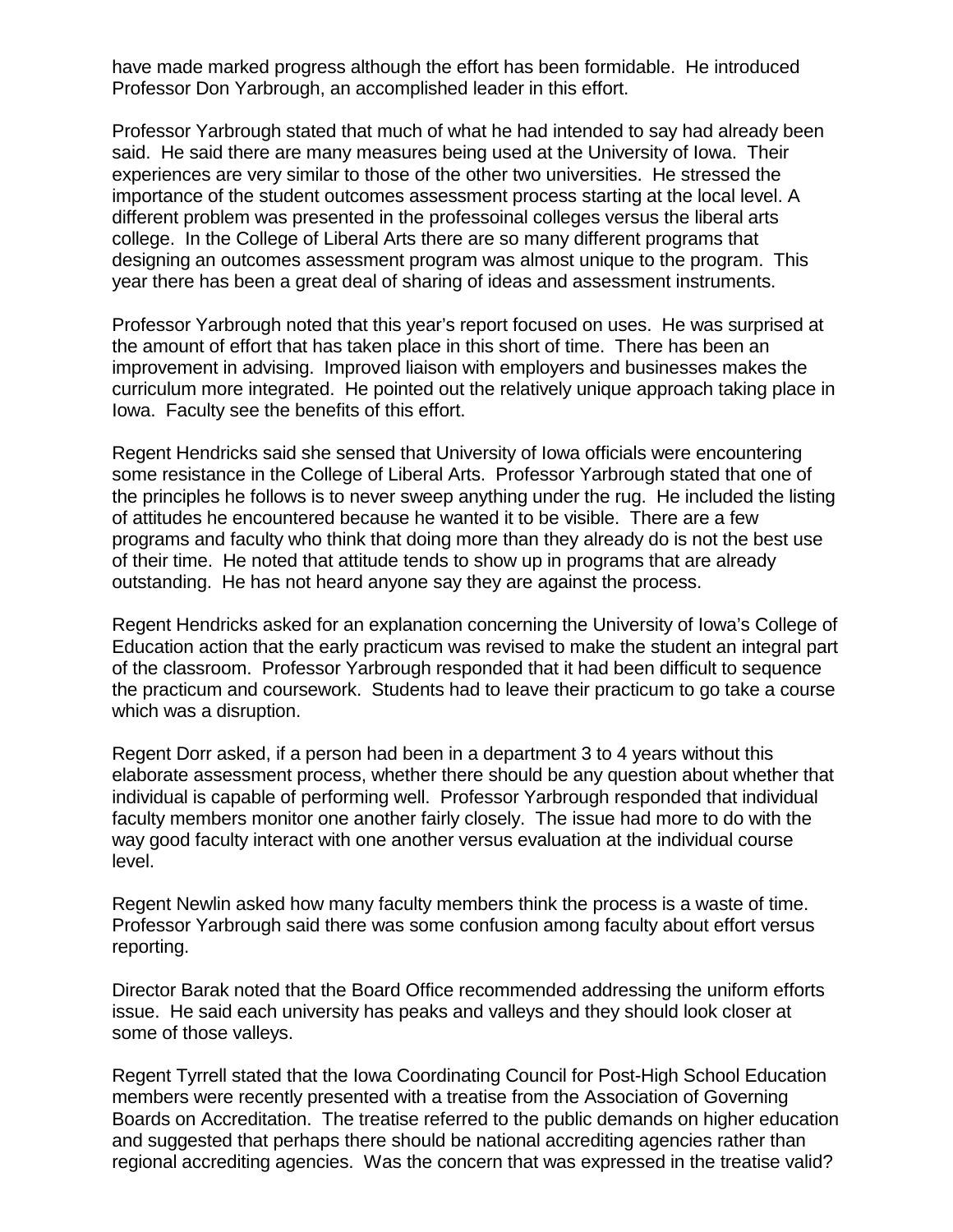have made marked progress although the effort has been formidable. He introduced Professor Don Yarbrough, an accomplished leader in this effort.

Professor Yarbrough stated that much of what he had intended to say had already been said. He said there are many measures being used at the University of Iowa. Their experiences are very similar to those of the other two universities. He stressed the importance of the student outcomes assessment process starting at the local level. A different problem was presented in the professoinal colleges versus the liberal arts college. In the College of Liberal Arts there are so many different programs that designing an outcomes assessment program was almost unique to the program. This year there has been a great deal of sharing of ideas and assessment instruments.

Professor Yarbrough noted that this year's report focused on uses. He was surprised at the amount of effort that has taken place in this short of time. There has been an improvement in advising. Improved liaison with employers and businesses makes the curriculum more integrated. He pointed out the relatively unique approach taking place in Iowa. Faculty see the benefits of this effort.

Regent Hendricks said she sensed that University of Iowa officials were encountering some resistance in the College of Liberal Arts. Professor Yarbrough stated that one of the principles he follows is to never sweep anything under the rug. He included the listing of attitudes he encountered because he wanted it to be visible. There are a few programs and faculty who think that doing more than they already do is not the best use of their time. He noted that attitude tends to show up in programs that are already outstanding. He has not heard anyone say they are against the process.

Regent Hendricks asked for an explanation concerning the University of Iowa's College of Education action that the early practicum was revised to make the student an integral part of the classroom. Professor Yarbrough responded that it had been difficult to sequence the practicum and coursework. Students had to leave their practicum to go take a course which was a disruption.

Regent Dorr asked, if a person had been in a department 3 to 4 years without this elaborate assessment process, whether there should be any question about whether that individual is capable of performing well. Professor Yarbrough responded that individual faculty members monitor one another fairly closely. The issue had more to do with the way good faculty interact with one another versus evaluation at the individual course level.

Regent Newlin asked how many faculty members think the process is a waste of time. Professor Yarbrough said there was some confusion among faculty about effort versus reporting.

Director Barak noted that the Board Office recommended addressing the uniform efforts issue. He said each university has peaks and valleys and they should look closer at some of those valleys.

Regent Tyrrell stated that the Iowa Coordinating Council for Post-High School Education members were recently presented with a treatise from the Association of Governing Boards on Accreditation. The treatise referred to the public demands on higher education and suggested that perhaps there should be national accrediting agencies rather than regional accrediting agencies. Was the concern that was expressed in the treatise valid?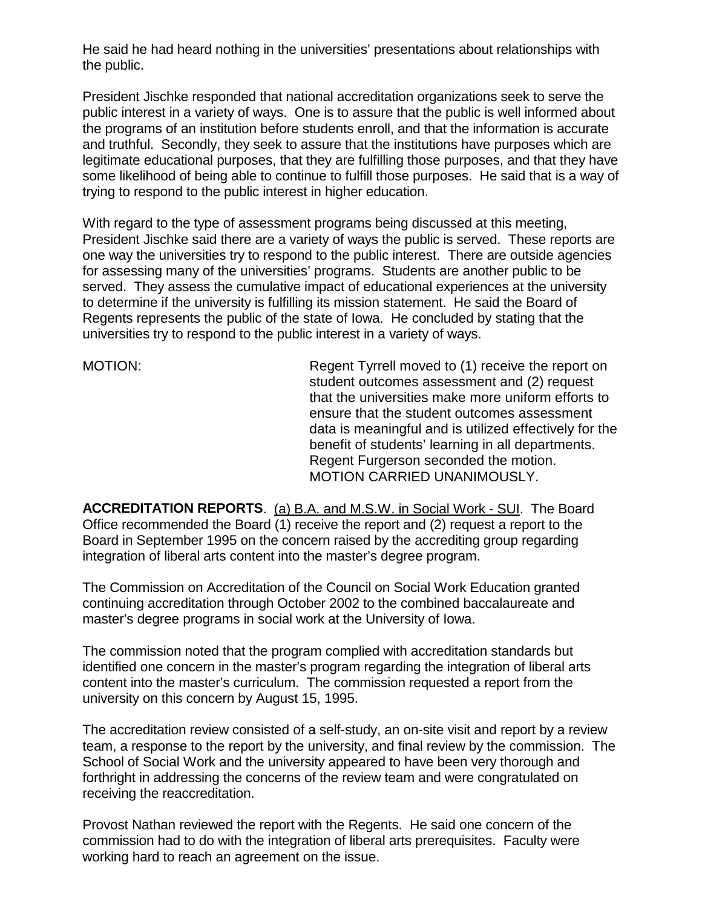He said he had heard nothing in the universities' presentations about relationships with the public.

President Jischke responded that national accreditation organizations seek to serve the public interest in a variety of ways. One is to assure that the public is well informed about the programs of an institution before students enroll, and that the information is accurate and truthful. Secondly, they seek to assure that the institutions have purposes which are legitimate educational purposes, that they are fulfilling those purposes, and that they have some likelihood of being able to continue to fulfill those purposes. He said that is a way of trying to respond to the public interest in higher education.

With regard to the type of assessment programs being discussed at this meeting, President Jischke said there are a variety of ways the public is served. These reports are one way the universities try to respond to the public interest. There are outside agencies for assessing many of the universities' programs. Students are another public to be served. They assess the cumulative impact of educational experiences at the university to determine if the university is fulfilling its mission statement. He said the Board of Regents represents the public of the state of Iowa. He concluded by stating that the universities try to respond to the public interest in a variety of ways.

MOTION: Regent Tyrrell moved to (1) receive the report on student outcomes assessment and (2) request that the universities make more uniform efforts to ensure that the student outcomes assessment data is meaningful and is utilized effectively for the benefit of students' learning in all departments. Regent Furgerson seconded the motion. MOTION CARRIED UNANIMOUSLY.

**ACCREDITATION REPORTS**. (a) B.A. and M.S.W. in Social Work - SUI. The Board Office recommended the Board (1) receive the report and (2) request a report to the Board in September 1995 on the concern raised by the accrediting group regarding integration of liberal arts content into the master's degree program.

The Commission on Accreditation of the Council on Social Work Education granted continuing accreditation through October 2002 to the combined baccalaureate and master's degree programs in social work at the University of Iowa.

The commission noted that the program complied with accreditation standards but identified one concern in the master's program regarding the integration of liberal arts content into the master's curriculum. The commission requested a report from the university on this concern by August 15, 1995.

The accreditation review consisted of a self-study, an on-site visit and report by a review team, a response to the report by the university, and final review by the commission. The School of Social Work and the university appeared to have been very thorough and forthright in addressing the concerns of the review team and were congratulated on receiving the reaccreditation.

Provost Nathan reviewed the report with the Regents. He said one concern of the commission had to do with the integration of liberal arts prerequisites. Faculty were working hard to reach an agreement on the issue.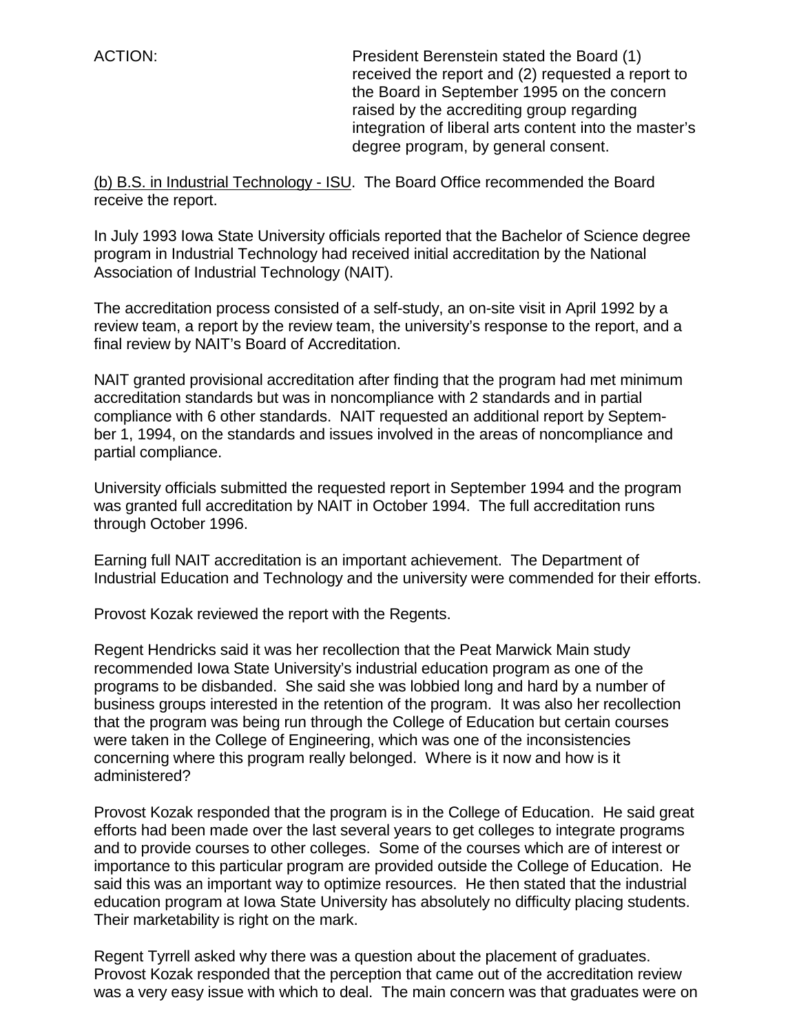ACTION: President Berenstein stated the Board (1) received the report and (2) requested a report to the Board in September 1995 on the concern raised by the accrediting group regarding integration of liberal arts content into the master's degree program, by general consent.

(b) B.S. in Industrial Technology - ISU. The Board Office recommended the Board receive the report.

In July 1993 Iowa State University officials reported that the Bachelor of Science degree program in Industrial Technology had received initial accreditation by the National Association of Industrial Technology (NAIT).

The accreditation process consisted of a self-study, an on-site visit in April 1992 by a review team, a report by the review team, the university's response to the report, and a final review by NAIT's Board of Accreditation.

NAIT granted provisional accreditation after finding that the program had met minimum accreditation standards but was in noncompliance with 2 standards and in partial compliance with 6 other standards. NAIT requested an additional report by September 1, 1994, on the standards and issues involved in the areas of noncompliance and partial compliance.

University officials submitted the requested report in September 1994 and the program was granted full accreditation by NAIT in October 1994. The full accreditation runs through October 1996.

Earning full NAIT accreditation is an important achievement. The Department of Industrial Education and Technology and the university were commended for their efforts.

Provost Kozak reviewed the report with the Regents.

Regent Hendricks said it was her recollection that the Peat Marwick Main study recommended Iowa State University's industrial education program as one of the programs to be disbanded. She said she was lobbied long and hard by a number of business groups interested in the retention of the program. It was also her recollection that the program was being run through the College of Education but certain courses were taken in the College of Engineering, which was one of the inconsistencies concerning where this program really belonged. Where is it now and how is it administered?

Provost Kozak responded that the program is in the College of Education. He said great efforts had been made over the last several years to get colleges to integrate programs and to provide courses to other colleges. Some of the courses which are of interest or importance to this particular program are provided outside the College of Education. He said this was an important way to optimize resources. He then stated that the industrial education program at Iowa State University has absolutely no difficulty placing students. Their marketability is right on the mark.

Regent Tyrrell asked why there was a question about the placement of graduates. Provost Kozak responded that the perception that came out of the accreditation review was a very easy issue with which to deal. The main concern was that graduates were on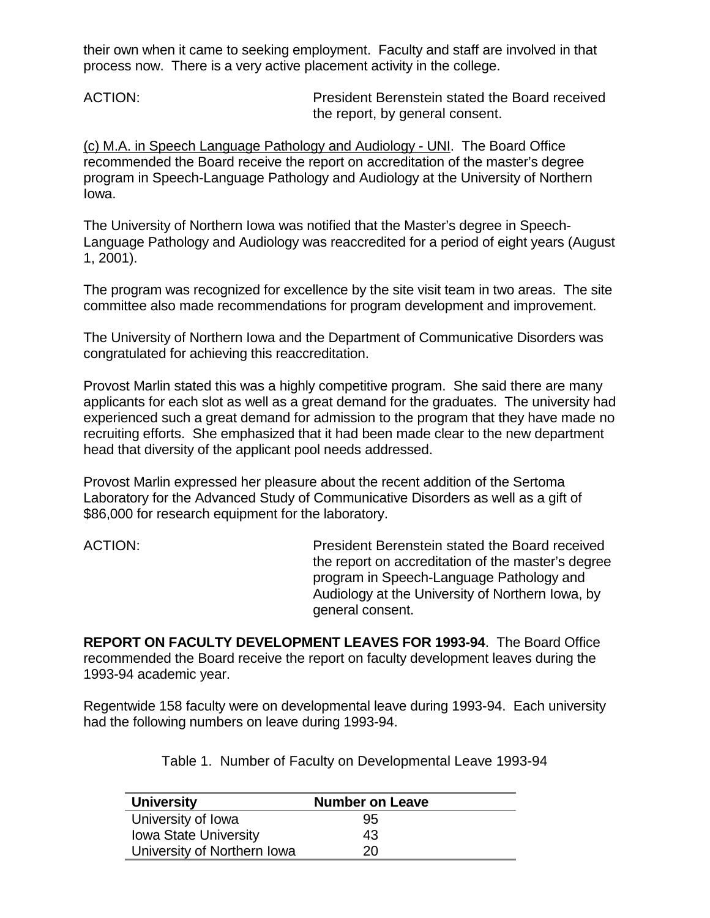their own when it came to seeking employment. Faculty and staff are involved in that process now. There is a very active placement activity in the college.

ACTION: President Berenstein stated the Board received the report, by general consent.

(c) M.A. in Speech Language Pathology and Audiology - UNI. The Board Office recommended the Board receive the report on accreditation of the master's degree program in Speech-Language Pathology and Audiology at the University of Northern Iowa.

The University of Northern Iowa was notified that the Master's degree in Speech-Language Pathology and Audiology was reaccredited for a period of eight years (August 1, 2001).

The program was recognized for excellence by the site visit team in two areas. The site committee also made recommendations for program development and improvement.

The University of Northern Iowa and the Department of Communicative Disorders was congratulated for achieving this reaccreditation.

Provost Marlin stated this was a highly competitive program. She said there are many applicants for each slot as well as a great demand for the graduates. The university had experienced such a great demand for admission to the program that they have made no recruiting efforts. She emphasized that it had been made clear to the new department head that diversity of the applicant pool needs addressed.

Provost Marlin expressed her pleasure about the recent addition of the Sertoma Laboratory for the Advanced Study of Communicative Disorders as well as a gift of $86,000 for research equipment for the laboratory.

ACTION: President Berenstein stated the Board received the report on accreditation of the master's degree program in Speech-Language Pathology and Audiology at the University of Northern Iowa, by general consent.

**REPORT ON FACULTY DEVELOPMENT LEAVES FOR 1993-94**. The Board Office recommended the Board receive the report on faculty development leaves during the 1993-94 academic year.

Regentwide 158 faculty were on developmental leave during 1993-94. Each university had the following numbers on leave during 1993-94.

Table 1. Number of Faculty on Developmental Leave 1993-94

| University | Number on Leave |
|---|---|
| University of Iowa | 95 |
| Iowa State University | 43 |
| University of Northern Iowa | 20 |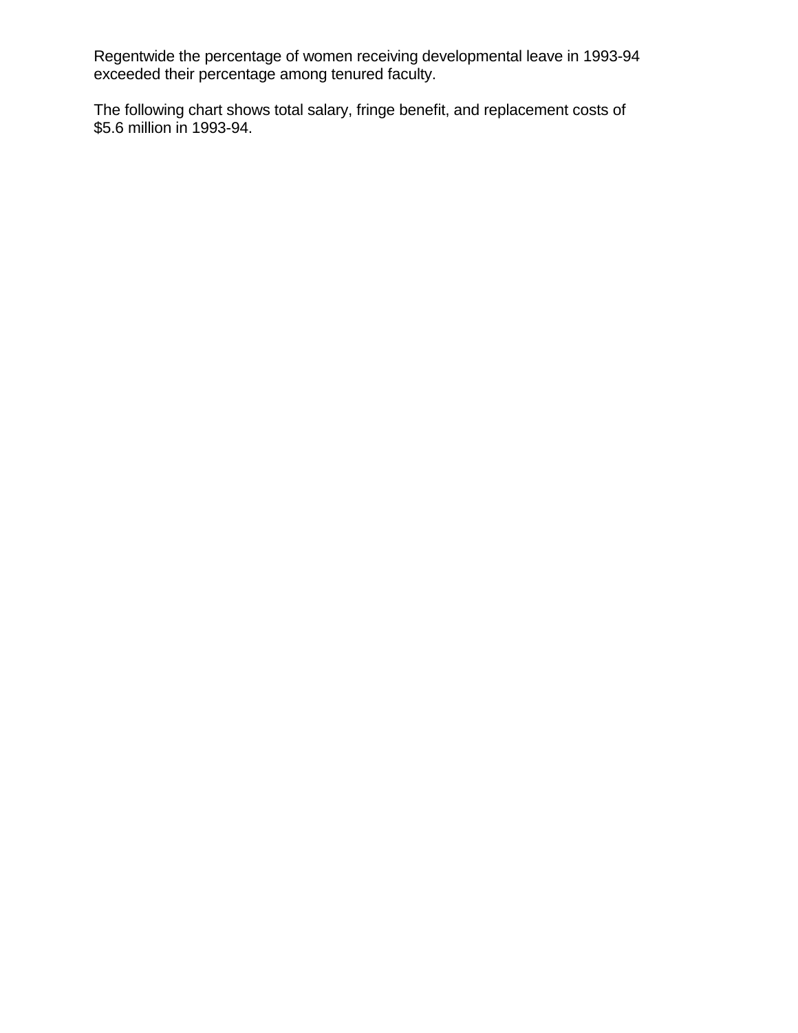Regentwide the percentage of women receiving developmental leave in 1993-94 exceeded their percentage among tenured faculty.

The following chart shows total salary, fringe benefit, and replacement costs of $5.6 million in 1993-94.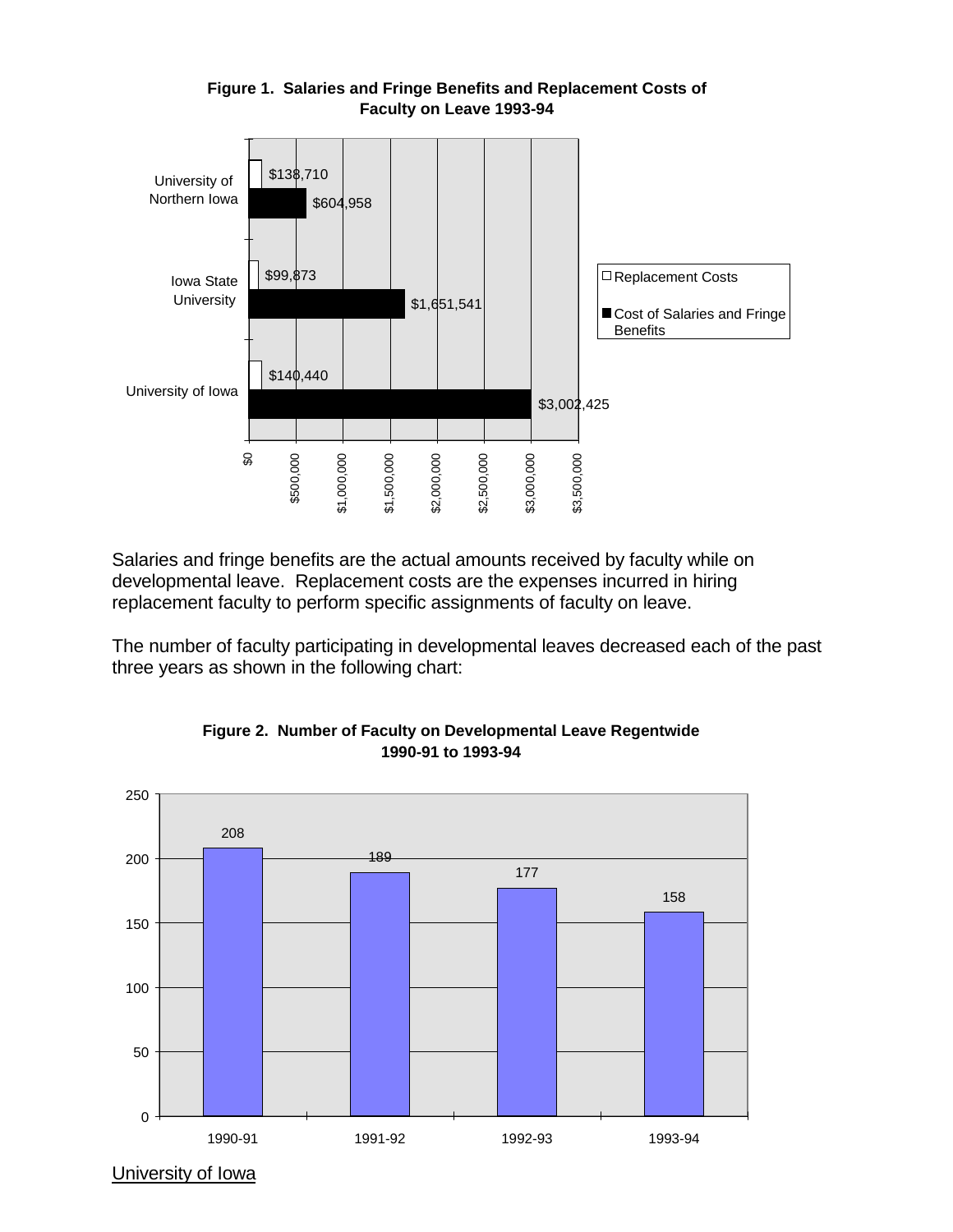**Figure 1. Salaries and Fringe Benefits and Replacement Costs of Faculty on Leave 1993-94**

| Institution | Replacement Costs | Cost of Salaries and Fringe Benefits |
|---|---|---|
| University of Northern Iowa | $138,710 | $604,958 |
| Iowa State University | $99,873 | $1,651,541 |
| University of Iowa | $140,440 | $3,002,425 |

Salaries and fringe benefits are the actual amounts received by faculty while on developmental leave. Replacement costs are the expenses incurred in hiring replacement faculty to perform specific assignments of faculty on leave.

The number of faculty participating in developmental leaves decreased each of the past three years as shown in the following chart:

**Figure 2. Number of Faculty on Developmental Leave Regentwide 1990-91 to 1993-94**

| Year | Number of Faculty |
|---|---|
| 1990-91 | 208 |
| 1991-92 | 189 |
| 1992-93 | 177 |
| 1993-94 | 158 |

University of Iowa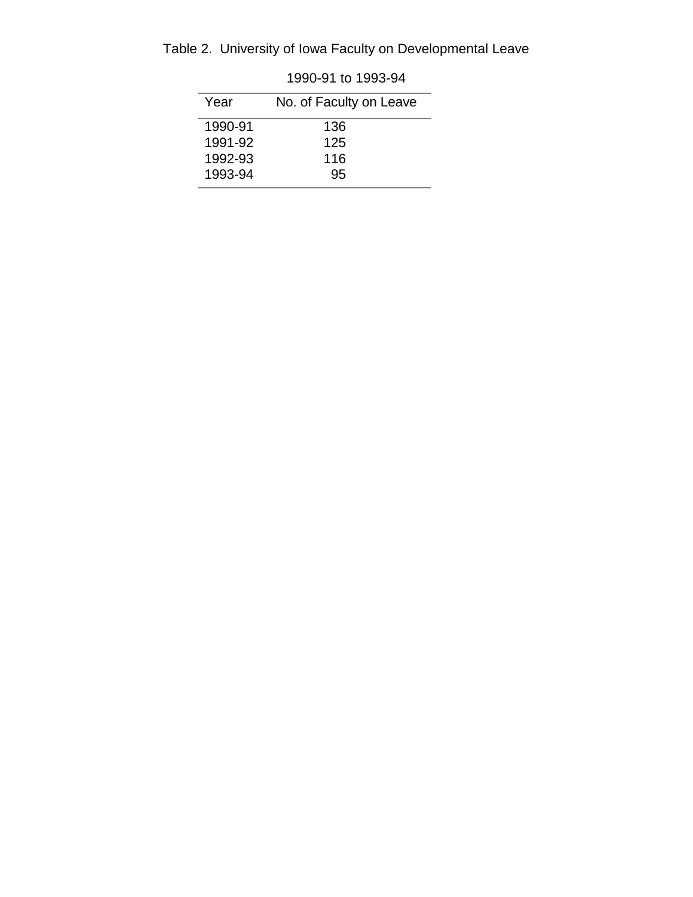Table 2. University of Iowa Faculty on Developmental Leave

1990-91 to 1993-94

| Year | No. of Faculty on Leave |
|---|---|
| 1990-91 | 136 |
| 1991-92 | 125 |
| 1992-93 | 116 |
| 1993-94 | 95 |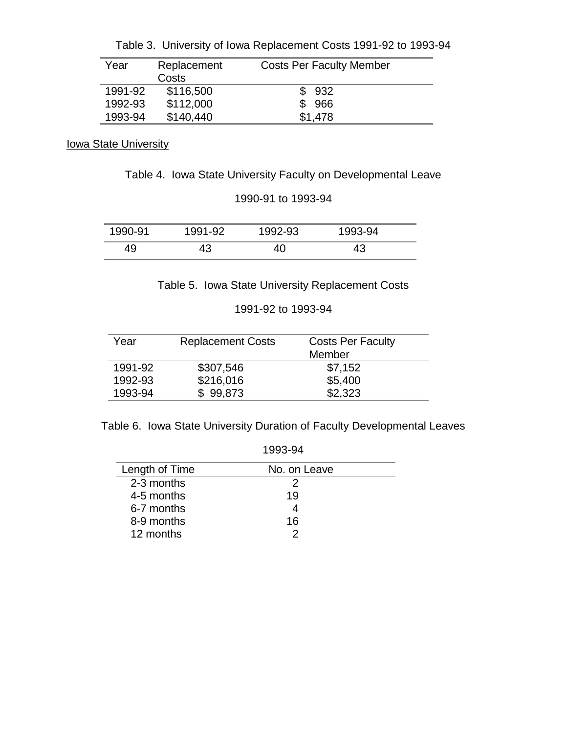Table 3. University of Iowa Replacement Costs 1991-92 to 1993-94

| Year | Replacement Costs | Costs Per Faculty Member |
|---|---|---|
| 1991-92 | $116,500 | $ 932 |
| 1992-93 | $112,000 | $ 966 |
| 1993-94 | $140,440 | $1,478 |

Iowa State University

Table 4. Iowa State University Faculty on Developmental Leave

1990-91 to 1993-94

| 1990-91 | 1991-92 | 1992-93 | 1993-94 |
|---|---|---|---|
| 49 | 43 | 40 | 43 |

Table 5. Iowa State University Replacement Costs

1991-92 to 1993-94

| Year | Replacement Costs | Costs Per Faculty Member |
|---|---|---|
| 1991-92 | $307,546 | $7,152 |
| 1992-93 | $216,016 | $5,400 |
| 1993-94 | $ 99,873 | $2,323 |

Table 6. Iowa State University Duration of Faculty Developmental Leaves

1993-94

| Length of Time | No. on Leave |
|---|---|
| 2-3 months | 2 |
| 4-5 months | 19 |
| 6-7 months | 4 |
| 8-9 months | 16 |
| 12 months | 2 |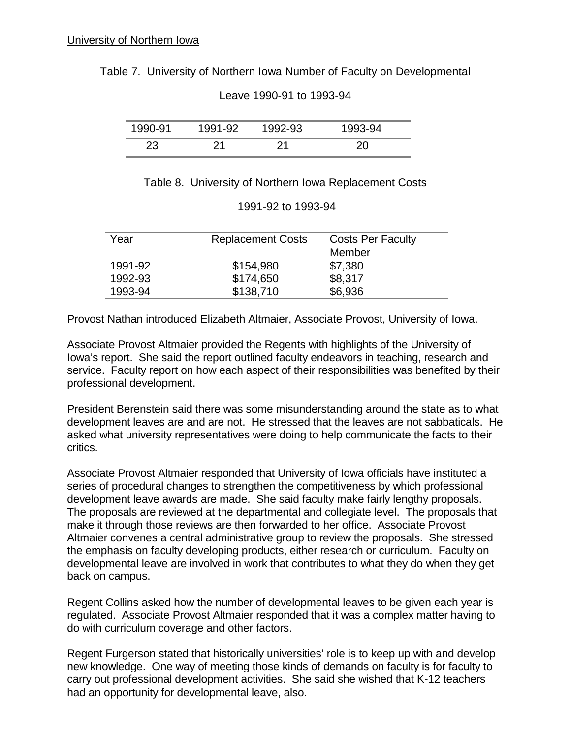University of Northern Iowa

Table 7. University of Northern Iowa Number of Faculty on Developmental Leave 1990-91 to 1993-94

| 1990-91 | 1991-92 | 1992-93 | 1993-94 |
|---|---|---|---|
| 23 | 21 | 21 | 20 |

Table 8. University of Northern Iowa Replacement Costs 1991-92 to 1993-94

| Year | Replacement Costs | Costs Per Faculty Member |
|---|---|---|
| 1991-92 | $154,980 | $7,380 |
| 1992-93 | $174,650 | $8,317 |
| 1993-94 | $138,710 | $6,936 |

Provost Nathan introduced Elizabeth Altmaier, Associate Provost, University of Iowa.

Associate Provost Altmaier provided the Regents with highlights of the University of Iowa's report. She said the report outlined faculty endeavors in teaching, research and service. Faculty report on how each aspect of their responsibilities was benefited by their professional development.

President Berenstein said there was some misunderstanding around the state as to what development leaves are and are not. He stressed that the leaves are not sabbaticals. He asked what university representatives were doing to help communicate the facts to their critics.

Associate Provost Altmaier responded that University of Iowa officials have instituted a series of procedural changes to strengthen the competitiveness by which professional development leave awards are made. She said faculty make fairly lengthy proposals. The proposals are reviewed at the departmental and collegiate level. The proposals that make it through those reviews are then forwarded to her office. Associate Provost Altmaier convenes a central administrative group to review the proposals. She stressed the emphasis on faculty developing products, either research or curriculum. Faculty on developmental leave are involved in work that contributes to what they do when they get back on campus.

Regent Collins asked how the number of developmental leaves to be given each year is regulated. Associate Provost Altmaier responded that it was a complex matter having to do with curriculum coverage and other factors.

Regent Furgerson stated that historically universities' role is to keep up with and develop new knowledge. One way of meeting those kinds of demands on faculty is for faculty to carry out professional development activities. She said she wished that K-12 teachers had an opportunity for developmental leave, also.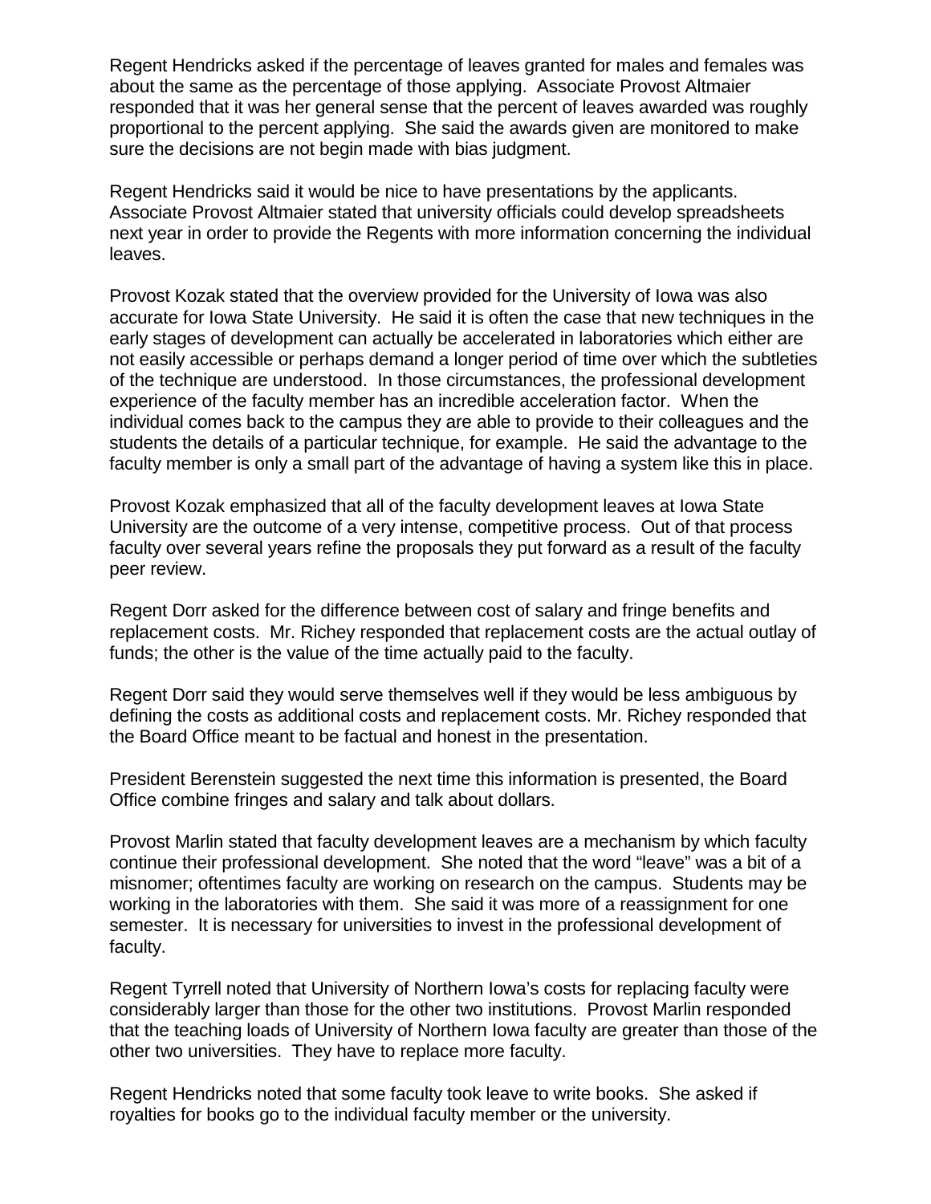Regent Hendricks asked if the percentage of leaves granted for males and females was about the same as the percentage of those applying. Associate Provost Altmaier responded that it was her general sense that the percent of leaves awarded was roughly proportional to the percent applying. She said the awards given are monitored to make sure the decisions are not begin made with bias judgment.

Regent Hendricks said it would be nice to have presentations by the applicants. Associate Provost Altmaier stated that university officials could develop spreadsheets next year in order to provide the Regents with more information concerning the individual leaves.

Provost Kozak stated that the overview provided for the University of Iowa was also accurate for Iowa State University. He said it is often the case that new techniques in the early stages of development can actually be accelerated in laboratories which either are not easily accessible or perhaps demand a longer period of time over which the subtleties of the technique are understood. In those circumstances, the professional development experience of the faculty member has an incredible acceleration factor. When the individual comes back to the campus they are able to provide to their colleagues and the students the details of a particular technique, for example. He said the advantage to the faculty member is only a small part of the advantage of having a system like this in place.

Provost Kozak emphasized that all of the faculty development leaves at Iowa State University are the outcome of a very intense, competitive process. Out of that process faculty over several years refine the proposals they put forward as a result of the faculty peer review.

Regent Dorr asked for the difference between cost of salary and fringe benefits and replacement costs. Mr. Richey responded that replacement costs are the actual outlay of funds; the other is the value of the time actually paid to the faculty.

Regent Dorr said they would serve themselves well if they would be less ambiguous by defining the costs as additional costs and replacement costs. Mr. Richey responded that the Board Office meant to be factual and honest in the presentation.

President Berenstein suggested the next time this information is presented, the Board Office combine fringes and salary and talk about dollars.

Provost Marlin stated that faculty development leaves are a mechanism by which faculty continue their professional development. She noted that the word "leave" was a bit of a misnomer; oftentimes faculty are working on research on the campus. Students may be working in the laboratories with them. She said it was more of a reassignment for one semester. It is necessary for universities to invest in the professional development of faculty.

Regent Tyrrell noted that University of Northern Iowa's costs for replacing faculty were considerably larger than those for the other two institutions. Provost Marlin responded that the teaching loads of University of Northern Iowa faculty are greater than those of the other two universities. They have to replace more faculty.

Regent Hendricks noted that some faculty took leave to write books. She asked if royalties for books go to the individual faculty member or the university.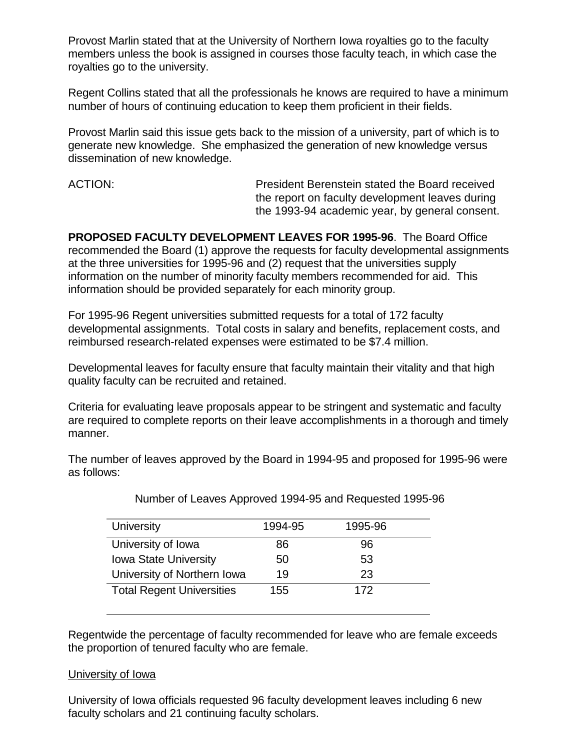Provost Marlin stated that at the University of Northern Iowa royalties go to the faculty members unless the book is assigned in courses those faculty teach, in which case the royalties go to the university.

Regent Collins stated that all the professionals he knows are required to have a minimum number of hours of continuing education to keep them proficient in their fields.

Provost Marlin said this issue gets back to the mission of a university, part of which is to generate new knowledge. She emphasized the generation of new knowledge versus dissemination of new knowledge.

ACTION: President Berenstein stated the Board received the report on faculty development leaves during the 1993-94 academic year, by general consent.

**PROPOSED FACULTY DEVELOPMENT LEAVES FOR 1995-96**. The Board Office recommended the Board (1) approve the requests for faculty developmental assignments at the three universities for 1995-96 and (2) request that the universities supply information on the number of minority faculty members recommended for aid. This information should be provided separately for each minority group.

For 1995-96 Regent universities submitted requests for a total of 172 faculty developmental assignments. Total costs in salary and benefits, replacement costs, and reimbursed research-related expenses were estimated to be $7.4 million.

Developmental leaves for faculty ensure that faculty maintain their vitality and that high quality faculty can be recruited and retained.

Criteria for evaluating leave proposals appear to be stringent and systematic and faculty are required to complete reports on their leave accomplishments in a thorough and timely manner.

The number of leaves approved by the Board in 1994-95 and proposed for 1995-96 were as follows:

Number of Leaves Approved 1994-95 and Requested 1995-96

| University | 1994-95 | 1995-96 |
|---|---|---|
| University of Iowa | 86 | 96 |
| Iowa State University | 50 | 53 |
| University of Northern Iowa | 19 | 23 |
| Total Regent Universities | 155 | 172 |

Regentwide the percentage of faculty recommended for leave who are female exceeds the proportion of tenured faculty who are female.

<u>University of Iowa</u>

University of Iowa officials requested 96 faculty development leaves including 6 new faculty scholars and 21 continuing faculty scholars.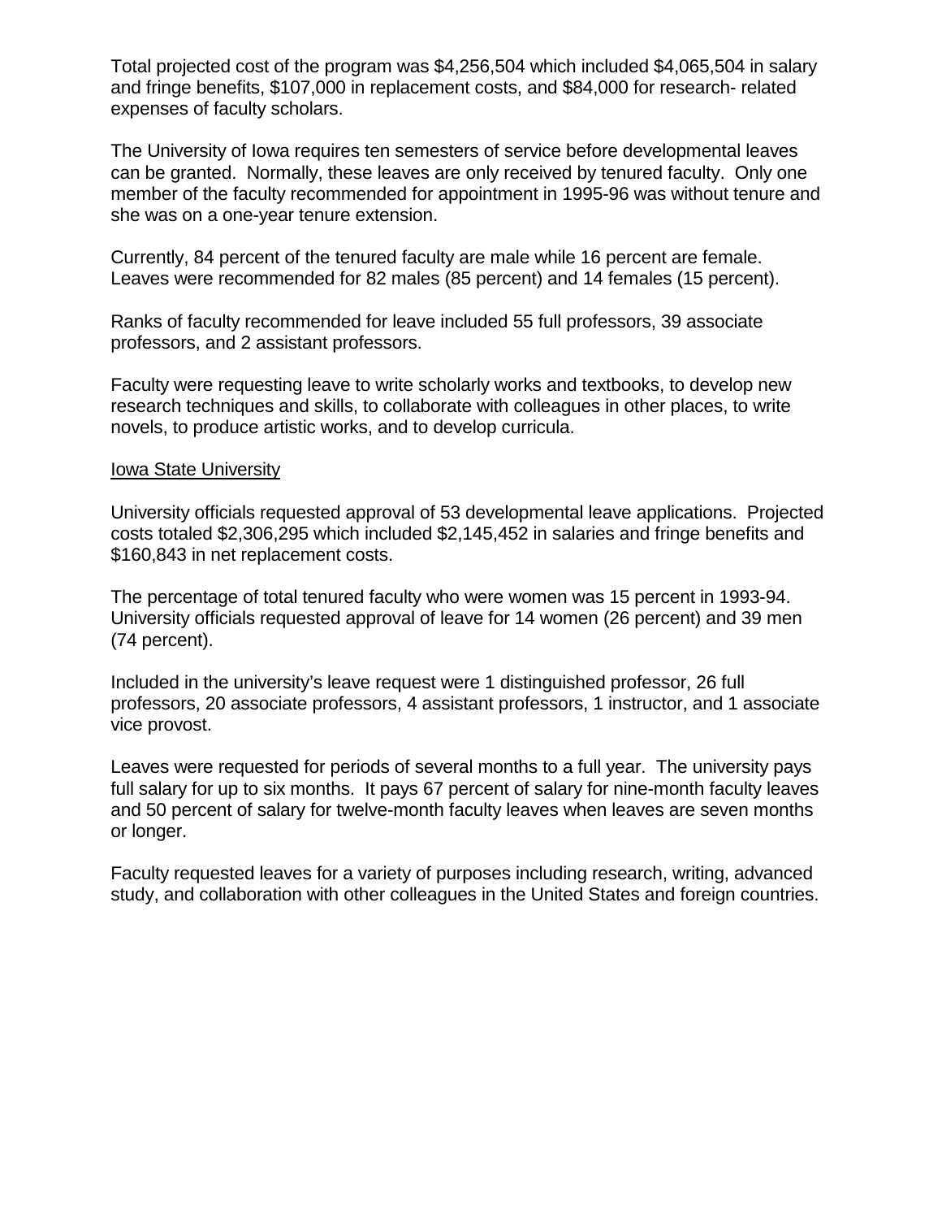Total projected cost of the program was $4,256,504 which included $4,065,504 in salary and fringe benefits, $107,000 in replacement costs, and $84,000 for research- related expenses of faculty scholars.

The University of Iowa requires ten semesters of service before developmental leaves can be granted. Normally, these leaves are only received by tenured faculty. Only one member of the faculty recommended for appointment in 1995-96 was without tenure and she was on a one-year tenure extension.

Currently, 84 percent of the tenured faculty are male while 16 percent are female. Leaves were recommended for 82 males (85 percent) and 14 females (15 percent).

Ranks of faculty recommended for leave included 55 full professors, 39 associate professors, and 2 assistant professors.

Faculty were requesting leave to write scholarly works and textbooks, to develop new research techniques and skills, to collaborate with colleagues in other places, to write novels, to produce artistic works, and to develop curricula.

<u>Iowa State University</u>

University officials requested approval of 53 developmental leave applications. Projected costs totaled $2,306,295 which included $2,145,452 in salaries and fringe benefits and $160,843 in net replacement costs.

The percentage of total tenured faculty who were women was 15 percent in 1993-94. University officials requested approval of leave for 14 women (26 percent) and 39 men (74 percent).

Included in the university's leave request were 1 distinguished professor, 26 full professors, 20 associate professors, 4 assistant professors, 1 instructor, and 1 associate vice provost.

Leaves were requested for periods of several months to a full year. The university pays full salary for up to six months. It pays 67 percent of salary for nine-month faculty leaves and 50 percent of salary for twelve-month faculty leaves when leaves are seven months or longer.

Faculty requested leaves for a variety of purposes including research, writing, advanced study, and collaboration with other colleagues in the United States and foreign countries.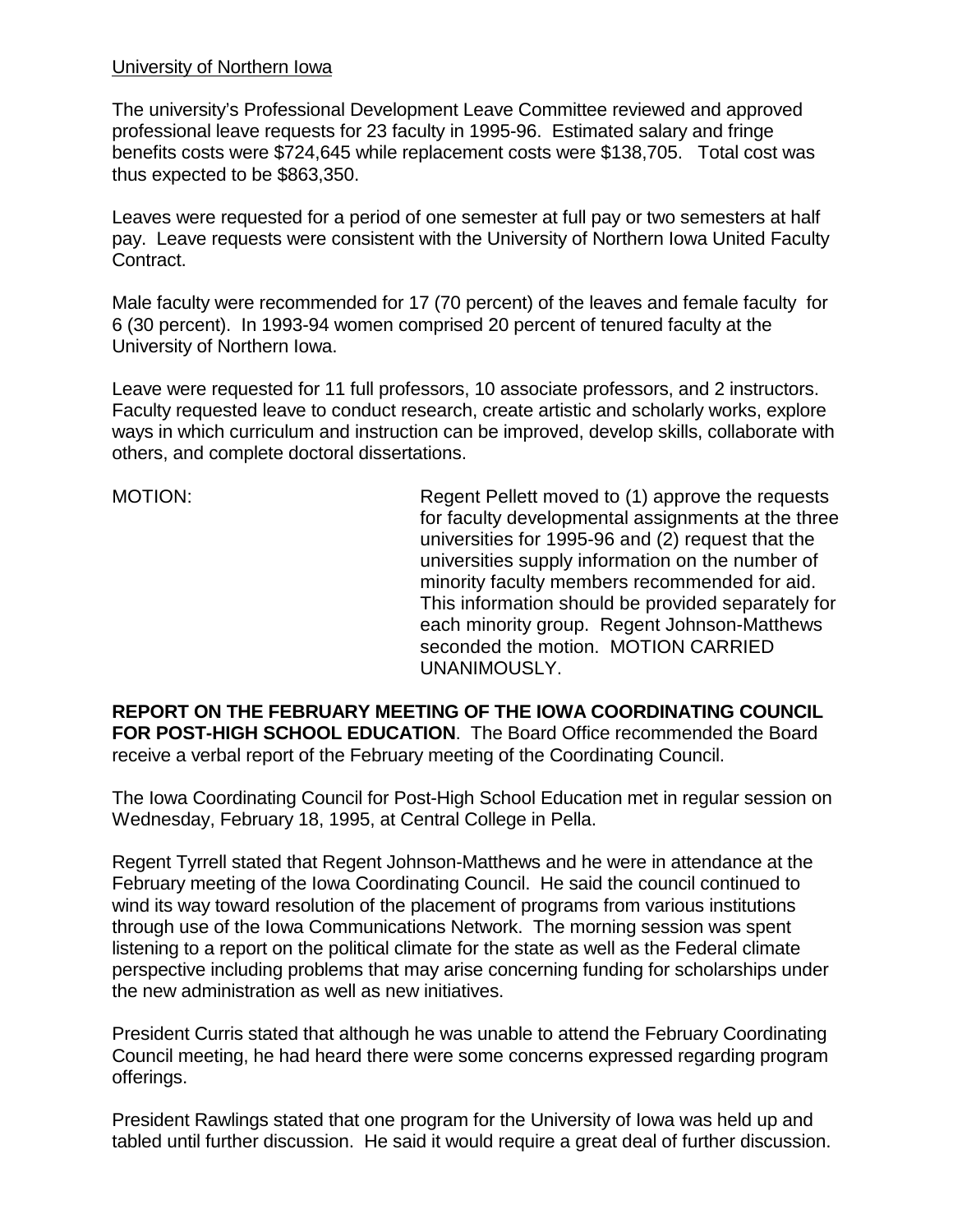University of Northern Iowa

The university's Professional Development Leave Committee reviewed and approved professional leave requests for 23 faculty in 1995-96. Estimated salary and fringe benefits costs were $724,645 while replacement costs were $138,705. Total cost was thus expected to be $863,350.

Leaves were requested for a period of one semester at full pay or two semesters at half pay. Leave requests were consistent with the University of Northern Iowa United Faculty Contract.

Male faculty were recommended for 17 (70 percent) of the leaves and female faculty for 6 (30 percent). In 1993-94 women comprised 20 percent of tenured faculty at the University of Northern Iowa.

Leave were requested for 11 full professors, 10 associate professors, and 2 instructors. Faculty requested leave to conduct research, create artistic and scholarly works, explore ways in which curriculum and instruction can be improved, develop skills, collaborate with others, and complete doctoral dissertations.

MOTION: Regent Pellett moved to (1) approve the requests for faculty developmental assignments at the three universities for 1995-96 and (2) request that the universities supply information on the number of minority faculty members recommended for aid. This information should be provided separately for each minority group. Regent Johnson-Matthews seconded the motion. MOTION CARRIED UNANIMOUSLY.

**REPORT ON THE FEBRUARY MEETING OF THE IOWA COORDINATING COUNCIL FOR POST-HIGH SCHOOL EDUCATION**. The Board Office recommended the Board receive a verbal report of the February meeting of the Coordinating Council.

The Iowa Coordinating Council for Post-High School Education met in regular session on Wednesday, February 18, 1995, at Central College in Pella.

Regent Tyrrell stated that Regent Johnson-Matthews and he were in attendance at the February meeting of the Iowa Coordinating Council. He said the council continued to wind its way toward resolution of the placement of programs from various institutions through use of the Iowa Communications Network. The morning session was spent listening to a report on the political climate for the state as well as the Federal climate perspective including problems that may arise concerning funding for scholarships under the new administration as well as new initiatives.

President Curris stated that although he was unable to attend the February Coordinating Council meeting, he had heard there were some concerns expressed regarding program offerings.

President Rawlings stated that one program for the University of Iowa was held up and tabled until further discussion. He said it would require a great deal of further discussion.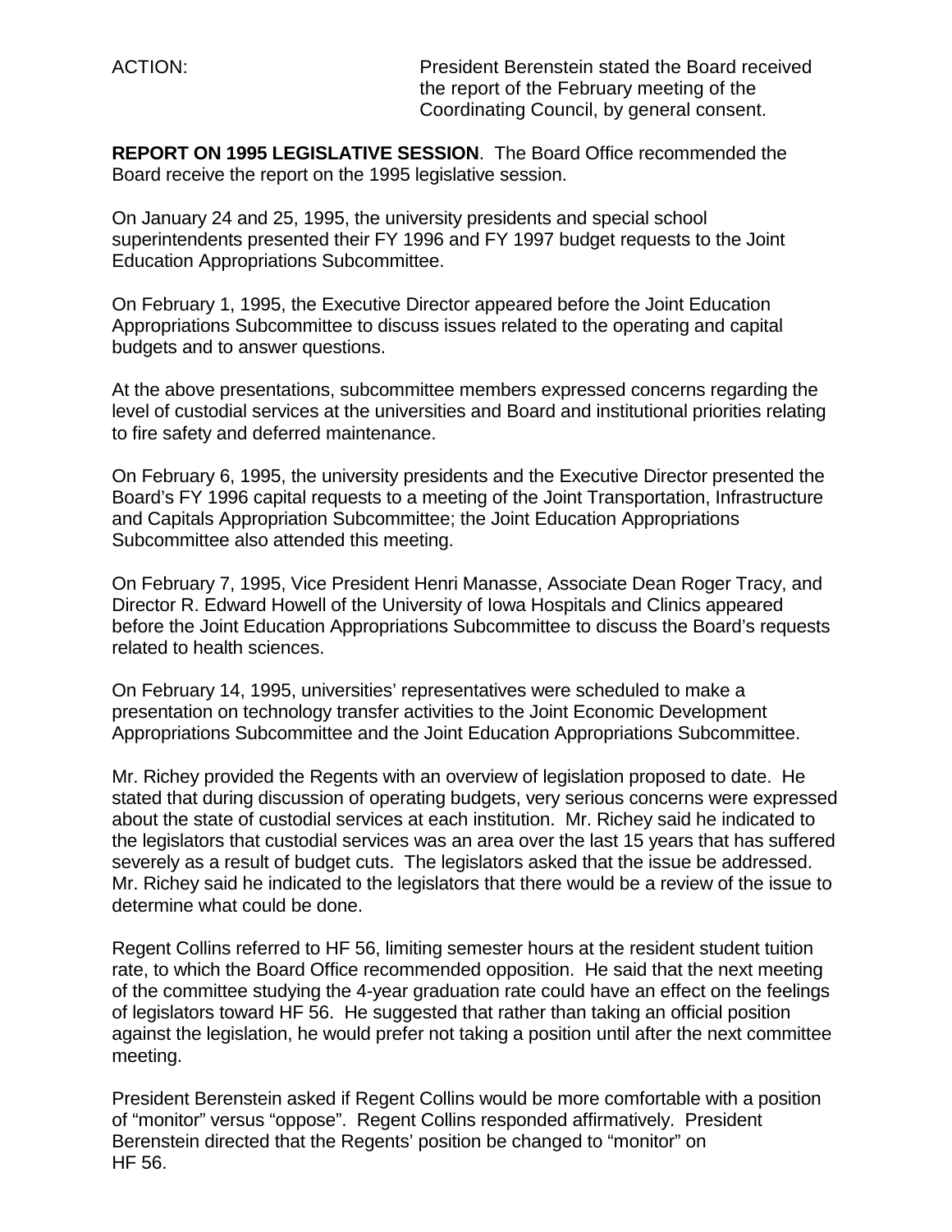ACTION: President Berenstein stated the Board received the report of the February meeting of the Coordinating Council, by general consent.

**REPORT ON 1995 LEGISLATIVE SESSION**. The Board Office recommended the Board receive the report on the 1995 legislative session.

On January 24 and 25, 1995, the university presidents and special school superintendents presented their FY 1996 and FY 1997 budget requests to the Joint Education Appropriations Subcommittee.

On February 1, 1995, the Executive Director appeared before the Joint Education Appropriations Subcommittee to discuss issues related to the operating and capital budgets and to answer questions.

At the above presentations, subcommittee members expressed concerns regarding the level of custodial services at the universities and Board and institutional priorities relating to fire safety and deferred maintenance.

On February 6, 1995, the university presidents and the Executive Director presented the Board's FY 1996 capital requests to a meeting of the Joint Transportation, Infrastructure and Capitals Appropriation Subcommittee; the Joint Education Appropriations Subcommittee also attended this meeting.

On February 7, 1995, Vice President Henri Manasse, Associate Dean Roger Tracy, and Director R. Edward Howell of the University of Iowa Hospitals and Clinics appeared before the Joint Education Appropriations Subcommittee to discuss the Board's requests related to health sciences.

On February 14, 1995, universities' representatives were scheduled to make a presentation on technology transfer activities to the Joint Economic Development Appropriations Subcommittee and the Joint Education Appropriations Subcommittee.

Mr. Richey provided the Regents with an overview of legislation proposed to date. He stated that during discussion of operating budgets, very serious concerns were expressed about the state of custodial services at each institution. Mr. Richey said he indicated to the legislators that custodial services was an area over the last 15 years that has suffered severely as a result of budget cuts. The legislators asked that the issue be addressed. Mr. Richey said he indicated to the legislators that there would be a review of the issue to determine what could be done.

Regent Collins referred to HF 56, limiting semester hours at the resident student tuition rate, to which the Board Office recommended opposition. He said that the next meeting of the committee studying the 4-year graduation rate could have an effect on the feelings of legislators toward HF 56. He suggested that rather than taking an official position against the legislation, he would prefer not taking a position until after the next committee meeting.

President Berenstein asked if Regent Collins would be more comfortable with a position of "monitor" versus "oppose". Regent Collins responded affirmatively. President Berenstein directed that the Regents' position be changed to "monitor" on HF 56.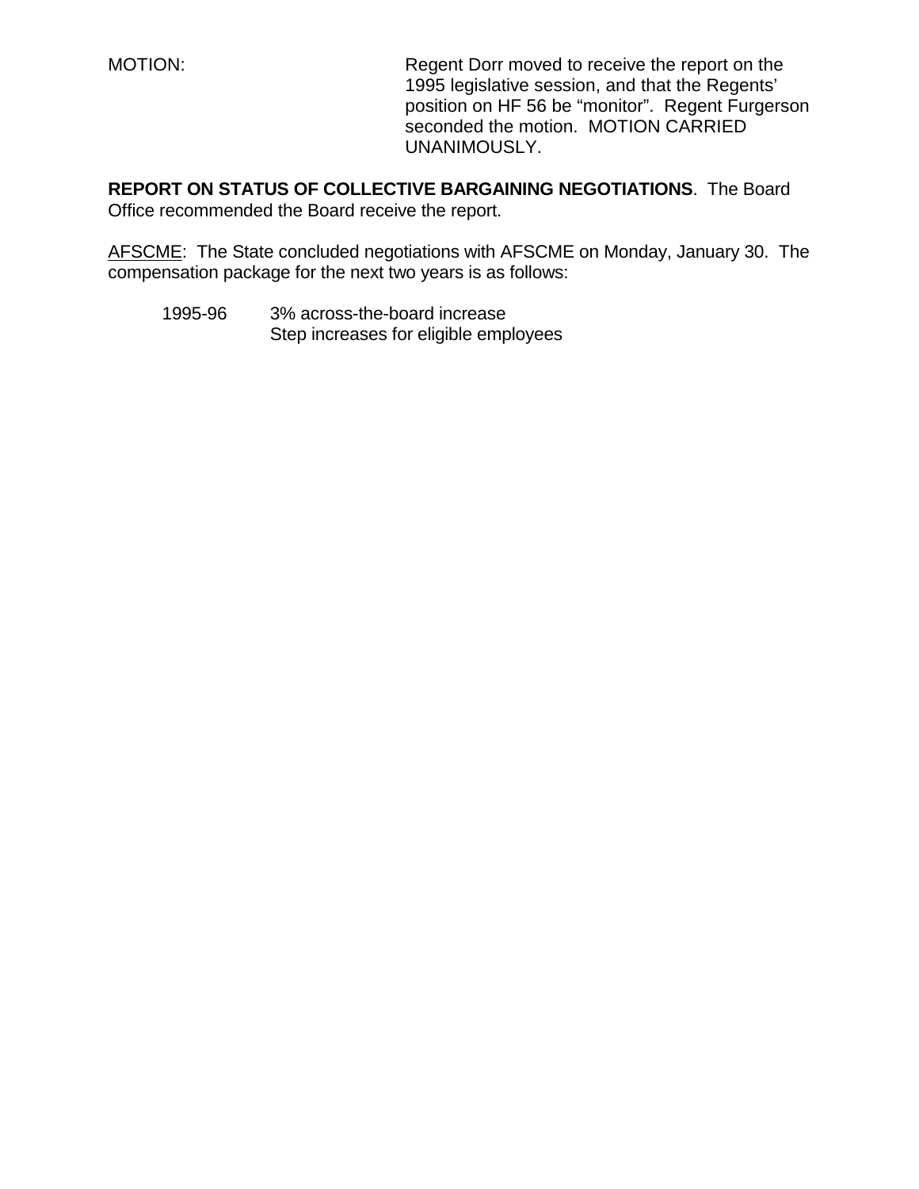MOTION: Regent Dorr moved to receive the report on the 1995 legislative session, and that the Regents' position on HF 56 be "monitor". Regent Furgerson seconded the motion. MOTION CARRIED UNANIMOUSLY.

**REPORT ON STATUS OF COLLECTIVE BARGAINING NEGOTIATIONS**. The Board Office recommended the Board receive the report.

<u>AFSCME</u>: The State concluded negotiations with AFSCME on Monday, January 30. The compensation package for the next two years is as follows:

1995-96 3% across-the-board increase
Step increases for eligible employees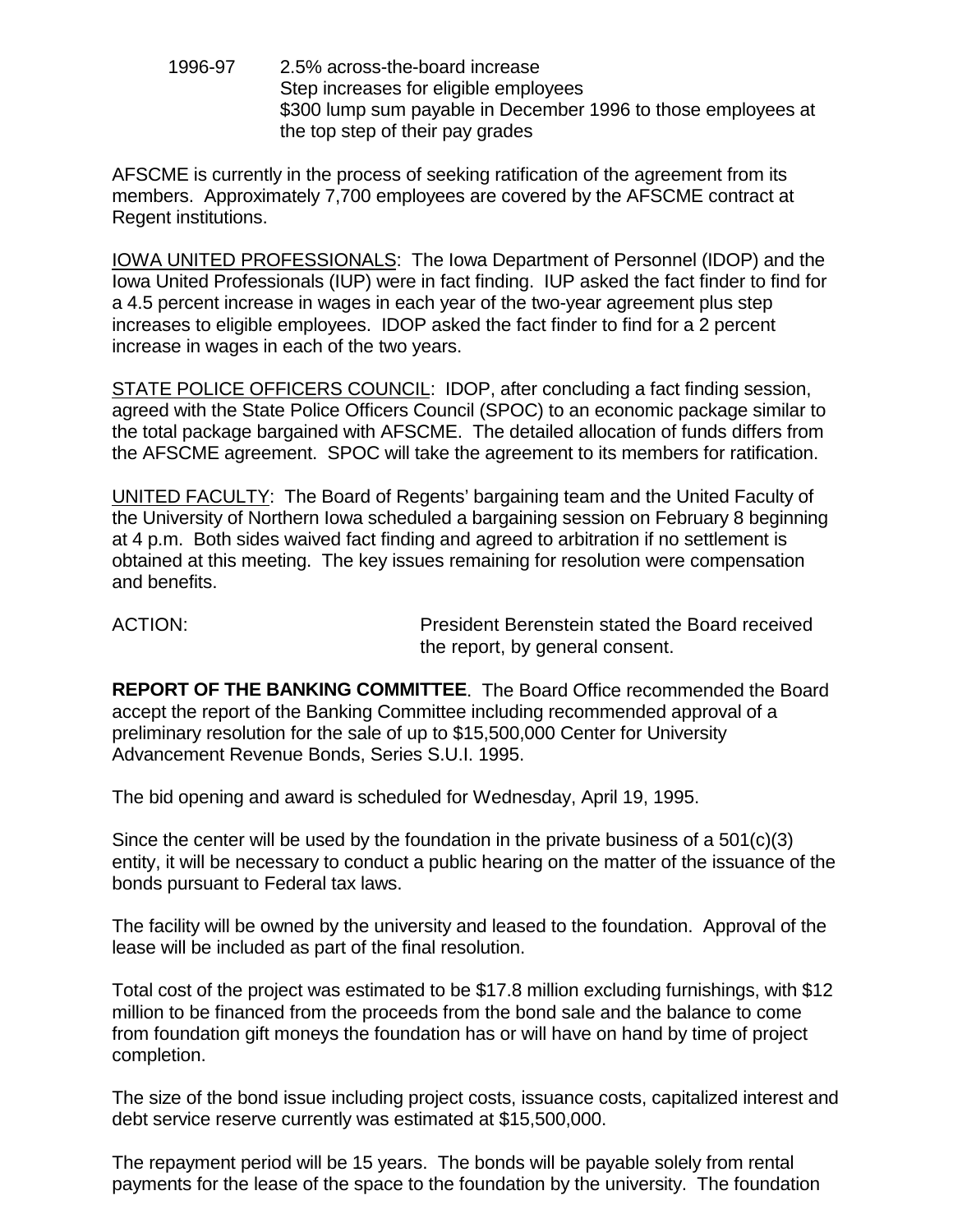1996-97 2.5% across-the-board increase
Step increases for eligible employees
$300 lump sum payable in December 1996 to those employees at the top step of their pay grades

AFSCME is currently in the process of seeking ratification of the agreement from its members. Approximately 7,700 employees are covered by the AFSCME contract at Regent institutions.

IOWA UNITED PROFESSIONALS: The Iowa Department of Personnel (IDOP) and the Iowa United Professionals (IUP) were in fact finding. IUP asked the fact finder to find for a 4.5 percent increase in wages in each year of the two-year agreement plus step increases to eligible employees. IDOP asked the fact finder to find for a 2 percent increase in wages in each of the two years.

STATE POLICE OFFICERS COUNCIL: IDOP, after concluding a fact finding session, agreed with the State Police Officers Council (SPOC) to an economic package similar to the total package bargained with AFSCME. The detailed allocation of funds differs from the AFSCME agreement. SPOC will take the agreement to its members for ratification.

UNITED FACULTY: The Board of Regents' bargaining team and the United Faculty of the University of Northern Iowa scheduled a bargaining session on February 8 beginning at 4 p.m. Both sides waived fact finding and agreed to arbitration if no settlement is obtained at this meeting. The key issues remaining for resolution were compensation and benefits.

ACTION: President Berenstein stated the Board received the report, by general consent.

**REPORT OF THE BANKING COMMITTEE**. The Board Office recommended the Board accept the report of the Banking Committee including recommended approval of a preliminary resolution for the sale of up to $15,500,000 Center for University Advancement Revenue Bonds, Series S.U.I. 1995.

The bid opening and award is scheduled for Wednesday, April 19, 1995.

Since the center will be used by the foundation in the private business of a 501(c)(3) entity, it will be necessary to conduct a public hearing on the matter of the issuance of the bonds pursuant to Federal tax laws.

The facility will be owned by the university and leased to the foundation. Approval of the lease will be included as part of the final resolution.

Total cost of the project was estimated to be $17.8 million excluding furnishings, with $12 million to be financed from the proceeds from the bond sale and the balance to come from foundation gift moneys the foundation has or will have on hand by time of project completion.

The size of the bond issue including project costs, issuance costs, capitalized interest and debt service reserve currently was estimated at $15,500,000.

The repayment period will be 15 years. The bonds will be payable solely from rental payments for the lease of the space to the foundation by the university. The foundation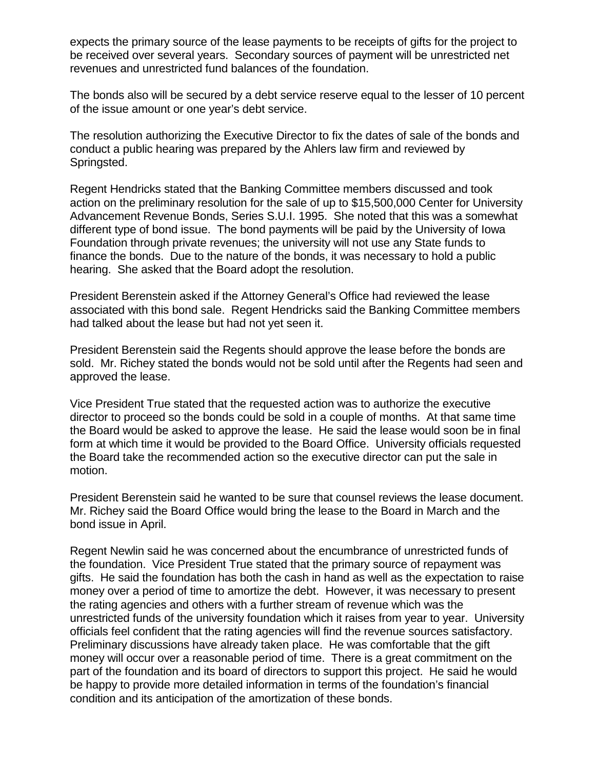expects the primary source of the lease payments to be receipts of gifts for the project to be received over several years. Secondary sources of payment will be unrestricted net revenues and unrestricted fund balances of the foundation.

The bonds also will be secured by a debt service reserve equal to the lesser of 10 percent of the issue amount or one year's debt service.

The resolution authorizing the Executive Director to fix the dates of sale of the bonds and conduct a public hearing was prepared by the Ahlers law firm and reviewed by Springsted.

Regent Hendricks stated that the Banking Committee members discussed and took action on the preliminary resolution for the sale of up to $15,500,000 Center for University Advancement Revenue Bonds, Series S.U.I. 1995. She noted that this was a somewhat different type of bond issue. The bond payments will be paid by the University of Iowa Foundation through private revenues; the university will not use any State funds to finance the bonds. Due to the nature of the bonds, it was necessary to hold a public hearing. She asked that the Board adopt the resolution.

President Berenstein asked if the Attorney General's Office had reviewed the lease associated with this bond sale. Regent Hendricks said the Banking Committee members had talked about the lease but had not yet seen it.

President Berenstein said the Regents should approve the lease before the bonds are sold. Mr. Richey stated the bonds would not be sold until after the Regents had seen and approved the lease.

Vice President True stated that the requested action was to authorize the executive director to proceed so the bonds could be sold in a couple of months. At that same time the Board would be asked to approve the lease. He said the lease would soon be in final form at which time it would be provided to the Board Office. University officials requested the Board take the recommended action so the executive director can put the sale in motion.

President Berenstein said he wanted to be sure that counsel reviews the lease document. Mr. Richey said the Board Office would bring the lease to the Board in March and the bond issue in April.

Regent Newlin said he was concerned about the encumbrance of unrestricted funds of the foundation. Vice President True stated that the primary source of repayment was gifts. He said the foundation has both the cash in hand as well as the expectation to raise money over a period of time to amortize the debt. However, it was necessary to present the rating agencies and others with a further stream of revenue which was the unrestricted funds of the university foundation which it raises from year to year. University officials feel confident that the rating agencies will find the revenue sources satisfactory. Preliminary discussions have already taken place. He was comfortable that the gift money will occur over a reasonable period of time. There is a great commitment on the part of the foundation and its board of directors to support this project. He said he would be happy to provide more detailed information in terms of the foundation's financial condition and its anticipation of the amortization of these bonds.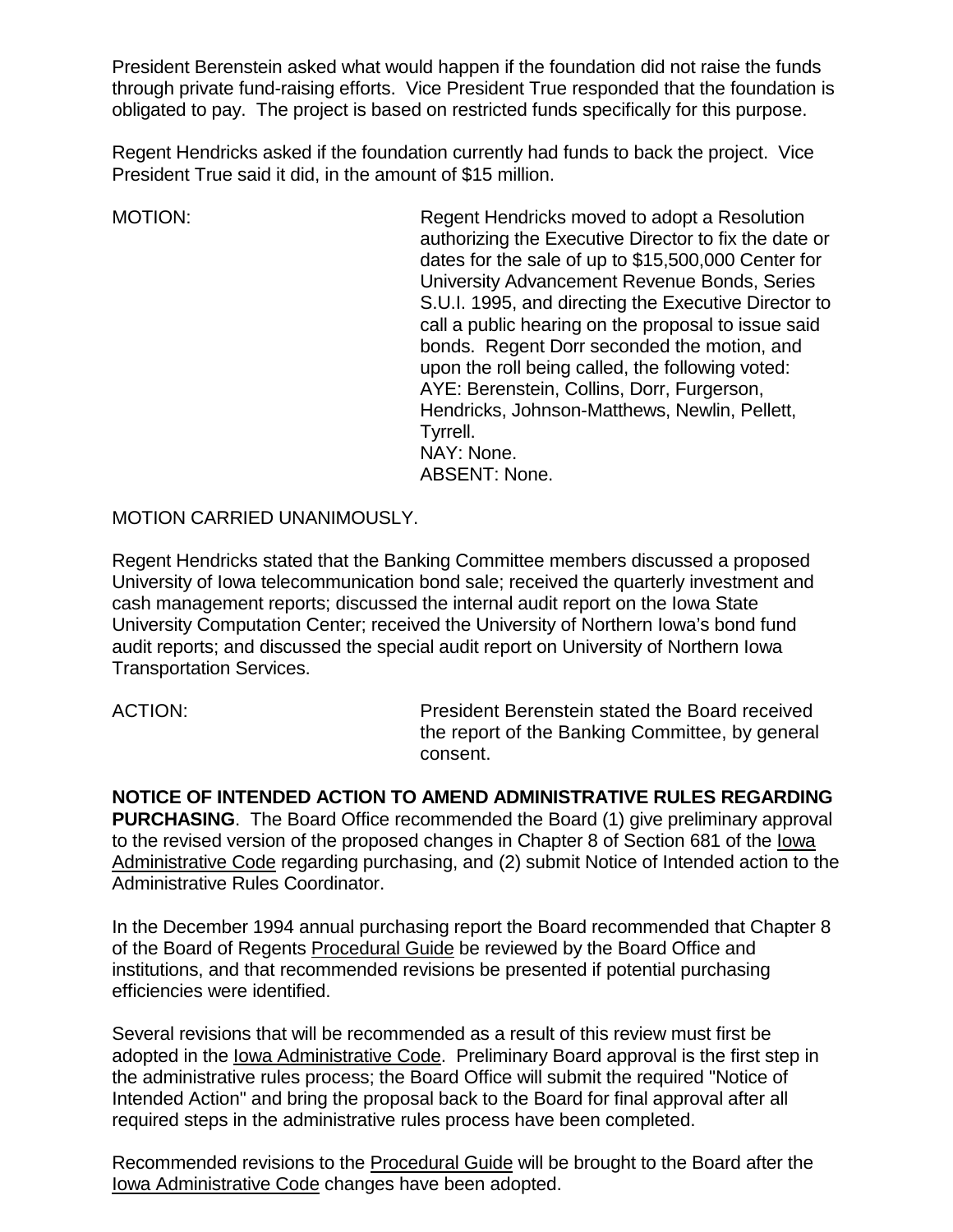President Berenstein asked what would happen if the foundation did not raise the funds through private fund-raising efforts. Vice President True responded that the foundation is obligated to pay. The project is based on restricted funds specifically for this purpose.

Regent Hendricks asked if the foundation currently had funds to back the project. Vice President True said it did, in the amount of $15 million.

MOTION: Regent Hendricks moved to adopt a Resolution authorizing the Executive Director to fix the date or dates for the sale of up to $15,500,000 Center for University Advancement Revenue Bonds, Series S.U.I. 1995, and directing the Executive Director to call a public hearing on the proposal to issue said bonds. Regent Dorr seconded the motion, and upon the roll being called, the following voted:
AYE: Berenstein, Collins, Dorr, Furgerson, Hendricks, Johnson-Matthews, Newlin, Pellett, Tyrrell.
NAY: None.
ABSENT: None.

MOTION CARRIED UNANIMOUSLY.

Regent Hendricks stated that the Banking Committee members discussed a proposed University of Iowa telecommunication bond sale; received the quarterly investment and cash management reports; discussed the internal audit report on the Iowa State University Computation Center; received the University of Northern Iowa's bond fund audit reports; and discussed the special audit report on University of Northern Iowa Transportation Services.

ACTION: President Berenstein stated the Board received the report of the Banking Committee, by general consent.

**NOTICE OF INTENDED ACTION TO AMEND ADMINISTRATIVE RULES REGARDING PURCHASING**. The Board Office recommended the Board (1) give preliminary approval to the revised version of the proposed changes in Chapter 8 of Section 681 of the Iowa Administrative Code regarding purchasing, and (2) submit Notice of Intended action to the Administrative Rules Coordinator.

In the December 1994 annual purchasing report the Board recommended that Chapter 8 of the Board of Regents Procedural Guide be reviewed by the Board Office and institutions, and that recommended revisions be presented if potential purchasing efficiencies were identified.

Several revisions that will be recommended as a result of this review must first be adopted in the Iowa Administrative Code. Preliminary Board approval is the first step in the administrative rules process; the Board Office will submit the required "Notice of Intended Action" and bring the proposal back to the Board for final approval after all required steps in the administrative rules process have been completed.

Recommended revisions to the Procedural Guide will be brought to the Board after the Iowa Administrative Code changes have been adopted.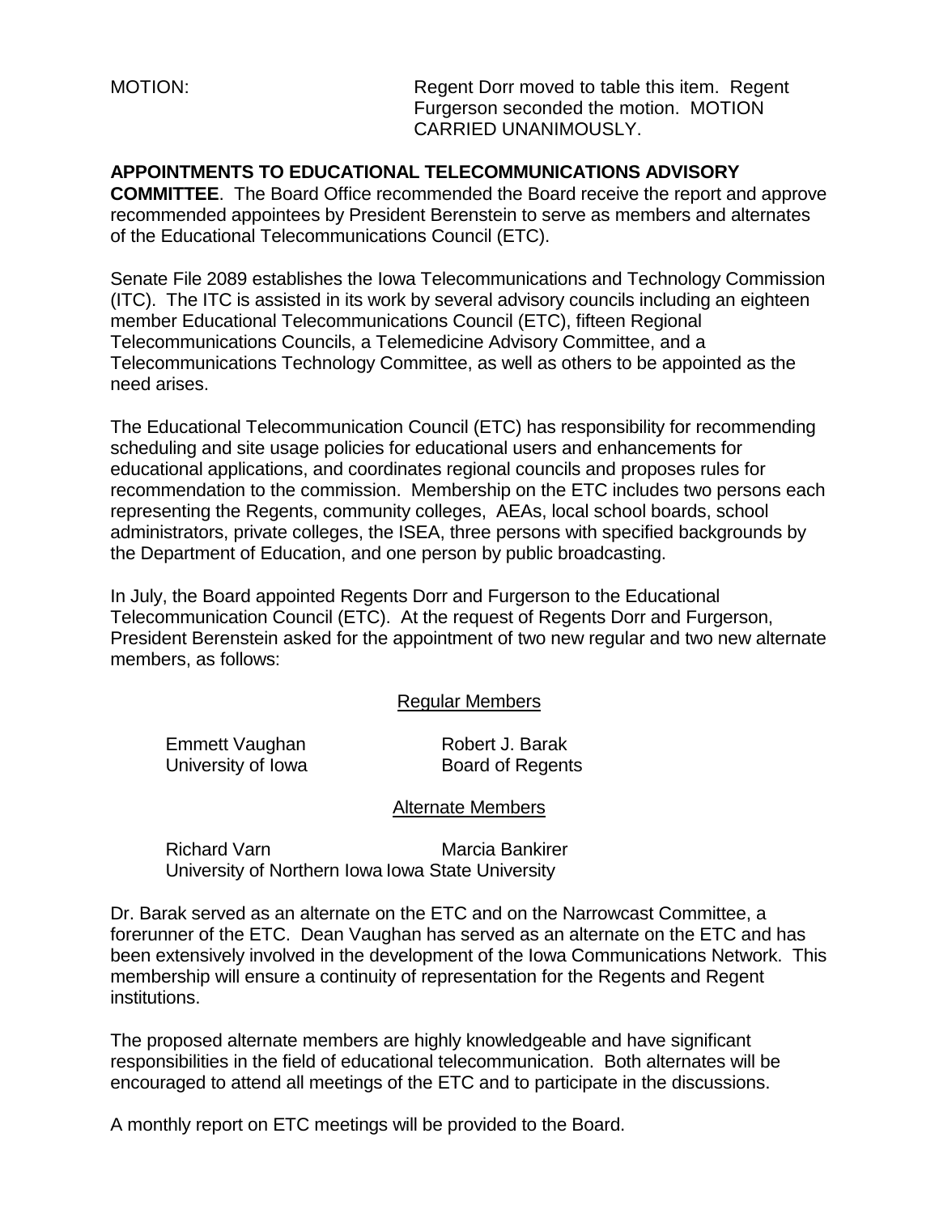MOTION: Regent Dorr moved to table this item. Regent Furgerson seconded the motion. MOTION CARRIED UNANIMOUSLY.

**APPOINTMENTS TO EDUCATIONAL TELECOMMUNICATIONS ADVISORY COMMITTEE**. The Board Office recommended the Board receive the report and approve recommended appointees by President Berenstein to serve as members and alternates of the Educational Telecommunications Council (ETC).

Senate File 2089 establishes the Iowa Telecommunications and Technology Commission (ITC). The ITC is assisted in its work by several advisory councils including an eighteen member Educational Telecommunications Council (ETC), fifteen Regional Telecommunications Councils, a Telemedicine Advisory Committee, and a Telecommunications Technology Committee, as well as others to be appointed as the need arises.

The Educational Telecommunication Council (ETC) has responsibility for recommending scheduling and site usage policies for educational users and enhancements for educational applications, and coordinates regional councils and proposes rules for recommendation to the commission. Membership on the ETC includes two persons each representing the Regents, community colleges, AEAs, local school boards, school administrators, private colleges, the ISEA, three persons with specified backgrounds by the Department of Education, and one person by public broadcasting.

In July, the Board appointed Regents Dorr and Furgerson to the Educational Telecommunication Council (ETC). At the request of Regents Dorr and Furgerson, President Berenstein asked for the appointment of two new regular and two new alternate members, as follows:

Regular Members

| | |
|---|---|
| Emmett Vaughan<br>University of Iowa | Robert J. Barak<br>Board of Regents |

Alternate Members

| | |
|---|---|
| Richard Varn<br>University of Northern Iowa | Marcia Bankirer<br>Iowa State University |

Dr. Barak served as an alternate on the ETC and on the Narrowcast Committee, a forerunner of the ETC. Dean Vaughan has served as an alternate on the ETC and has been extensively involved in the development of the Iowa Communications Network. This membership will ensure a continuity of representation for the Regents and Regent institutions.

The proposed alternate members are highly knowledgeable and have significant responsibilities in the field of educational telecommunication. Both alternates will be encouraged to attend all meetings of the ETC and to participate in the discussions.

A monthly report on ETC meetings will be provided to the Board.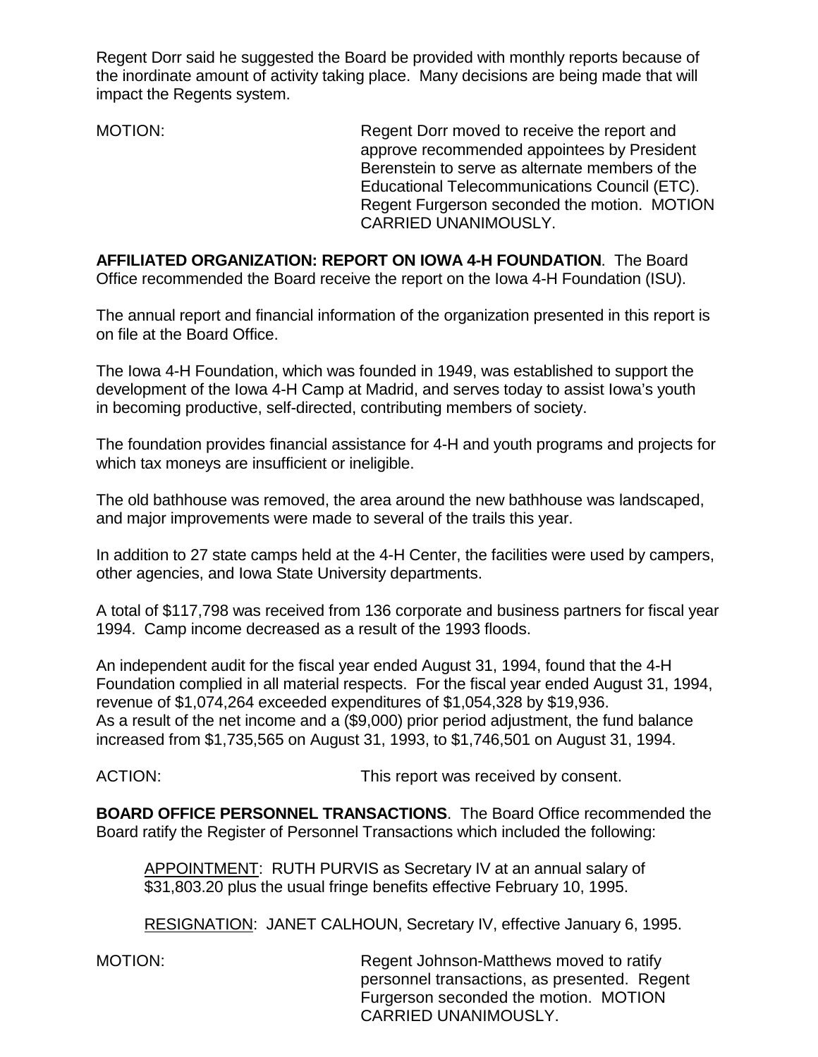Regent Dorr said he suggested the Board be provided with monthly reports because of the inordinate amount of activity taking place. Many decisions are being made that will impact the Regents system.

MOTION: Regent Dorr moved to receive the report and approve recommended appointees by President Berenstein to serve as alternate members of the Educational Telecommunications Council (ETC). Regent Furgerson seconded the motion. MOTION CARRIED UNANIMOUSLY.

**AFFILIATED ORGANIZATION: REPORT ON IOWA 4-H FOUNDATION**. The Board Office recommended the Board receive the report on the Iowa 4-H Foundation (ISU).

The annual report and financial information of the organization presented in this report is on file at the Board Office.

The Iowa 4-H Foundation, which was founded in 1949, was established to support the development of the Iowa 4-H Camp at Madrid, and serves today to assist Iowa's youth in becoming productive, self-directed, contributing members of society.

The foundation provides financial assistance for 4-H and youth programs and projects for which tax moneys are insufficient or ineligible.

The old bathhouse was removed, the area around the new bathhouse was landscaped, and major improvements were made to several of the trails this year.

In addition to 27 state camps held at the 4-H Center, the facilities were used by campers, other agencies, and Iowa State University departments.

A total of $117,798 was received from 136 corporate and business partners for fiscal year 1994. Camp income decreased as a result of the 1993 floods.

An independent audit for the fiscal year ended August 31, 1994, found that the 4-H Foundation complied in all material respects. For the fiscal year ended August 31, 1994, revenue of $1,074,264 exceeded expenditures of $1,054,328 by $19,936. As a result of the net income and a ($9,000) prior period adjustment, the fund balance increased from $1,735,565 on August 31, 1993, to $1,746,501 on August 31, 1994.

ACTION: This report was received by consent.

**BOARD OFFICE PERSONNEL TRANSACTIONS**. The Board Office recommended the Board ratify the Register of Personnel Transactions which included the following:

APPOINTMENT: RUTH PURVIS as Secretary IV at an annual salary of $31,803.20 plus the usual fringe benefits effective February 10, 1995.

RESIGNATION: JANET CALHOUN, Secretary IV, effective January 6, 1995.

MOTION: Regent Johnson-Matthews moved to ratify personnel transactions, as presented. Regent Furgerson seconded the motion. MOTION CARRIED UNANIMOUSLY.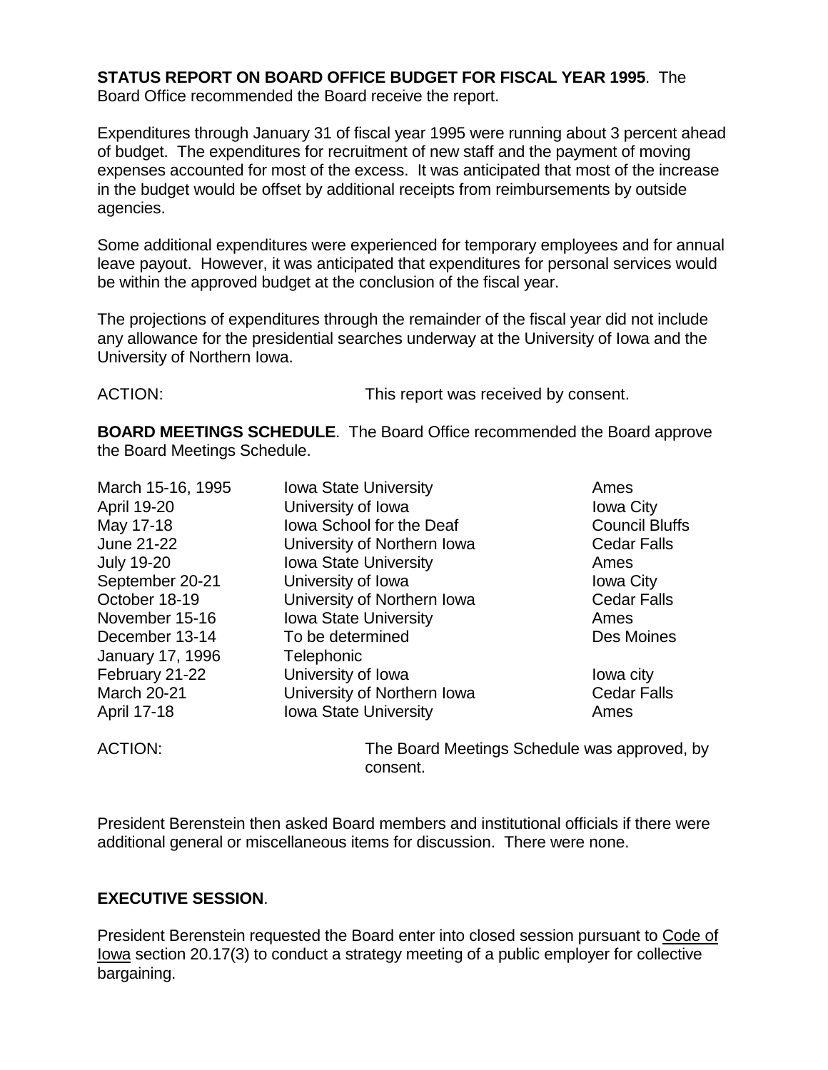**STATUS REPORT ON BOARD OFFICE BUDGET FOR FISCAL YEAR 1995**. The Board Office recommended the Board receive the report.

Expenditures through January 31 of fiscal year 1995 were running about 3 percent ahead of budget. The expenditures for recruitment of new staff and the payment of moving expenses accounted for most of the excess. It was anticipated that most of the increase in the budget would be offset by additional receipts from reimbursements by outside agencies.

Some additional expenditures were experienced for temporary employees and for annual leave payout. However, it was anticipated that expenditures for personal services would be within the approved budget at the conclusion of the fiscal year.

The projections of expenditures through the remainder of the fiscal year did not include any allowance for the presidential searches underway at the University of Iowa and the University of Northern Iowa.

ACTION: This report was received by consent.

**BOARD MEETINGS SCHEDULE**. The Board Office recommended the Board approve the Board Meetings Schedule.

| | | |
|---|---|---|
| March 15-16, 1995 | Iowa State University | Ames |
| April 19-20 | University of Iowa | Iowa City |
| May 17-18 | Iowa School for the Deaf | Council Bluffs |
| June 21-22 | University of Northern Iowa | Cedar Falls |
| July 19-20 | Iowa State University | Ames |
| September 20-21 | University of Iowa | Iowa City |
| October 18-19 | University of Northern Iowa | Cedar Falls |
| November 15-16 | Iowa State University | Ames |
| December 13-14 | To be determined | Des Moines |
| January 17, 1996 | Telephonic | |
| February 21-22 | University of Iowa | Iowa city |
| March 20-21 | University of Northern Iowa | Cedar Falls |
| April 17-18 | Iowa State University | Ames |

ACTION: The Board Meetings Schedule was approved, by consent.

President Berenstein then asked Board members and institutional officials if there were additional general or miscellaneous items for discussion. There were none.

**EXECUTIVE SESSION**.

President Berenstein requested the Board enter into closed session pursuant to Code of Iowa section 20.17(3) to conduct a strategy meeting of a public employer for collective bargaining.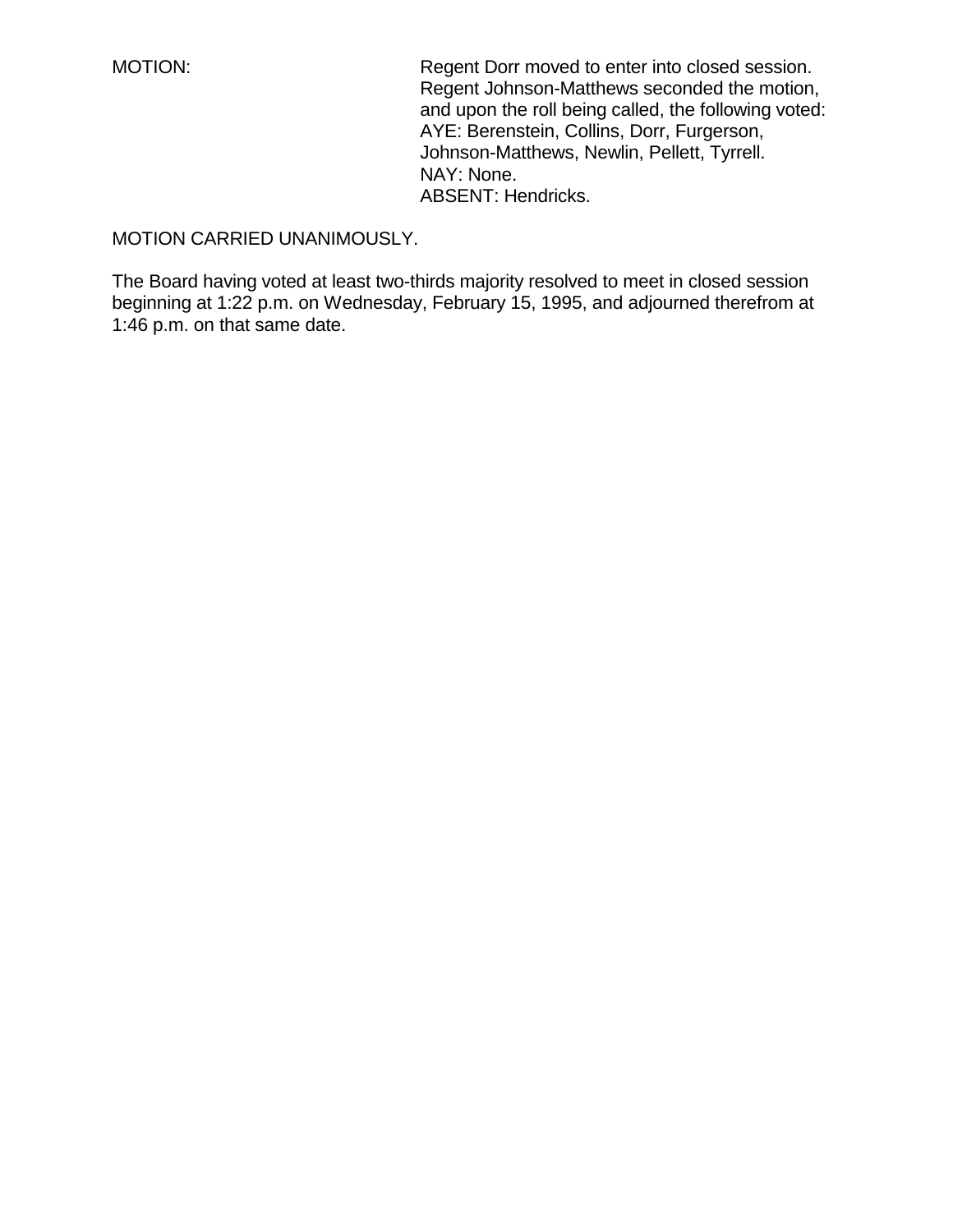MOTION: Regent Dorr moved to enter into closed session. Regent Johnson-Matthews seconded the motion, and upon the roll being called, the following voted:
AYE: Berenstein, Collins, Dorr, Furgerson, Johnson-Matthews, Newlin, Pellett, Tyrrell.
NAY: None.
ABSENT: Hendricks.

MOTION CARRIED UNANIMOUSLY.

The Board having voted at least two-thirds majority resolved to meet in closed session beginning at 1:22 p.m. on Wednesday, February 15, 1995, and adjourned therefrom at 1:46 p.m. on that same date.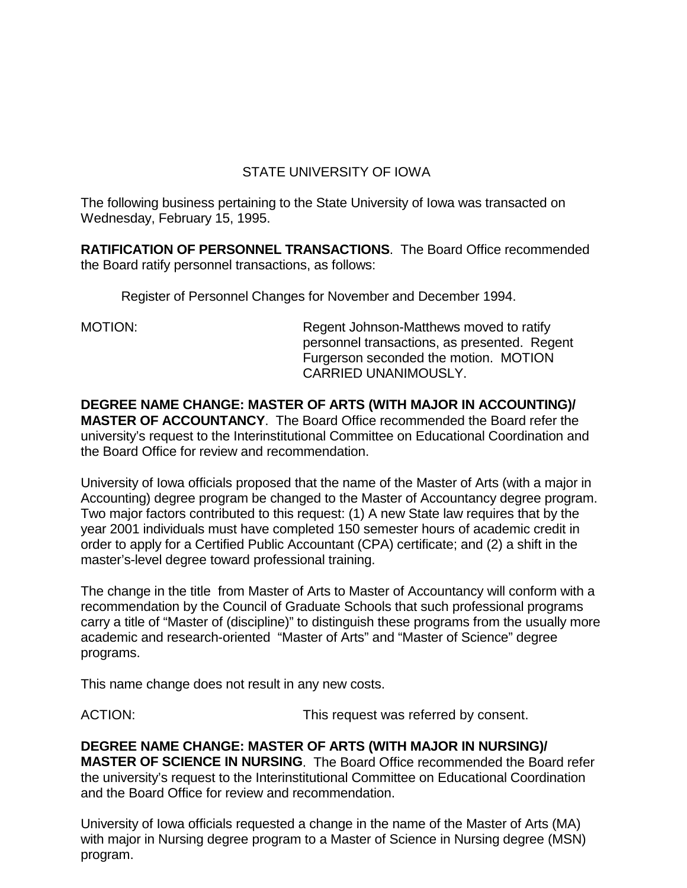STATE UNIVERSITY OF IOWA

The following business pertaining to the State University of Iowa was transacted on Wednesday, February 15, 1995.

**RATIFICATION OF PERSONNEL TRANSACTIONS**. The Board Office recommended the Board ratify personnel transactions, as follows:

Register of Personnel Changes for November and December 1994.

MOTION: Regent Johnson-Matthews moved to ratify personnel transactions, as presented. Regent Furgerson seconded the motion. MOTION CARRIED UNANIMOUSLY.

**DEGREE NAME CHANGE: MASTER OF ARTS (WITH MAJOR IN ACCOUNTING)/ MASTER OF ACCOUNTANCY**. The Board Office recommended the Board refer the university's request to the Interinstitutional Committee on Educational Coordination and the Board Office for review and recommendation.

University of Iowa officials proposed that the name of the Master of Arts (with a major in Accounting) degree program be changed to the Master of Accountancy degree program. Two major factors contributed to this request: (1) A new State law requires that by the year 2001 individuals must have completed 150 semester hours of academic credit in order to apply for a Certified Public Accountant (CPA) certificate; and (2) a shift in the master's-level degree toward professional training.

The change in the title from Master of Arts to Master of Accountancy will conform with a recommendation by the Council of Graduate Schools that such professional programs carry a title of "Master of (discipline)" to distinguish these programs from the usually more academic and research-oriented "Master of Arts" and "Master of Science" degree programs.

This name change does not result in any new costs.

ACTION: This request was referred by consent.

**DEGREE NAME CHANGE: MASTER OF ARTS (WITH MAJOR IN NURSING)/ MASTER OF SCIENCE IN NURSING**. The Board Office recommended the Board refer the university's request to the Interinstitutional Committee on Educational Coordination and the Board Office for review and recommendation.

University of Iowa officials requested a change in the name of the Master of Arts (MA) with major in Nursing degree program to a Master of Science in Nursing degree (MSN) program.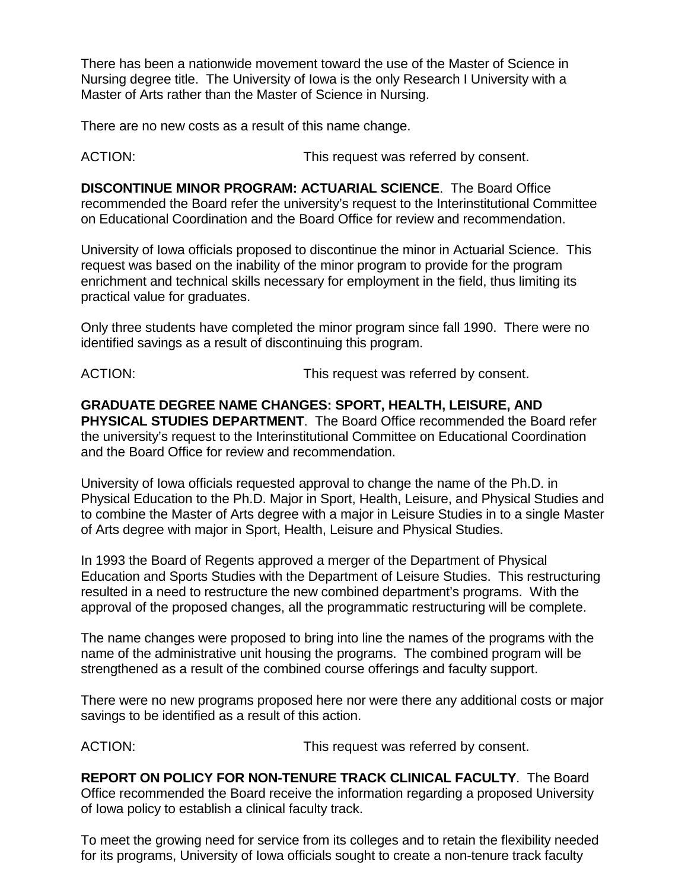There has been a nationwide movement toward the use of the Master of Science in Nursing degree title. The University of Iowa is the only Research I University with a Master of Arts rather than the Master of Science in Nursing.

There are no new costs as a result of this name change.

ACTION: This request was referred by consent.

**DISCONTINUE MINOR PROGRAM: ACTUARIAL SCIENCE**. The Board Office recommended the Board refer the university's request to the Interinstitutional Committee on Educational Coordination and the Board Office for review and recommendation.

University of Iowa officials proposed to discontinue the minor in Actuarial Science. This request was based on the inability of the minor program to provide for the program enrichment and technical skills necessary for employment in the field, thus limiting its practical value for graduates.

Only three students have completed the minor program since fall 1990. There were no identified savings as a result of discontinuing this program.

ACTION: This request was referred by consent.

**GRADUATE DEGREE NAME CHANGES: SPORT, HEALTH, LEISURE, AND PHYSICAL STUDIES DEPARTMENT**. The Board Office recommended the Board refer the university's request to the Interinstitutional Committee on Educational Coordination and the Board Office for review and recommendation.

University of Iowa officials requested approval to change the name of the Ph.D. in Physical Education to the Ph.D. Major in Sport, Health, Leisure, and Physical Studies and to combine the Master of Arts degree with a major in Leisure Studies in to a single Master of Arts degree with major in Sport, Health, Leisure and Physical Studies.

In 1993 the Board of Regents approved a merger of the Department of Physical Education and Sports Studies with the Department of Leisure Studies. This restructuring resulted in a need to restructure the new combined department's programs. With the approval of the proposed changes, all the programmatic restructuring will be complete.

The name changes were proposed to bring into line the names of the programs with the name of the administrative unit housing the programs. The combined program will be strengthened as a result of the combined course offerings and faculty support.

There were no new programs proposed here nor were there any additional costs or major savings to be identified as a result of this action.

ACTION: This request was referred by consent.

**REPORT ON POLICY FOR NON-TENURE TRACK CLINICAL FACULTY**. The Board Office recommended the Board receive the information regarding a proposed University of Iowa policy to establish a clinical faculty track.

To meet the growing need for service from its colleges and to retain the flexibility needed for its programs, University of Iowa officials sought to create a non-tenure track faculty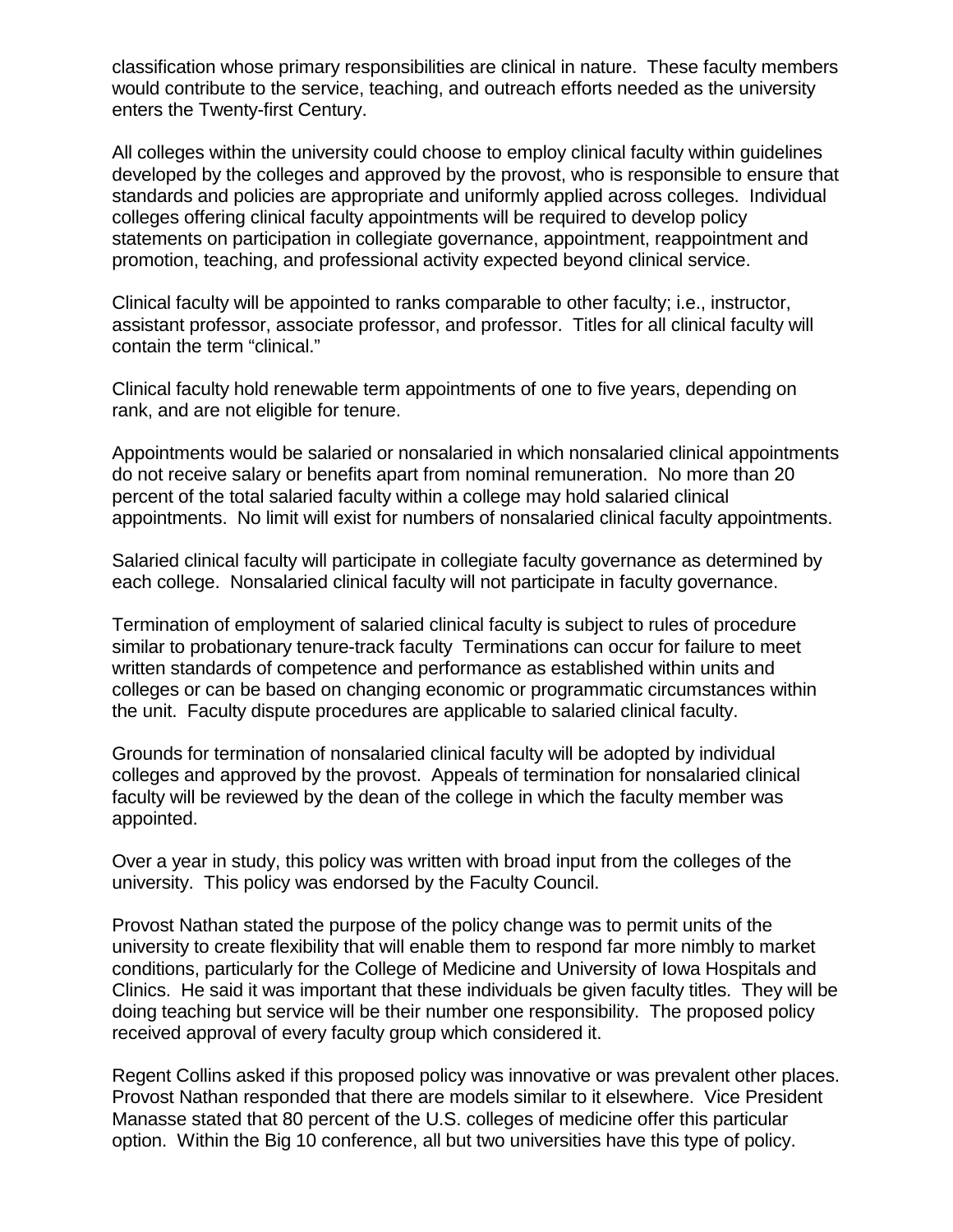classification whose primary responsibilities are clinical in nature. These faculty members would contribute to the service, teaching, and outreach efforts needed as the university enters the Twenty-first Century.

All colleges within the university could choose to employ clinical faculty within guidelines developed by the colleges and approved by the provost, who is responsible to ensure that standards and policies are appropriate and uniformly applied across colleges. Individual colleges offering clinical faculty appointments will be required to develop policy statements on participation in collegiate governance, appointment, reappointment and promotion, teaching, and professional activity expected beyond clinical service.

Clinical faculty will be appointed to ranks comparable to other faculty; i.e., instructor, assistant professor, associate professor, and professor. Titles for all clinical faculty will contain the term "clinical."

Clinical faculty hold renewable term appointments of one to five years, depending on rank, and are not eligible for tenure.

Appointments would be salaried or nonsalaried in which nonsalaried clinical appointments do not receive salary or benefits apart from nominal remuneration. No more than 20 percent of the total salaried faculty within a college may hold salaried clinical appointments. No limit will exist for numbers of nonsalaried clinical faculty appointments.

Salaried clinical faculty will participate in collegiate faculty governance as determined by each college. Nonsalaried clinical faculty will not participate in faculty governance.

Termination of employment of salaried clinical faculty is subject to rules of procedure similar to probationary tenure-track faculty Terminations can occur for failure to meet written standards of competence and performance as established within units and colleges or can be based on changing economic or programmatic circumstances within the unit. Faculty dispute procedures are applicable to salaried clinical faculty.

Grounds for termination of nonsalaried clinical faculty will be adopted by individual colleges and approved by the provost. Appeals of termination for nonsalaried clinical faculty will be reviewed by the dean of the college in which the faculty member was appointed.

Over a year in study, this policy was written with broad input from the colleges of the university. This policy was endorsed by the Faculty Council.

Provost Nathan stated the purpose of the policy change was to permit units of the university to create flexibility that will enable them to respond far more nimbly to market conditions, particularly for the College of Medicine and University of Iowa Hospitals and Clinics. He said it was important that these individuals be given faculty titles. They will be doing teaching but service will be their number one responsibility. The proposed policy received approval of every faculty group which considered it.

Regent Collins asked if this proposed policy was innovative or was prevalent other places. Provost Nathan responded that there are models similar to it elsewhere. Vice President Manasse stated that 80 percent of the U.S. colleges of medicine offer this particular option. Within the Big 10 conference, all but two universities have this type of policy.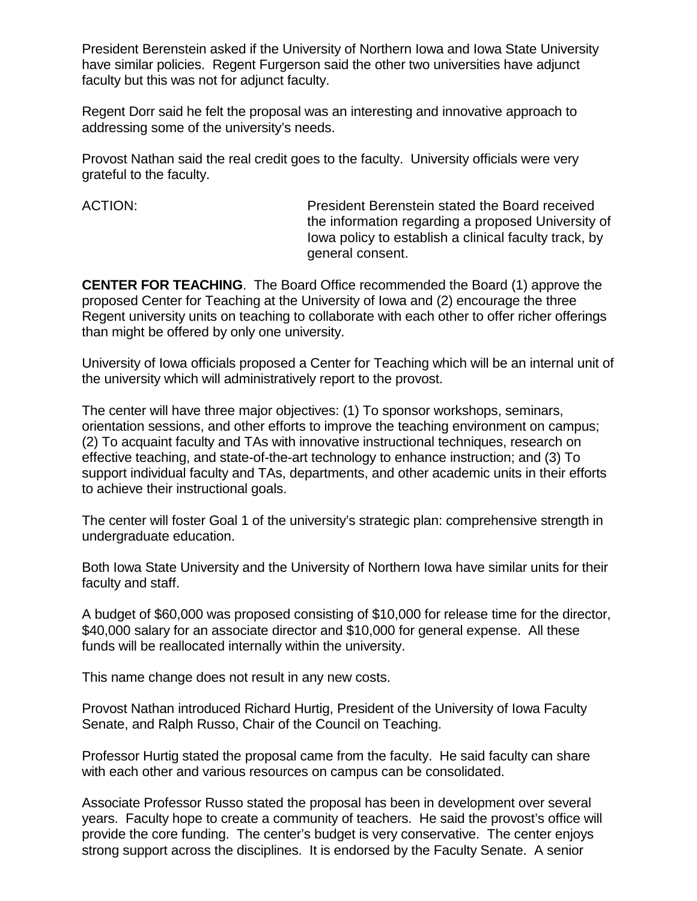President Berenstein asked if the University of Northern Iowa and Iowa State University have similar policies. Regent Furgerson said the other two universities have adjunct faculty but this was not for adjunct faculty.

Regent Dorr said he felt the proposal was an interesting and innovative approach to addressing some of the university's needs.

Provost Nathan said the real credit goes to the faculty. University officials were very grateful to the faculty.

ACTION: President Berenstein stated the Board received the information regarding a proposed University of Iowa policy to establish a clinical faculty track, by general consent.

**CENTER FOR TEACHING**. The Board Office recommended the Board (1) approve the proposed Center for Teaching at the University of Iowa and (2) encourage the three Regent university units on teaching to collaborate with each other to offer richer offerings than might be offered by only one university.

University of Iowa officials proposed a Center for Teaching which will be an internal unit of the university which will administratively report to the provost.

The center will have three major objectives: (1) To sponsor workshops, seminars, orientation sessions, and other efforts to improve the teaching environment on campus; (2) To acquaint faculty and TAs with innovative instructional techniques, research on effective teaching, and state-of-the-art technology to enhance instruction; and (3) To support individual faculty and TAs, departments, and other academic units in their efforts to achieve their instructional goals.

The center will foster Goal 1 of the university's strategic plan: comprehensive strength in undergraduate education.

Both Iowa State University and the University of Northern Iowa have similar units for their faculty and staff.

A budget of $60,000 was proposed consisting of $10,000 for release time for the director, $40,000 salary for an associate director and $10,000 for general expense. All these funds will be reallocated internally within the university.

This name change does not result in any new costs.

Provost Nathan introduced Richard Hurtig, President of the University of Iowa Faculty Senate, and Ralph Russo, Chair of the Council on Teaching.

Professor Hurtig stated the proposal came from the faculty. He said faculty can share with each other and various resources on campus can be consolidated.

Associate Professor Russo stated the proposal has been in development over several years. Faculty hope to create a community of teachers. He said the provost's office will provide the core funding. The center's budget is very conservative. The center enjoys strong support across the disciplines. It is endorsed by the Faculty Senate. A senior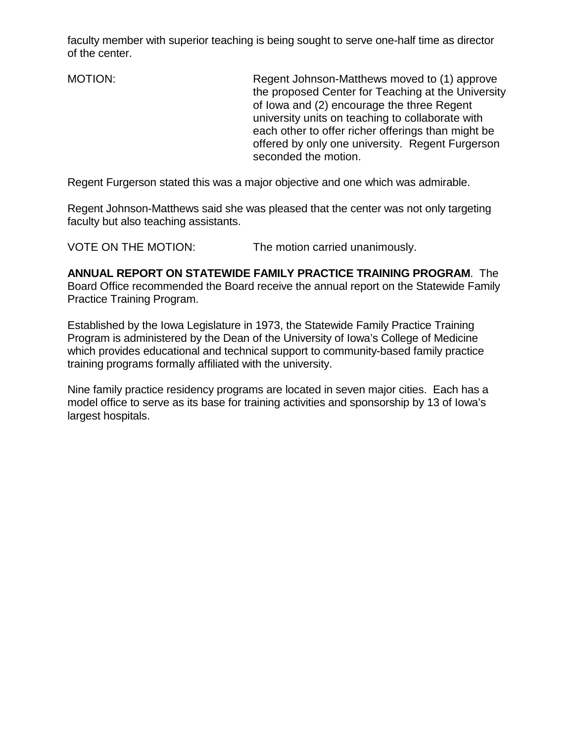faculty member with superior teaching is being sought to serve one-half time as director of the center.

MOTION: Regent Johnson-Matthews moved to (1) approve the proposed Center for Teaching at the University of Iowa and (2) encourage the three Regent university units on teaching to collaborate with each other to offer richer offerings than might be offered by only one university. Regent Furgerson seconded the motion.

Regent Furgerson stated this was a major objective and one which was admirable.

Regent Johnson-Matthews said she was pleased that the center was not only targeting faculty but also teaching assistants.

VOTE ON THE MOTION: The motion carried unanimously.

**ANNUAL REPORT ON STATEWIDE FAMILY PRACTICE TRAINING PROGRAM**. The Board Office recommended the Board receive the annual report on the Statewide Family Practice Training Program.

Established by the Iowa Legislature in 1973, the Statewide Family Practice Training Program is administered by the Dean of the University of Iowa's College of Medicine which provides educational and technical support to community-based family practice training programs formally affiliated with the university.

Nine family practice residency programs are located in seven major cities. Each has a model office to serve as its base for training activities and sponsorship by 13 of Iowa's largest hospitals.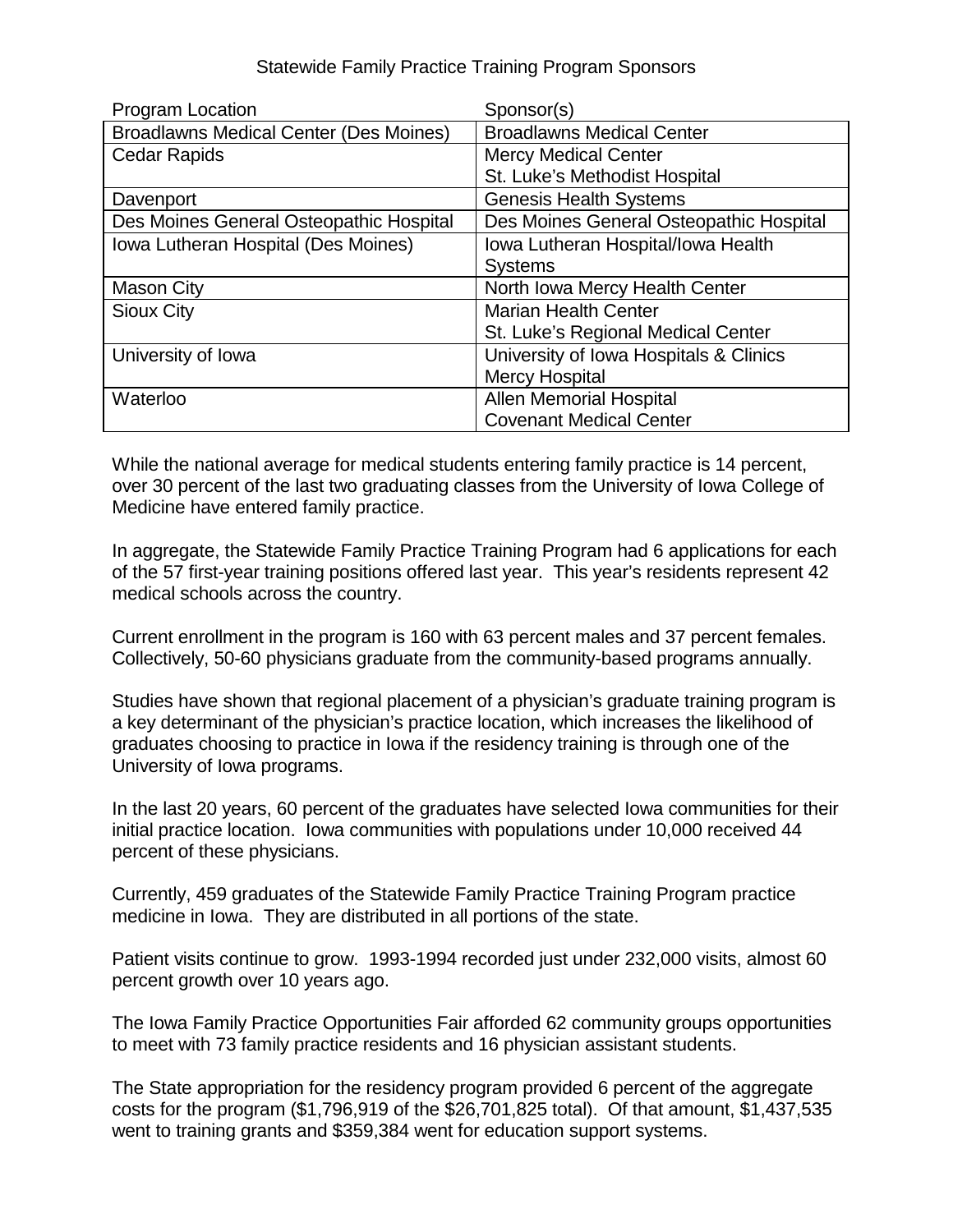## Statewide Family Practice Training Program Sponsors

| Program Location | Sponsor(s) |
|---|---|
| Broadlawns Medical Center (Des Moines) | Broadlawns Medical Center |
| Cedar Rapids | Mercy Medical Center<br>St. Luke's Methodist Hospital |
| Davenport | Genesis Health Systems |
| Des Moines General Osteopathic Hospital | Des Moines General Osteopathic Hospital |
| Iowa Lutheran Hospital (Des Moines) | Iowa Lutheran Hospital/Iowa Health Systems |
| Mason City | North Iowa Mercy Health Center |
| Sioux City | Marian Health Center<br>St. Luke's Regional Medical Center |
| University of Iowa | University of Iowa Hospitals & Clinics<br>Mercy Hospital |
| Waterloo | Allen Memorial Hospital<br>Covenant Medical Center |

While the national average for medical students entering family practice is 14 percent, over 30 percent of the last two graduating classes from the University of Iowa College of Medicine have entered family practice.

In aggregate, the Statewide Family Practice Training Program had 6 applications for each of the 57 first-year training positions offered last year. This year's residents represent 42 medical schools across the country.

Current enrollment in the program is 160 with 63 percent males and 37 percent females. Collectively, 50-60 physicians graduate from the community-based programs annually.

Studies have shown that regional placement of a physician's graduate training program is a key determinant of the physician's practice location, which increases the likelihood of graduates choosing to practice in Iowa if the residency training is through one of the University of Iowa programs.

In the last 20 years, 60 percent of the graduates have selected Iowa communities for their initial practice location. Iowa communities with populations under 10,000 received 44 percent of these physicians.

Currently, 459 graduates of the Statewide Family Practice Training Program practice medicine in Iowa. They are distributed in all portions of the state.

Patient visits continue to grow. 1993-1994 recorded just under 232,000 visits, almost 60 percent growth over 10 years ago.

The Iowa Family Practice Opportunities Fair afforded 62 community groups opportunities to meet with 73 family practice residents and 16 physician assistant students.

The State appropriation for the residency program provided 6 percent of the aggregate costs for the program ($1,796,919 of the $26,701,825 total). Of that amount, $1,437,535 went to training grants and $359,384 went for education support systems.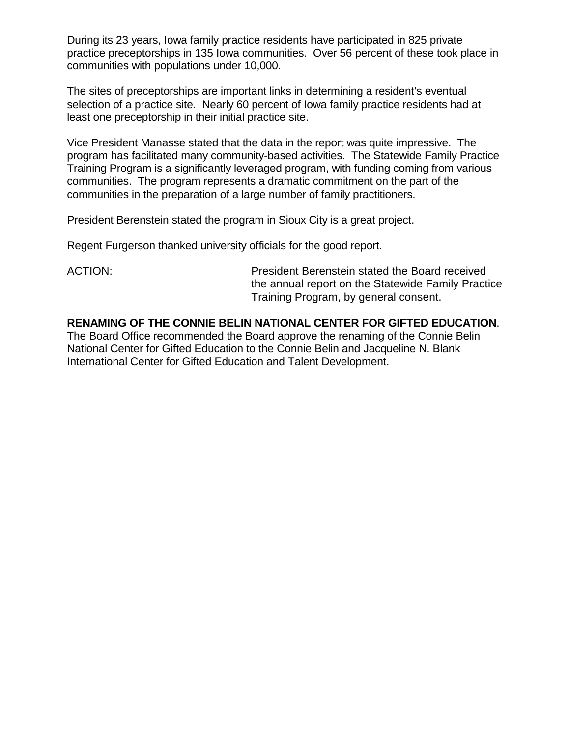During its 23 years, Iowa family practice residents have participated in 825 private practice preceptorships in 135 Iowa communities. Over 56 percent of these took place in communities with populations under 10,000.

The sites of preceptorships are important links in determining a resident's eventual selection of a practice site. Nearly 60 percent of Iowa family practice residents had at least one preceptorship in their initial practice site.

Vice President Manasse stated that the data in the report was quite impressive. The program has facilitated many community-based activities. The Statewide Family Practice Training Program is a significantly leveraged program, with funding coming from various communities. The program represents a dramatic commitment on the part of the communities in the preparation of a large number of family practitioners.

President Berenstein stated the program in Sioux City is a great project.

Regent Furgerson thanked university officials for the good report.

ACTION: President Berenstein stated the Board received the annual report on the Statewide Family Practice Training Program, by general consent.

**RENAMING OF THE CONNIE BELIN NATIONAL CENTER FOR GIFTED EDUCATION**. The Board Office recommended the Board approve the renaming of the Connie Belin National Center for Gifted Education to the Connie Belin and Jacqueline N. Blank International Center for Gifted Education and Talent Development.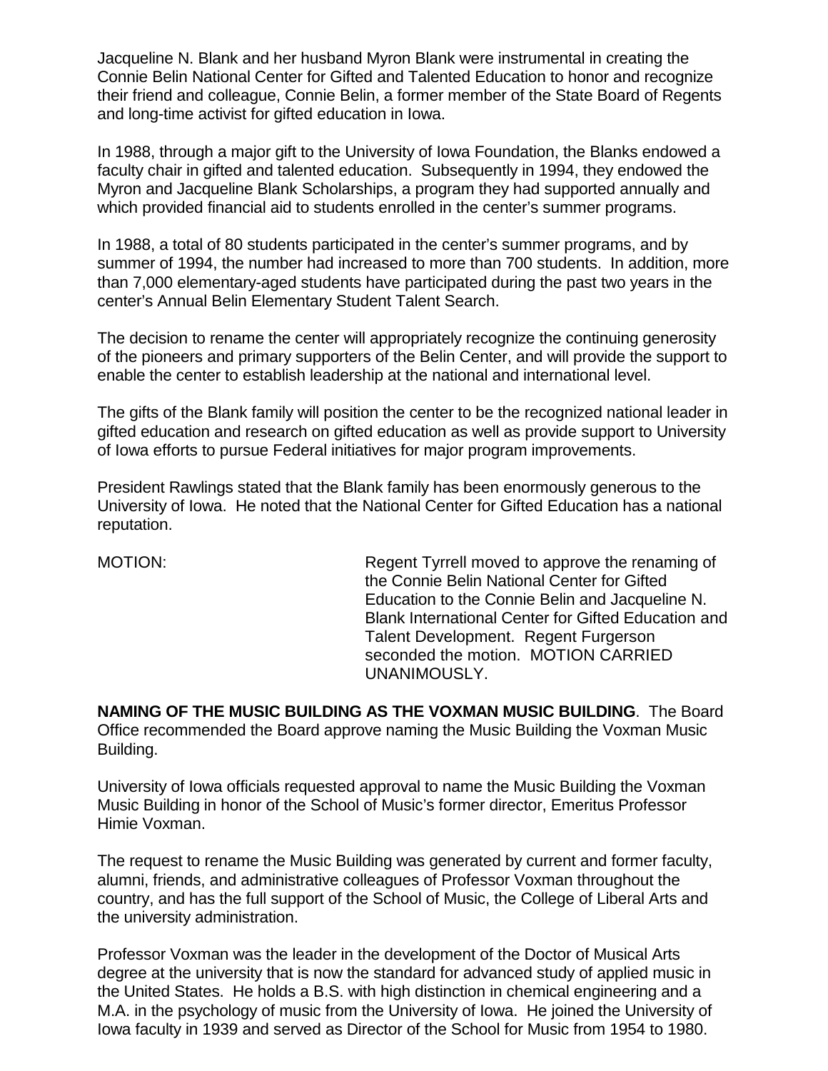Jacqueline N. Blank and her husband Myron Blank were instrumental in creating the Connie Belin National Center for Gifted and Talented Education to honor and recognize their friend and colleague, Connie Belin, a former member of the State Board of Regents and long-time activist for gifted education in Iowa.

In 1988, through a major gift to the University of Iowa Foundation, the Blanks endowed a faculty chair in gifted and talented education. Subsequently in 1994, they endowed the Myron and Jacqueline Blank Scholarships, a program they had supported annually and which provided financial aid to students enrolled in the center's summer programs.

In 1988, a total of 80 students participated in the center's summer programs, and by summer of 1994, the number had increased to more than 700 students. In addition, more than 7,000 elementary-aged students have participated during the past two years in the center's Annual Belin Elementary Student Talent Search.

The decision to rename the center will appropriately recognize the continuing generosity of the pioneers and primary supporters of the Belin Center, and will provide the support to enable the center to establish leadership at the national and international level.

The gifts of the Blank family will position the center to be the recognized national leader in gifted education and research on gifted education as well as provide support to University of Iowa efforts to pursue Federal initiatives for major program improvements.

President Rawlings stated that the Blank family has been enormously generous to the University of Iowa. He noted that the National Center for Gifted Education has a national reputation.

MOTION: Regent Tyrrell moved to approve the renaming of the Connie Belin National Center for Gifted Education to the Connie Belin and Jacqueline N. Blank International Center for Gifted Education and Talent Development. Regent Furgerson seconded the motion. MOTION CARRIED UNANIMOUSLY.

**NAMING OF THE MUSIC BUILDING AS THE VOXMAN MUSIC BUILDING**. The Board Office recommended the Board approve naming the Music Building the Voxman Music Building.

University of Iowa officials requested approval to name the Music Building the Voxman Music Building in honor of the School of Music's former director, Emeritus Professor Himie Voxman.

The request to rename the Music Building was generated by current and former faculty, alumni, friends, and administrative colleagues of Professor Voxman throughout the country, and has the full support of the School of Music, the College of Liberal Arts and the university administration.

Professor Voxman was the leader in the development of the Doctor of Musical Arts degree at the university that is now the standard for advanced study of applied music in the United States. He holds a B.S. with high distinction in chemical engineering and a M.A. in the psychology of music from the University of Iowa. He joined the University of Iowa faculty in 1939 and served as Director of the School for Music from 1954 to 1980.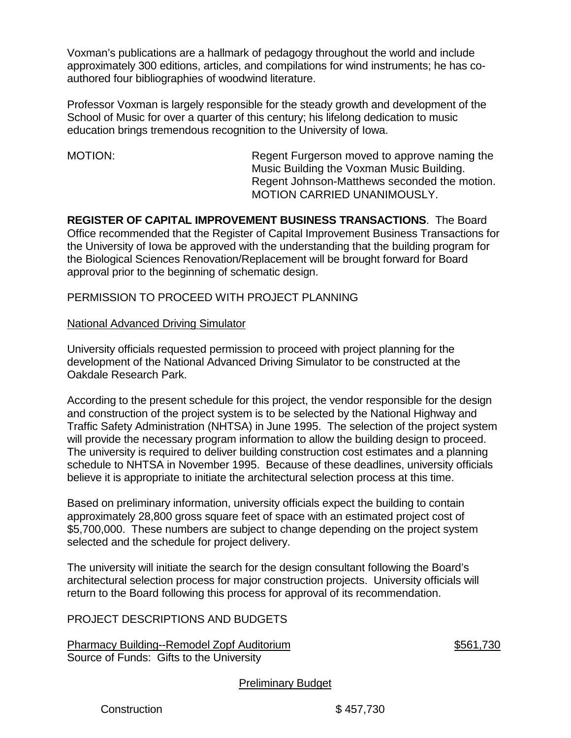Voxman's publications are a hallmark of pedagogy throughout the world and include approximately 300 editions, articles, and compilations for wind instruments; he has co-authored four bibliographies of woodwind literature.

Professor Voxman is largely responsible for the steady growth and development of the School of Music for over a quarter of this century; his lifelong dedication to music education brings tremendous recognition to the University of Iowa.

MOTION: Regent Furgerson moved to approve naming the Music Building the Voxman Music Building. Regent Johnson-Matthews seconded the motion. MOTION CARRIED UNANIMOUSLY.

**REGISTER OF CAPITAL IMPROVEMENT BUSINESS TRANSACTIONS**. The Board Office recommended that the Register of Capital Improvement Business Transactions for the University of Iowa be approved with the understanding that the building program for the Biological Sciences Renovation/Replacement will be brought forward for Board approval prior to the beginning of schematic design.

PERMISSION TO PROCEED WITH PROJECT PLANNING

National Advanced Driving Simulator

University officials requested permission to proceed with project planning for the development of the National Advanced Driving Simulator to be constructed at the Oakdale Research Park.

According to the present schedule for this project, the vendor responsible for the design and construction of the project system is to be selected by the National Highway and Traffic Safety Administration (NHTSA) in June 1995. The selection of the project system will provide the necessary program information to allow the building design to proceed. The university is required to deliver building construction cost estimates and a planning schedule to NHTSA in November 1995. Because of these deadlines, university officials believe it is appropriate to initiate the architectural selection process at this time.

Based on preliminary information, university officials expect the building to contain approximately 28,800 gross square feet of space with an estimated project cost of $5,700,000. These numbers are subject to change depending on the project system selected and the schedule for project delivery.

The university will initiate the search for the design consultant following the Board's architectural selection process for major construction projects. University officials will return to the Board following this process for approval of its recommendation.

PROJECT DESCRIPTIONS AND BUDGETS

Pharmacy Building--Remodel Zopf Auditorium $561,730
Source of Funds: Gifts to the University

| | Preliminary Budget |
|---|---|
| Construction | $ 457,730 |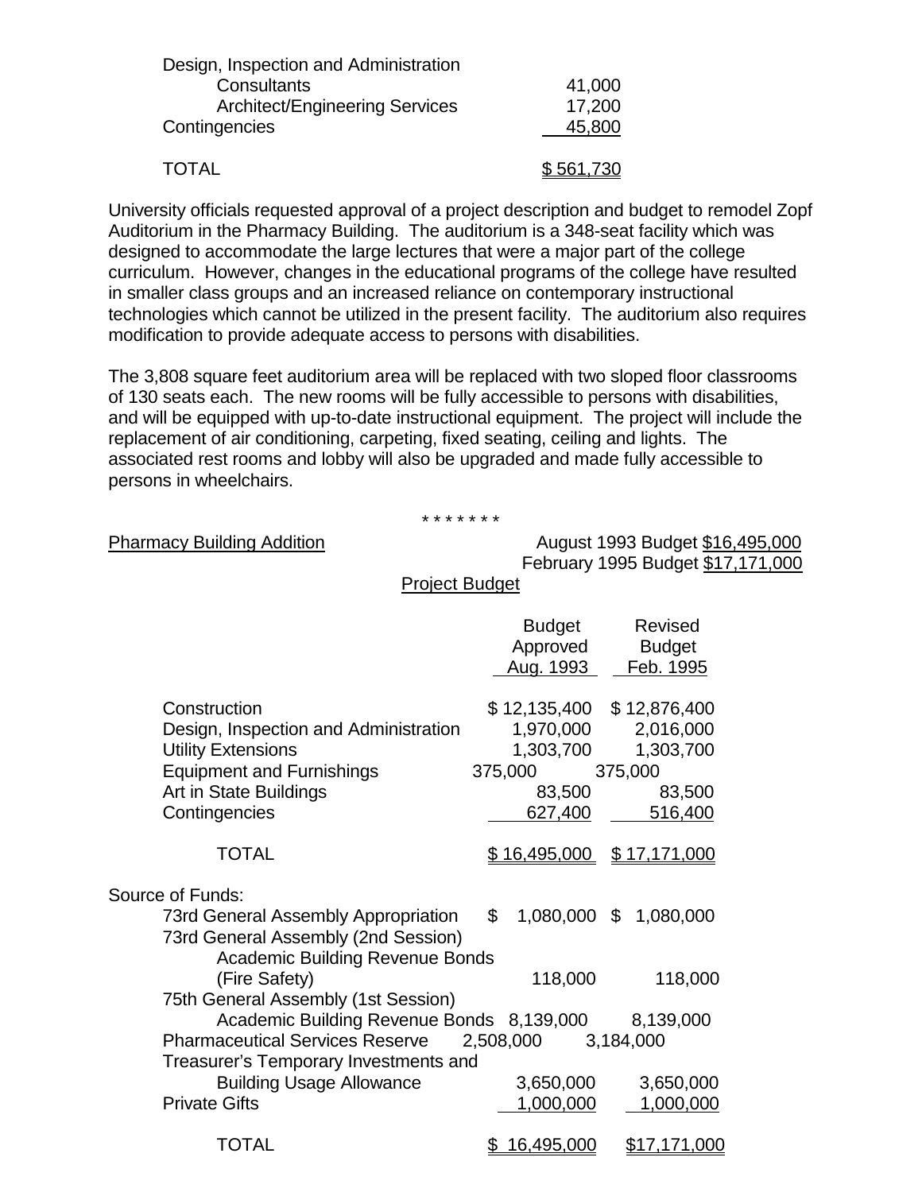| | |
|---|---|
| Design, Inspection and Administration | |
| Consultants | 41,000 |
| Architect/Engineering Services | 17,200 |
| Contingencies | 45,800 |
| TOTAL | $ 561,730 |

University officials requested approval of a project description and budget to remodel Zopf Auditorium in the Pharmacy Building. The auditorium is a 348-seat facility which was designed to accommodate the large lectures that were a major part of the college curriculum. However, changes in the educational programs of the college have resulted in smaller class groups and an increased reliance on contemporary instructional technologies which cannot be utilized in the present facility. The auditorium also requires modification to provide adequate access to persons with disabilities.

The 3,808 square feet auditorium area will be replaced with two sloped floor classrooms of 130 seats each. The new rooms will be fully accessible to persons with disabilities, and will be equipped with up-to-date instructional equipment. The project will include the replacement of air conditioning, carpeting, fixed seating, ceiling and lights. The associated rest rooms and lobby will also be upgraded and made fully accessible to persons in wheelchairs.

* * * * * * *

Pharmacy Building Addition

August 1993 Budget $16,495,000
February 1995 Budget $17,171,000

Project Budget

| | Budget Approved Aug. 1993 | Revised Budget Feb. 1995 |
|---|---|---|
| Construction | $ 12,135,400 | $ 12,876,400 |
| Design, Inspection and Administration | 1,970,000 | 2,016,000 |
| Utility Extensions | 1,303,700 | 1,303,700 |
| Equipment and Furnishings | 375,000 | 375,000 |
| Art in State Buildings | 83,500 | 83,500 |
| Contingencies | 627,400 | 516,400 |
| TOTAL | $ 16,495,000 | $ 17,171,000 |

| Source of Funds: | | |
|---|---|---|
| 73rd General Assembly Appropriation | $ 1,080,000 | $ 1,080,000 |
| 73rd General Assembly (2nd Session) Academic Building Revenue Bonds (Fire Safety) | 118,000 | 118,000 |
| 75th General Assembly (1st Session) Academic Building Revenue Bonds | 8,139,000 | 8,139,000 |
| Pharmaceutical Services Reserve | 2,508,000 | 3,184,000 |
| Treasurer's Temporary Investments and Building Usage Allowance | 3,650,000 | 3,650,000 |
| Private Gifts | 1,000,000 | 1,000,000 |
| TOTAL | $ 16,495,000 | $17,171,000 |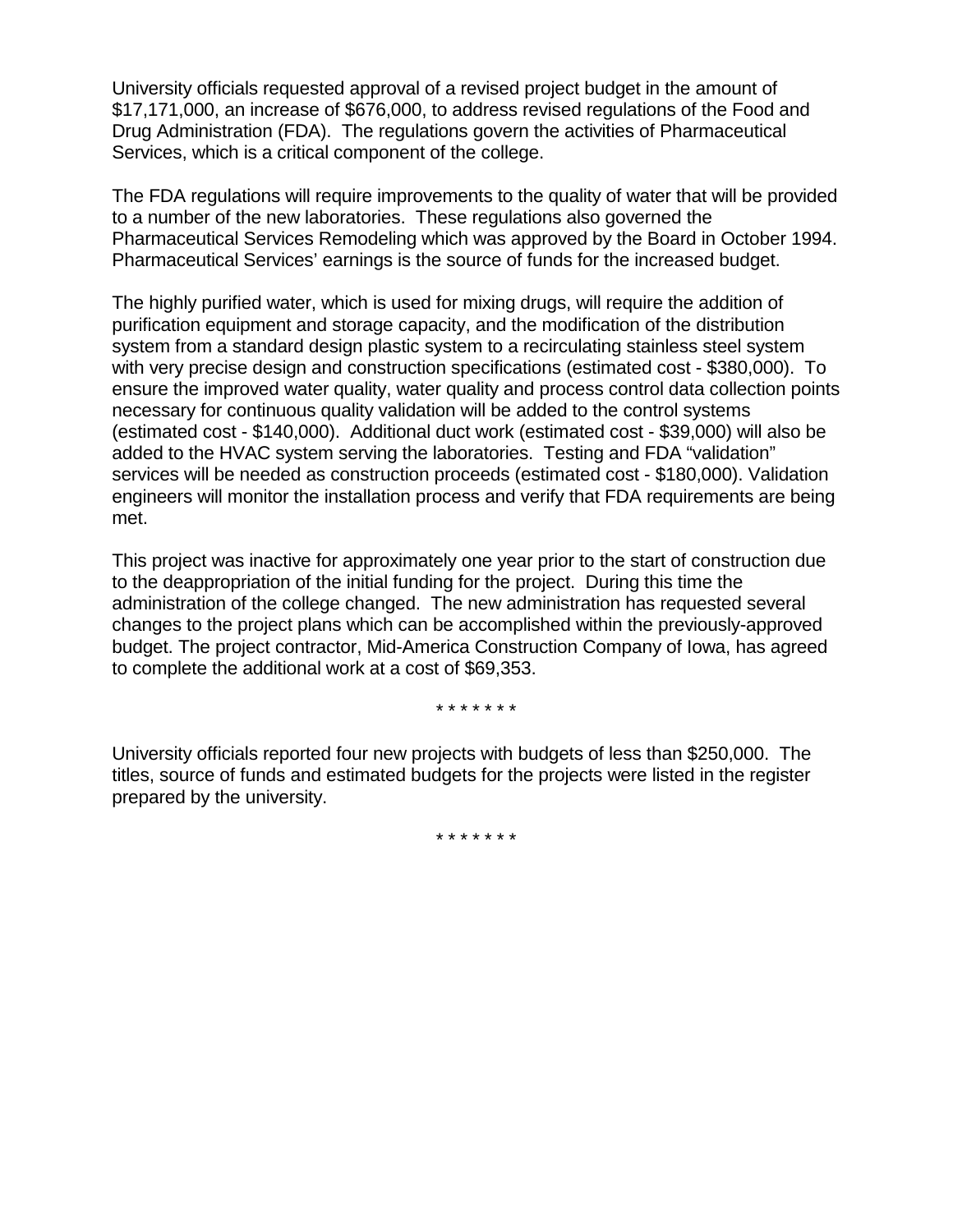University officials requested approval of a revised project budget in the amount of $17,171,000, an increase of $676,000, to address revised regulations of the Food and Drug Administration (FDA). The regulations govern the activities of Pharmaceutical Services, which is a critical component of the college.

The FDA regulations will require improvements to the quality of water that will be provided to a number of the new laboratories. These regulations also governed the Pharmaceutical Services Remodeling which was approved by the Board in October 1994. Pharmaceutical Services' earnings is the source of funds for the increased budget.

The highly purified water, which is used for mixing drugs, will require the addition of purification equipment and storage capacity, and the modification of the distribution system from a standard design plastic system to a recirculating stainless steel system with very precise design and construction specifications (estimated cost - $380,000). To ensure the improved water quality, water quality and process control data collection points necessary for continuous quality validation will be added to the control systems (estimated cost - $140,000). Additional duct work (estimated cost - $39,000) will also be added to the HVAC system serving the laboratories. Testing and FDA "validation" services will be needed as construction proceeds (estimated cost - $180,000). Validation engineers will monitor the installation process and verify that FDA requirements are being met.

This project was inactive for approximately one year prior to the start of construction due to the deappropriation of the initial funding for the project. During this time the administration of the college changed. The new administration has requested several changes to the project plans which can be accomplished within the previously-approved budget. The project contractor, Mid-America Construction Company of Iowa, has agreed to complete the additional work at a cost of $69,353.

\* \* \* \* \* \* \*

University officials reported four new projects with budgets of less than $250,000. The titles, source of funds and estimated budgets for the projects were listed in the register prepared by the university.

\* \* \* \* \* \* \*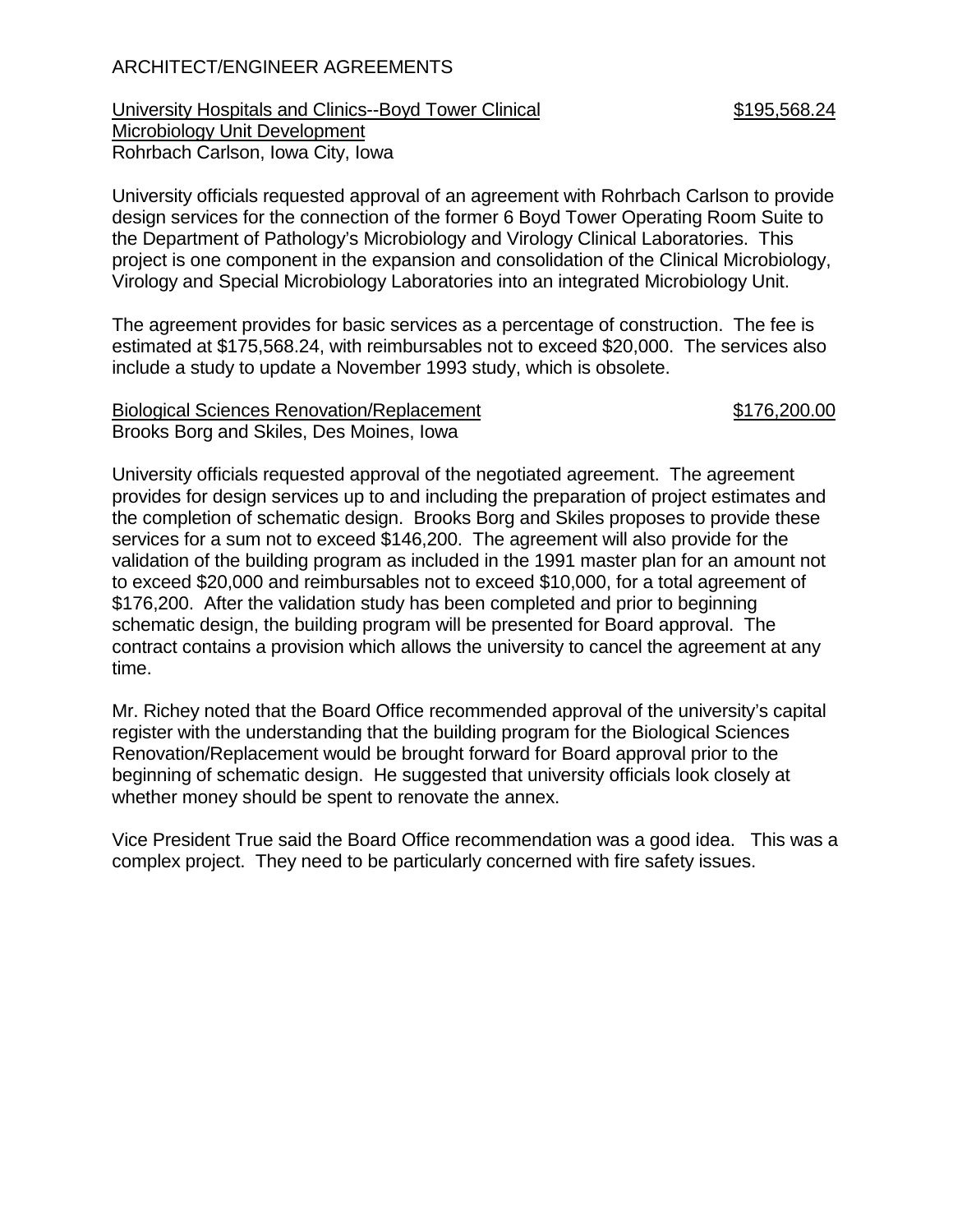ARCHITECT/ENGINEER AGREEMENTS

University Hospitals and Clinics--Boyd Tower Clinical Microbiology Unit Development — $195,568.24
Rohrbach Carlson, Iowa City, Iowa

University officials requested approval of an agreement with Rohrbach Carlson to provide design services for the connection of the former 6 Boyd Tower Operating Room Suite to the Department of Pathology's Microbiology and Virology Clinical Laboratories. This project is one component in the expansion and consolidation of the Clinical Microbiology, Virology and Special Microbiology Laboratories into an integrated Microbiology Unit.

The agreement provides for basic services as a percentage of construction. The fee is estimated at $175,568.24, with reimbursables not to exceed $20,000. The services also include a study to update a November 1993 study, which is obsolete.

Biological Sciences Renovation/Replacement — $176,200.00
Brooks Borg and Skiles, Des Moines, Iowa

University officials requested approval of the negotiated agreement. The agreement provides for design services up to and including the preparation of project estimates and the completion of schematic design. Brooks Borg and Skiles proposes to provide these services for a sum not to exceed $146,200. The agreement will also provide for the validation of the building program as included in the 1991 master plan for an amount not to exceed $20,000 and reimbursables not to exceed $10,000, for a total agreement of $176,200. After the validation study has been completed and prior to beginning schematic design, the building program will be presented for Board approval. The contract contains a provision which allows the university to cancel the agreement at any time.

Mr. Richey noted that the Board Office recommended approval of the university's capital register with the understanding that the building program for the Biological Sciences Renovation/Replacement would be brought forward for Board approval prior to the beginning of schematic design. He suggested that university officials look closely at whether money should be spent to renovate the annex.

Vice President True said the Board Office recommendation was a good idea. This was a complex project. They need to be particularly concerned with fire safety issues.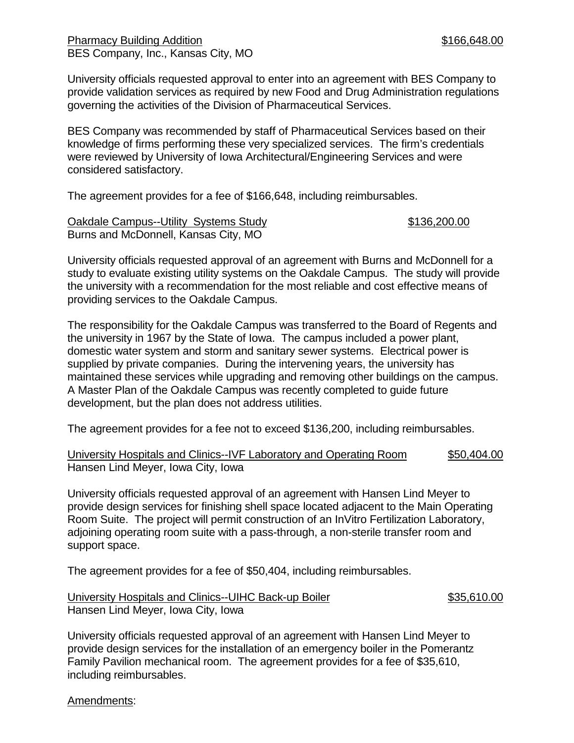Pharmacy Building Addition $166,648.00
BES Company, Inc., Kansas City, MO

University officials requested approval to enter into an agreement with BES Company to provide validation services as required by new Food and Drug Administration regulations governing the activities of the Division of Pharmaceutical Services.

BES Company was recommended by staff of Pharmaceutical Services based on their knowledge of firms performing these very specialized services. The firm's credentials were reviewed by University of Iowa Architectural/Engineering Services and were considered satisfactory.

The agreement provides for a fee of $166,648, including reimbursables.

Oakdale Campus--Utility Systems Study $136,200.00
Burns and McDonnell, Kansas City, MO

University officials requested approval of an agreement with Burns and McDonnell for a study to evaluate existing utility systems on the Oakdale Campus. The study will provide the university with a recommendation for the most reliable and cost effective means of providing services to the Oakdale Campus.

The responsibility for the Oakdale Campus was transferred to the Board of Regents and the university in 1967 by the State of Iowa. The campus included a power plant, domestic water system and storm and sanitary sewer systems. Electrical power is supplied by private companies. During the intervening years, the university has maintained these services while upgrading and removing other buildings on the campus. A Master Plan of the Oakdale Campus was recently completed to guide future development, but the plan does not address utilities.

The agreement provides for a fee not to exceed $136,200, including reimbursables.

University Hospitals and Clinics--IVF Laboratory and Operating Room $50,404.00
Hansen Lind Meyer, Iowa City, Iowa

University officials requested approval of an agreement with Hansen Lind Meyer to provide design services for finishing shell space located adjacent to the Main Operating Room Suite. The project will permit construction of an InVitro Fertilization Laboratory, adjoining operating room suite with a pass-through, a non-sterile transfer room and support space.

The agreement provides for a fee of $50,404, including reimbursables.

University Hospitals and Clinics--UIHC Back-up Boiler $35,610.00
Hansen Lind Meyer, Iowa City, Iowa

University officials requested approval of an agreement with Hansen Lind Meyer to provide design services for the installation of an emergency boiler in the Pomerantz Family Pavilion mechanical room. The agreement provides for a fee of $35,610, including reimbursables.

Amendments: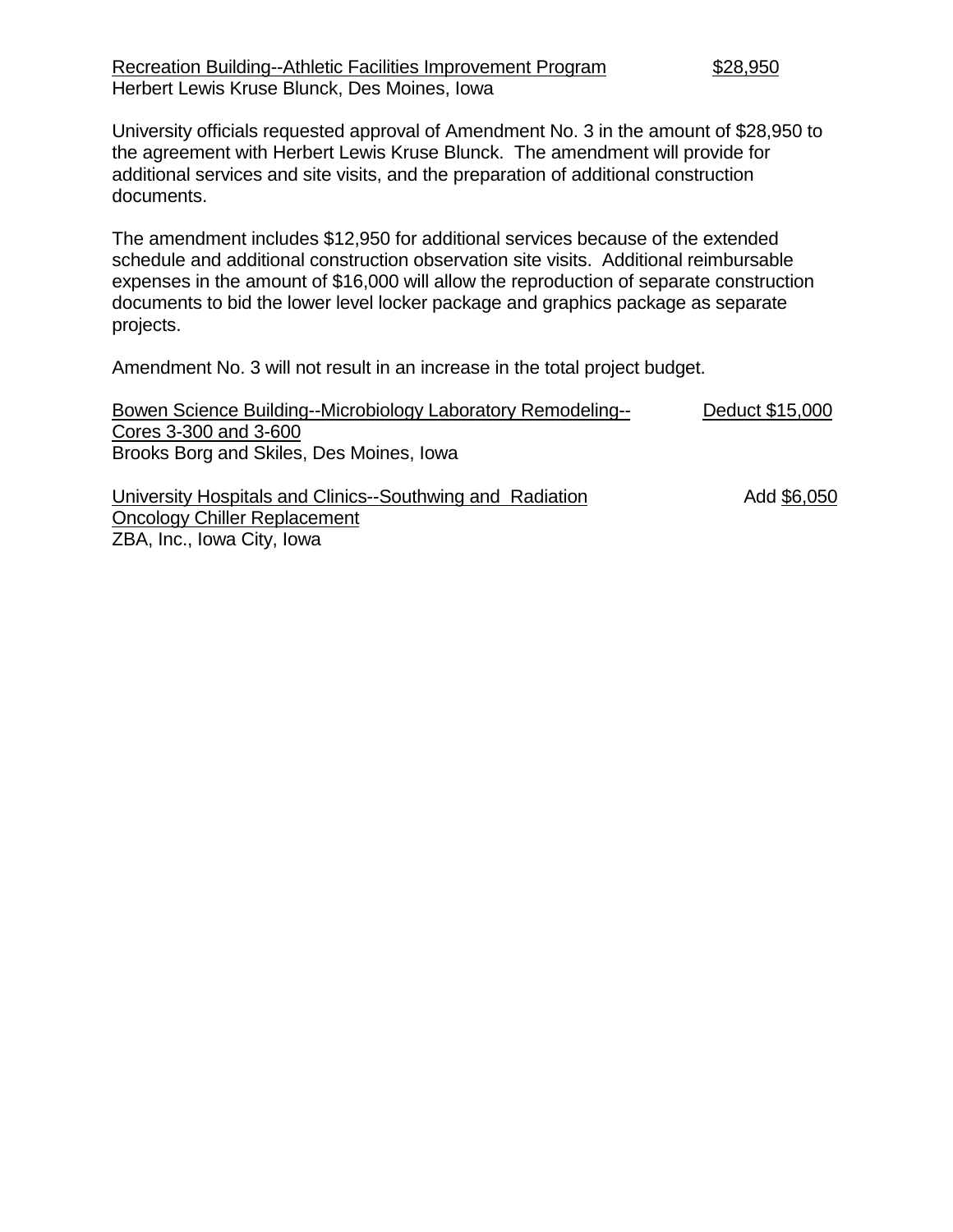Recreation Building--Athletic Facilities Improvement Program $28,950
Herbert Lewis Kruse Blunck, Des Moines, Iowa

University officials requested approval of Amendment No. 3 in the amount of $28,950 to the agreement with Herbert Lewis Kruse Blunck. The amendment will provide for additional services and site visits, and the preparation of additional construction documents.

The amendment includes $12,950 for additional services because of the extended schedule and additional construction observation site visits. Additional reimbursable expenses in the amount of $16,000 will allow the reproduction of separate construction documents to bid the lower level locker package and graphics package as separate projects.

Amendment No. 3 will not result in an increase in the total project budget.

Bowen Science Building--Microbiology Laboratory Remodeling--Cores 3-300 and 3-600 Deduct $15,000
Brooks Borg and Skiles, Des Moines, Iowa

University Hospitals and Clinics--Southwing and Radiation Oncology Chiller Replacement Add $6,050
ZBA, Inc., Iowa City, Iowa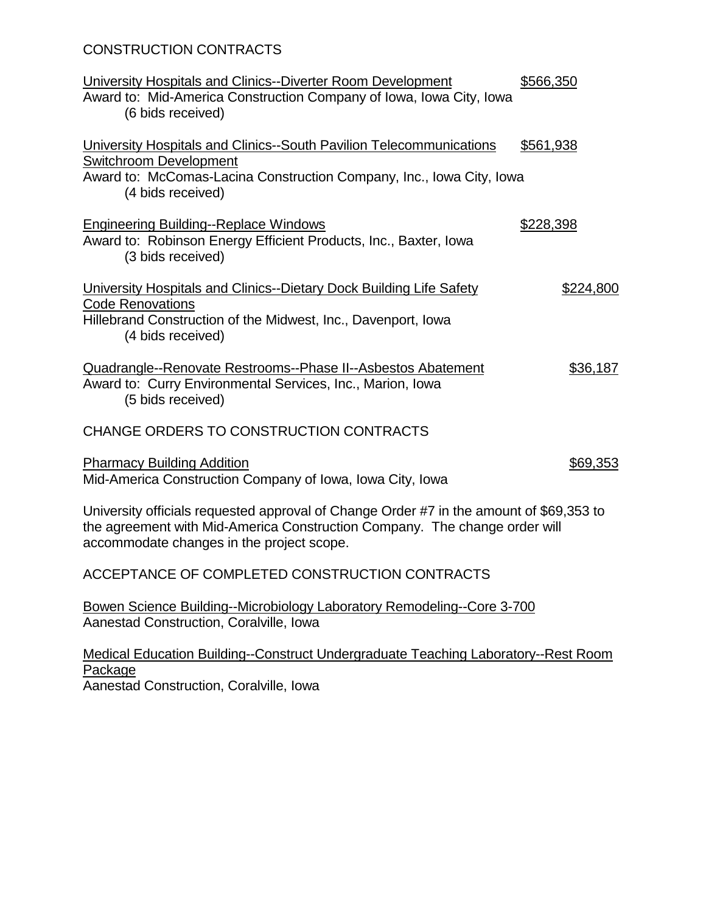CONSTRUCTION CONTRACTS

<u>University Hospitals and Clinics--Diverter Room Development</u> $566,350
Award to: Mid-America Construction Company of Iowa, Iowa City, Iowa
(6 bids received)

<u>University Hospitals and Clinics--South Pavilion Telecommunications Switchroom Development</u> $561,938
Award to: McComas-Lacina Construction Company, Inc., Iowa City, Iowa
(4 bids received)

<u>Engineering Building--Replace Windows</u> $228,398
Award to: Robinson Energy Efficient Products, Inc., Baxter, Iowa
(3 bids received)

<u>University Hospitals and Clinics--Dietary Dock Building Life Safety Code Renovations</u> $224,800
Hillebrand Construction of the Midwest, Inc., Davenport, Iowa
(4 bids received)

<u>Quadrangle--Renovate Restrooms--Phase II--Asbestos Abatement</u> $36,187
Award to: Curry Environmental Services, Inc., Marion, Iowa
(5 bids received)

CHANGE ORDERS TO CONSTRUCTION CONTRACTS

<u>Pharmacy Building Addition</u> $69,353
Mid-America Construction Company of Iowa, Iowa City, Iowa

University officials requested approval of Change Order #7 in the amount of $69,353 to the agreement with Mid-America Construction Company. The change order will accommodate changes in the project scope.

ACCEPTANCE OF COMPLETED CONSTRUCTION CONTRACTS

<u>Bowen Science Building--Microbiology Laboratory Remodeling--Core 3-700</u>
Aanestad Construction, Coralville, Iowa

<u>Medical Education Building--Construct Undergraduate Teaching Laboratory--Rest Room Package</u>
Aanestad Construction, Coralville, Iowa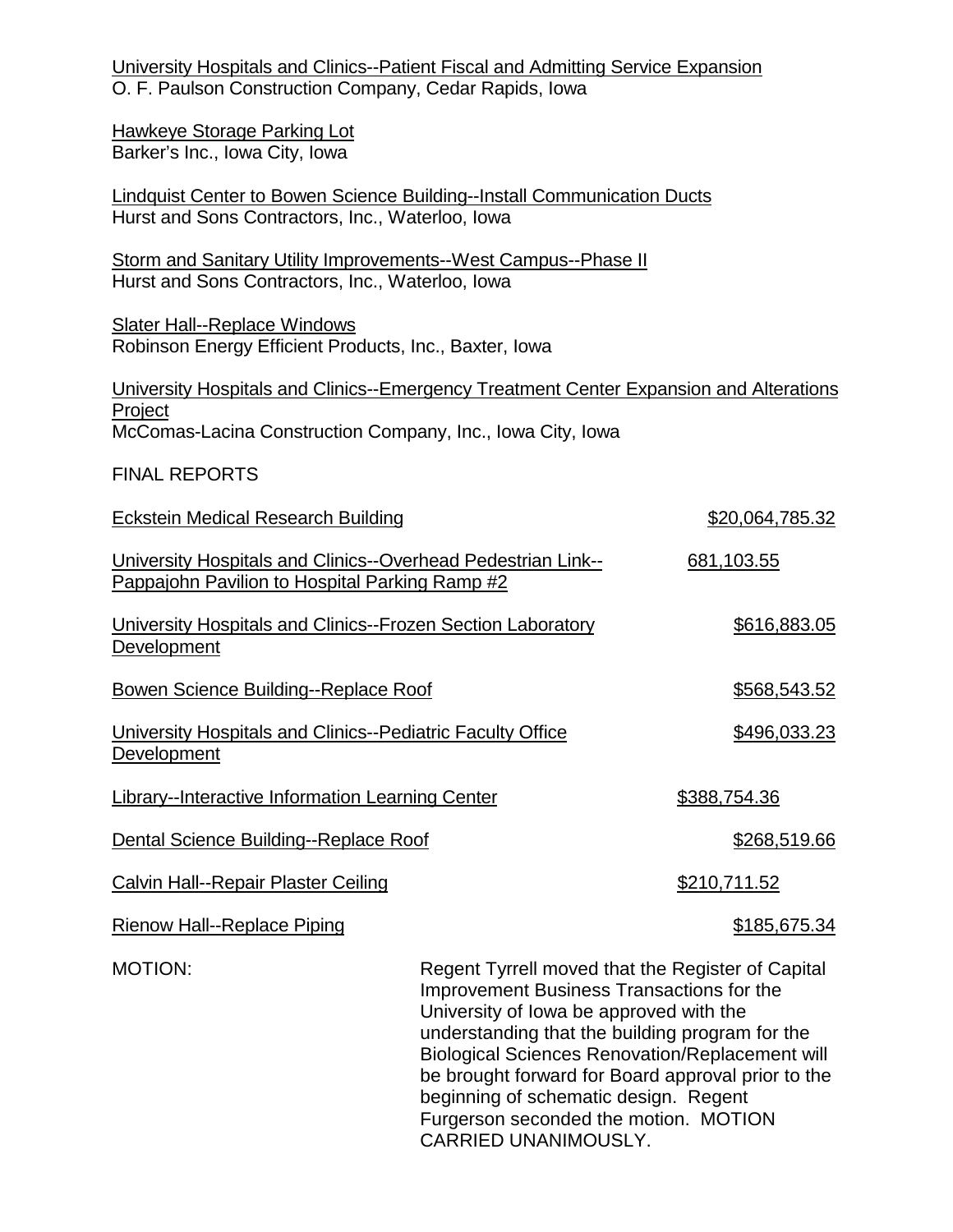University Hospitals and Clinics--Patient Fiscal and Admitting Service Expansion
O. F. Paulson Construction Company, Cedar Rapids, Iowa

Hawkeye Storage Parking Lot
Barker's Inc., Iowa City, Iowa

Lindquist Center to Bowen Science Building--Install Communication Ducts
Hurst and Sons Contractors, Inc., Waterloo, Iowa

Storm and Sanitary Utility Improvements--West Campus--Phase II
Hurst and Sons Contractors, Inc., Waterloo, Iowa

Slater Hall--Replace Windows
Robinson Energy Efficient Products, Inc., Baxter, Iowa

University Hospitals and Clinics--Emergency Treatment Center Expansion and Alterations Project
McComas-Lacina Construction Company, Inc., Iowa City, Iowa

FINAL REPORTS

| | |
|---|---|
| Eckstein Medical Research Building | $20,064,785.32 |
| University Hospitals and Clinics--Overhead Pedestrian Link--Pappajohn Pavilion to Hospital Parking Ramp #2 | 681,103.55 |
| University Hospitals and Clinics--Frozen Section Laboratory Development | $616,883.05 |
| Bowen Science Building--Replace Roof | $568,543.52 |
| University Hospitals and Clinics--Pediatric Faculty Office Development | $496,033.23 |
| Library--Interactive Information Learning Center | $388,754.36 |
| Dental Science Building--Replace Roof | $268,519.66 |
| Calvin Hall--Repair Plaster Ceiling | $210,711.52 |
| Rienow Hall--Replace Piping | $185,675.34 |

MOTION: Regent Tyrrell moved that the Register of Capital Improvement Business Transactions for the University of Iowa be approved with the understanding that the building program for the Biological Sciences Renovation/Replacement will be brought forward for Board approval prior to the beginning of schematic design. Regent Furgerson seconded the motion. MOTION CARRIED UNANIMOUSLY.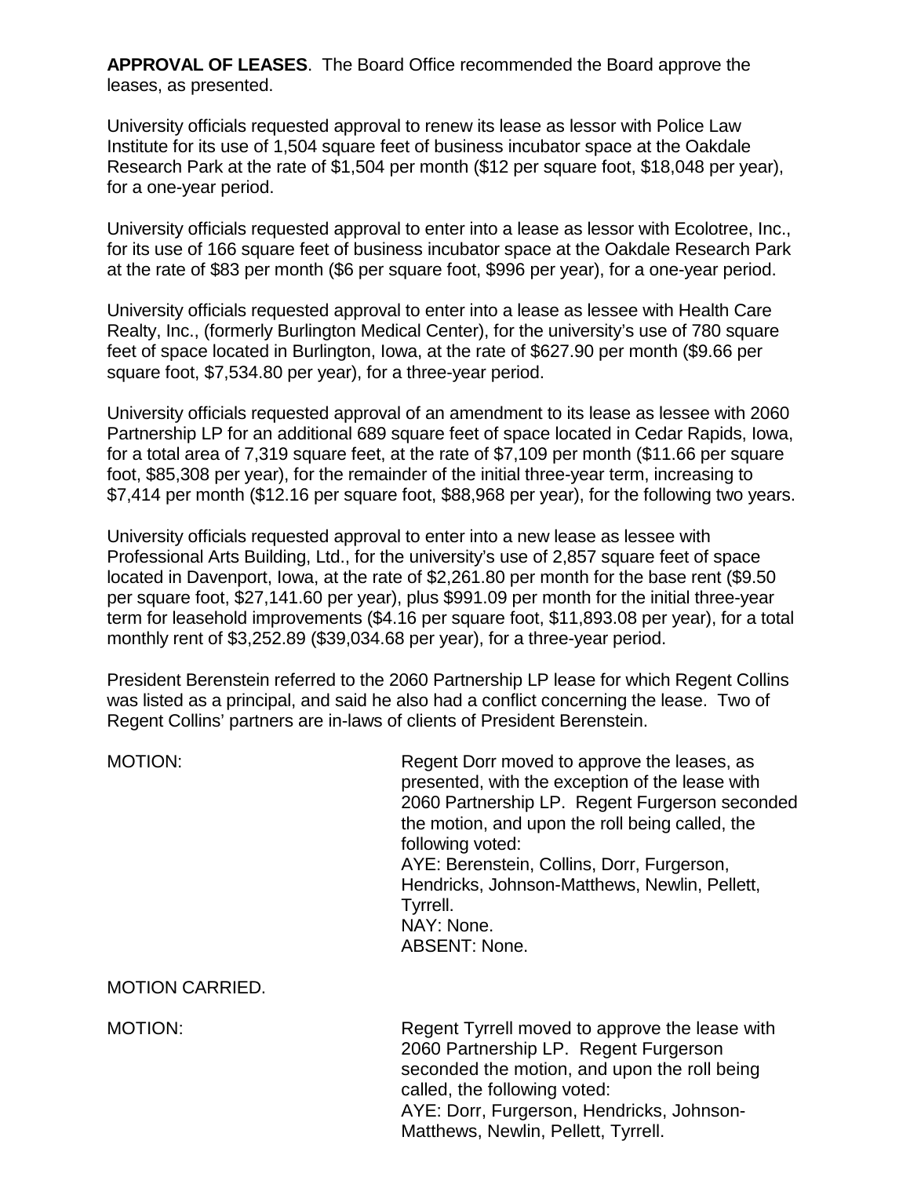**APPROVAL OF LEASES**. The Board Office recommended the Board approve the leases, as presented.

University officials requested approval to renew its lease as lessor with Police Law Institute for its use of 1,504 square feet of business incubator space at the Oakdale Research Park at the rate of $1,504 per month ($12 per square foot, $18,048 per year), for a one-year period.

University officials requested approval to enter into a lease as lessor with Ecolotree, Inc., for its use of 166 square feet of business incubator space at the Oakdale Research Park at the rate of $83 per month ($6 per square foot, $996 per year), for a one-year period.

University officials requested approval to enter into a lease as lessee with Health Care Realty, Inc., (formerly Burlington Medical Center), for the university's use of 780 square feet of space located in Burlington, Iowa, at the rate of $627.90 per month ($9.66 per square foot, $7,534.80 per year), for a three-year period.

University officials requested approval of an amendment to its lease as lessee with 2060 Partnership LP for an additional 689 square feet of space located in Cedar Rapids, Iowa, for a total area of 7,319 square feet, at the rate of $7,109 per month ($11.66 per square foot, $85,308 per year), for the remainder of the initial three-year term, increasing to $7,414 per month ($12.16 per square foot, $88,968 per year), for the following two years.

University officials requested approval to enter into a new lease as lessee with Professional Arts Building, Ltd., for the university's use of 2,857 square feet of space located in Davenport, Iowa, at the rate of $2,261.80 per month for the base rent ($9.50 per square foot, $27,141.60 per year), plus $991.09 per month for the initial three-year term for leasehold improvements ($4.16 per square foot, $11,893.08 per year), for a total monthly rent of $3,252.89 ($39,034.68 per year), for a three-year period.

President Berenstein referred to the 2060 Partnership LP lease for which Regent Collins was listed as a principal, and said he also had a conflict concerning the lease. Two of Regent Collins' partners are in-laws of clients of President Berenstein.

MOTION: Regent Dorr moved to approve the leases, as presented, with the exception of the lease with 2060 Partnership LP. Regent Furgerson seconded the motion, and upon the roll being called, the following voted:
AYE: Berenstein, Collins, Dorr, Furgerson, Hendricks, Johnson-Matthews, Newlin, Pellett, Tyrrell.
NAY: None.
ABSENT: None.

MOTION CARRIED.

MOTION: Regent Tyrrell moved to approve the lease with 2060 Partnership LP. Regent Furgerson seconded the motion, and upon the roll being called, the following voted:
AYE: Dorr, Furgerson, Hendricks, Johnson-Matthews, Newlin, Pellett, Tyrrell.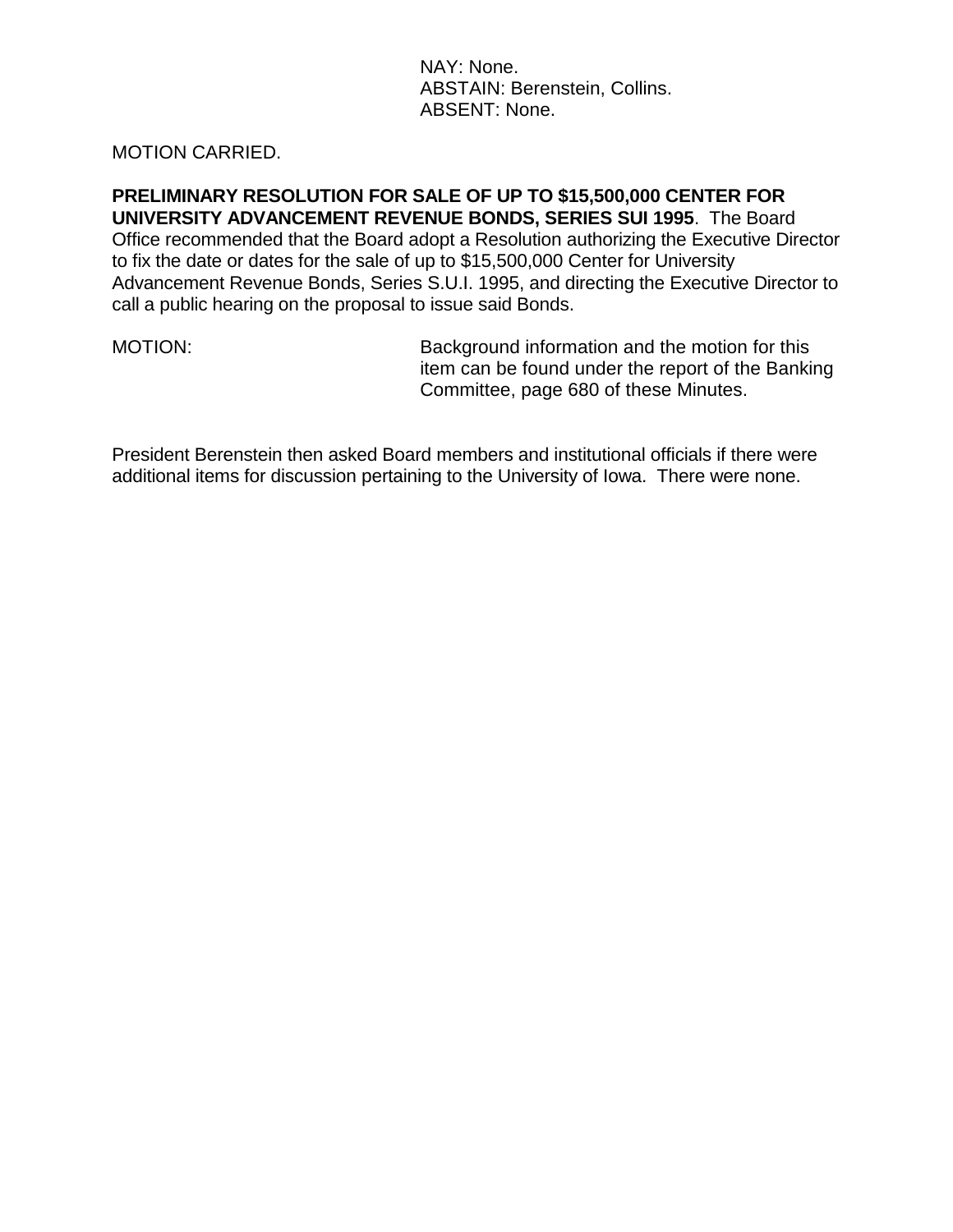NAY: None.
ABSTAIN: Berenstein, Collins.
ABSENT: None.

MOTION CARRIED.

**PRELIMINARY RESOLUTION FOR SALE OF UP TO $15,500,000 CENTER FOR UNIVERSITY ADVANCEMENT REVENUE BONDS, SERIES SUI 1995**. The Board Office recommended that the Board adopt a Resolution authorizing the Executive Director to fix the date or dates for the sale of up to $15,500,000 Center for University Advancement Revenue Bonds, Series S.U.I. 1995, and directing the Executive Director to call a public hearing on the proposal to issue said Bonds.

MOTION: Background information and the motion for this item can be found under the report of the Banking Committee, page 680 of these Minutes.

President Berenstein then asked Board members and institutional officials if there were additional items for discussion pertaining to the University of Iowa. There were none.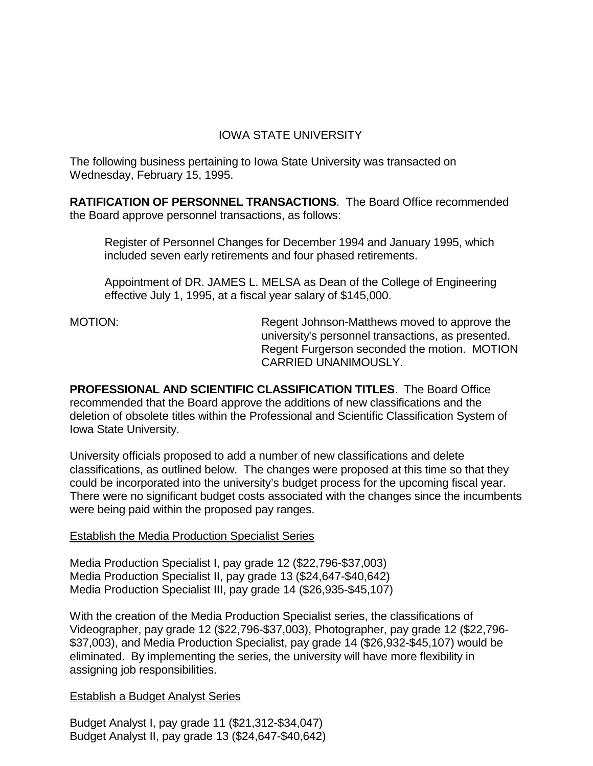IOWA STATE UNIVERSITY

The following business pertaining to Iowa State University was transacted on Wednesday, February 15, 1995.

**RATIFICATION OF PERSONNEL TRANSACTIONS**. The Board Office recommended the Board approve personnel transactions, as follows:

> Register of Personnel Changes for December 1994 and January 1995, which included seven early retirements and four phased retirements.
>
> Appointment of DR. JAMES L. MELSA as Dean of the College of Engineering effective July 1, 1995, at a fiscal year salary of $145,000.

MOTION: Regent Johnson-Matthews moved to approve the university's personnel transactions, as presented. Regent Furgerson seconded the motion. MOTION CARRIED UNANIMOUSLY.

**PROFESSIONAL AND SCIENTIFIC CLASSIFICATION TITLES**. The Board Office recommended that the Board approve the additions of new classifications and the deletion of obsolete titles within the Professional and Scientific Classification System of Iowa State University.

University officials proposed to add a number of new classifications and delete classifications, as outlined below. The changes were proposed at this time so that they could be incorporated into the university's budget process for the upcoming fiscal year. There were no significant budget costs associated with the changes since the incumbents were being paid within the proposed pay ranges.

<u>Establish the Media Production Specialist Series</u>

Media Production Specialist I, pay grade 12 ($22,796-$37,003)
Media Production Specialist II, pay grade 13 ($24,647-$40,642)
Media Production Specialist III, pay grade 14 ($26,935-$45,107)

With the creation of the Media Production Specialist series, the classifications of Videographer, pay grade 12 ($22,796-$37,003), Photographer, pay grade 12 ($22,796-$37,003), and Media Production Specialist, pay grade 14 ($26,932-$45,107) would be eliminated. By implementing the series, the university will have more flexibility in assigning job responsibilities.

<u>Establish a Budget Analyst Series</u>

Budget Analyst I, pay grade 11 ($21,312-$34,047)
Budget Analyst II, pay grade 13 ($24,647-$40,642)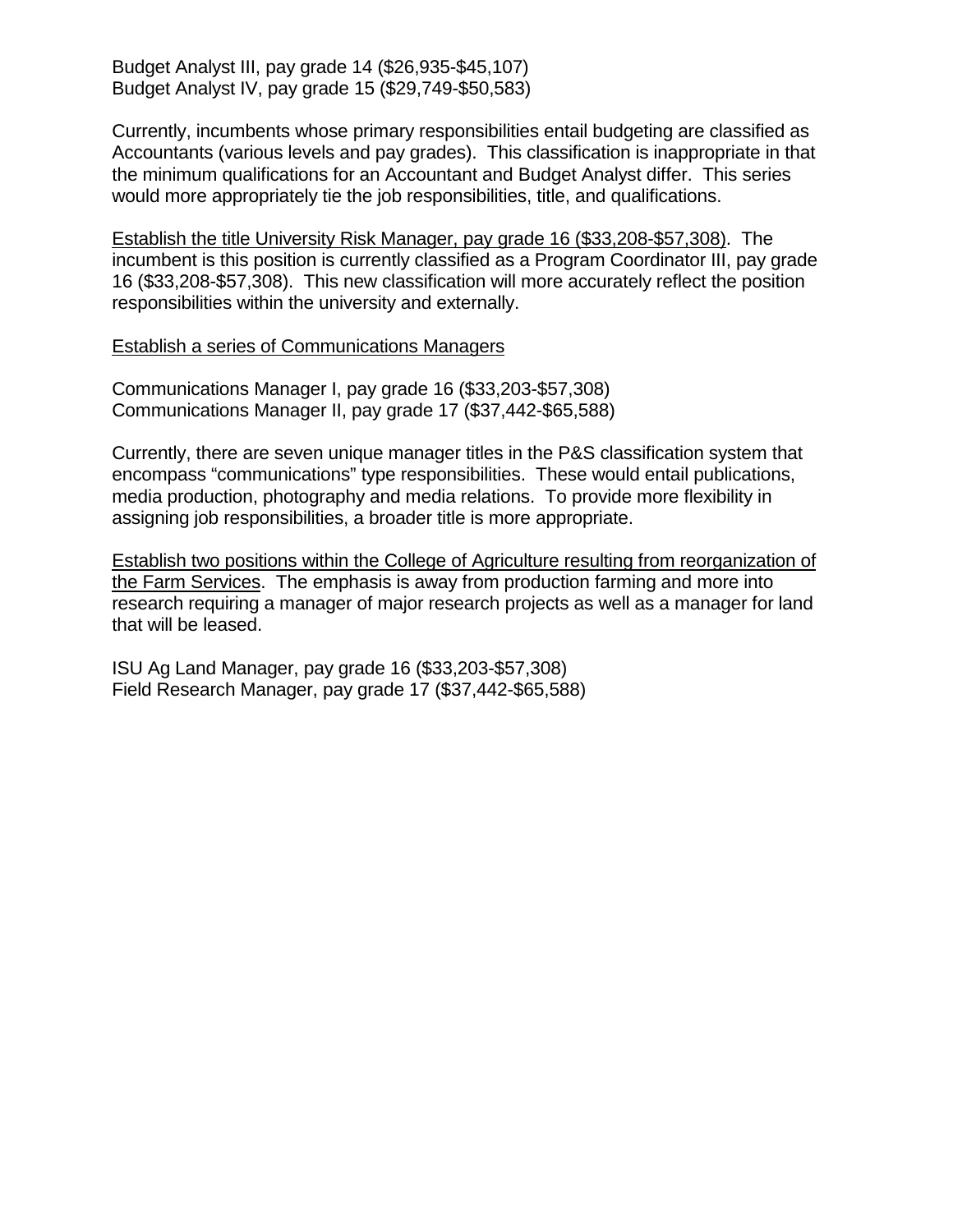Budget Analyst III, pay grade 14 ($26,935-$45,107)
Budget Analyst IV, pay grade 15 ($29,749-$50,583)

Currently, incumbents whose primary responsibilities entail budgeting are classified as Accountants (various levels and pay grades). This classification is inappropriate in that the minimum qualifications for an Accountant and Budget Analyst differ. This series would more appropriately tie the job responsibilities, title, and qualifications.

<u>Establish the title University Risk Manager, pay grade 16 ($33,208-$57,308)</u>. The incumbent is this position is currently classified as a Program Coordinator III, pay grade 16 ($33,208-$57,308). This new classification will more accurately reflect the position responsibilities within the university and externally.

<u>Establish a series of Communications Managers</u>

Communications Manager I, pay grade 16 ($33,203-$57,308)
Communications Manager II, pay grade 17 ($37,442-$65,588)

Currently, there are seven unique manager titles in the P&S classification system that encompass "communications" type responsibilities. These would entail publications, media production, photography and media relations. To provide more flexibility in assigning job responsibilities, a broader title is more appropriate.

<u>Establish two positions within the College of Agriculture resulting from reorganization of the Farm Services</u>. The emphasis is away from production farming and more into research requiring a manager of major research projects as well as a manager for land that will be leased.

ISU Ag Land Manager, pay grade 16 ($33,203-$57,308)
Field Research Manager, pay grade 17 ($37,442-$65,588)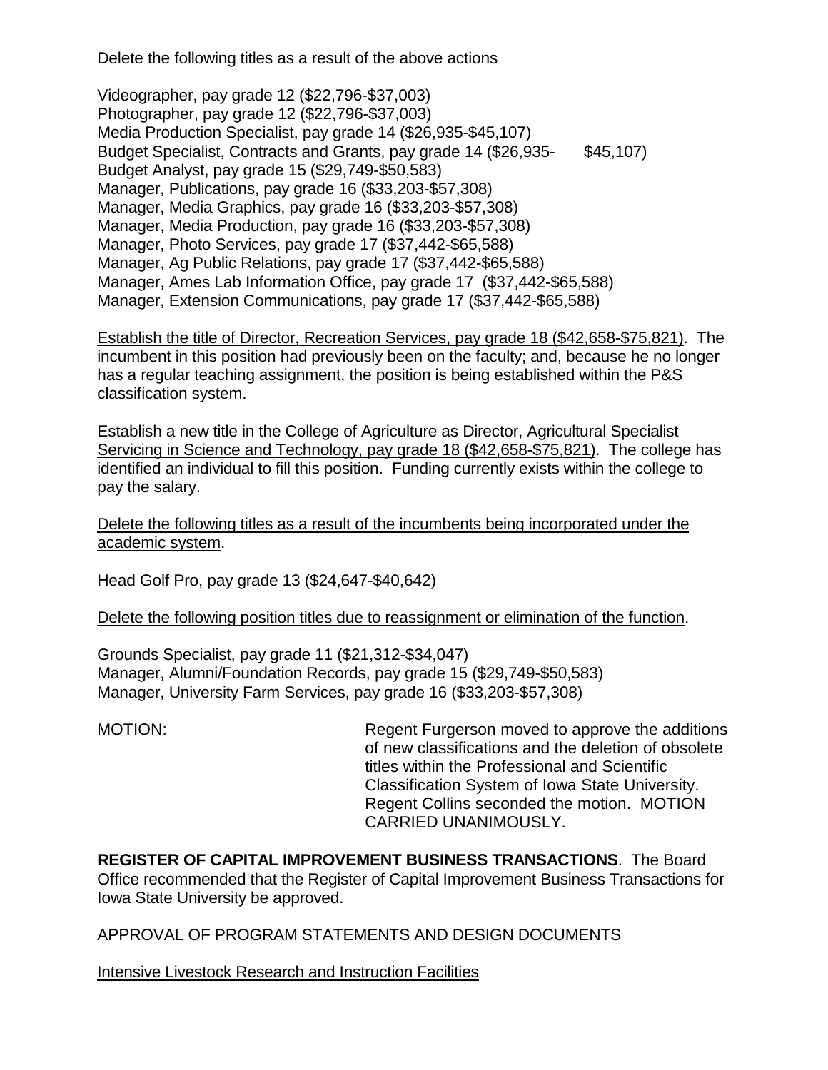Delete the following titles as a result of the above actions

Videographer, pay grade 12 ($22,796-$37,003)
Photographer, pay grade 12 ($22,796-$37,003)
Media Production Specialist, pay grade 14 ($26,935-$45,107)
Budget Specialist, Contracts and Grants, pay grade 14 ($26,935- $45,107)
Budget Analyst, pay grade 15 ($29,749-$50,583)
Manager, Publications, pay grade 16 ($33,203-$57,308)
Manager, Media Graphics, pay grade 16 ($33,203-$57,308)
Manager, Media Production, pay grade 16 ($33,203-$57,308)
Manager, Photo Services, pay grade 17 ($37,442-$65,588)
Manager, Ag Public Relations, pay grade 17 ($37,442-$65,588)
Manager, Ames Lab Information Office, pay grade 17 ($37,442-$65,588)
Manager, Extension Communications, pay grade 17 ($37,442-$65,588)

Establish the title of Director, Recreation Services, pay grade 18 ($42,658-$75,821). The incumbent in this position had previously been on the faculty; and, because he no longer has a regular teaching assignment, the position is being established within the P&S classification system.

Establish a new title in the College of Agriculture as Director, Agricultural Specialist Servicing in Science and Technology, pay grade 18 ($42,658-$75,821). The college has identified an individual to fill this position. Funding currently exists within the college to pay the salary.

Delete the following titles as a result of the incumbents being incorporated under the academic system.

Head Golf Pro, pay grade 13 ($24,647-$40,642)

Delete the following position titles due to reassignment or elimination of the function.

Grounds Specialist, pay grade 11 ($21,312-$34,047)
Manager, Alumni/Foundation Records, pay grade 15 ($29,749-$50,583)
Manager, University Farm Services, pay grade 16 ($33,203-$57,308)

MOTION: Regent Furgerson moved to approve the additions of new classifications and the deletion of obsolete titles within the Professional and Scientific Classification System of Iowa State University. Regent Collins seconded the motion. MOTION CARRIED UNANIMOUSLY.

**REGISTER OF CAPITAL IMPROVEMENT BUSINESS TRANSACTIONS**. The Board Office recommended that the Register of Capital Improvement Business Transactions for Iowa State University be approved.

APPROVAL OF PROGRAM STATEMENTS AND DESIGN DOCUMENTS

Intensive Livestock Research and Instruction Facilities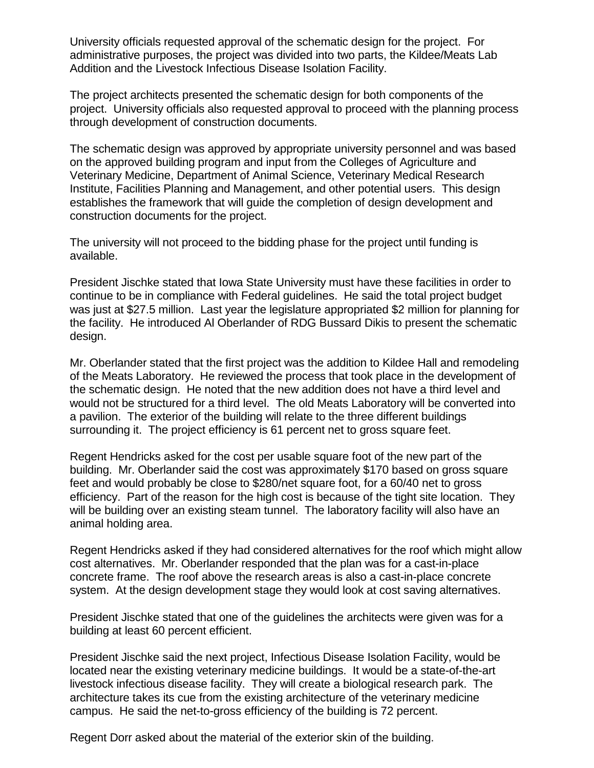University officials requested approval of the schematic design for the project. For administrative purposes, the project was divided into two parts, the Kildee/Meats Lab Addition and the Livestock Infectious Disease Isolation Facility.

The project architects presented the schematic design for both components of the project. University officials also requested approval to proceed with the planning process through development of construction documents.

The schematic design was approved by appropriate university personnel and was based on the approved building program and input from the Colleges of Agriculture and Veterinary Medicine, Department of Animal Science, Veterinary Medical Research Institute, Facilities Planning and Management, and other potential users. This design establishes the framework that will guide the completion of design development and construction documents for the project.

The university will not proceed to the bidding phase for the project until funding is available.

President Jischke stated that Iowa State University must have these facilities in order to continue to be in compliance with Federal guidelines. He said the total project budget was just at $27.5 million. Last year the legislature appropriated $2 million for planning for the facility. He introduced Al Oberlander of RDG Bussard Dikis to present the schematic design.

Mr. Oberlander stated that the first project was the addition to Kildee Hall and remodeling of the Meats Laboratory. He reviewed the process that took place in the development of the schematic design. He noted that the new addition does not have a third level and would not be structured for a third level. The old Meats Laboratory will be converted into a pavilion. The exterior of the building will relate to the three different buildings surrounding it. The project efficiency is 61 percent net to gross square feet.

Regent Hendricks asked for the cost per usable square foot of the new part of the building. Mr. Oberlander said the cost was approximately $170 based on gross square feet and would probably be close to $280/net square foot, for a 60/40 net to gross efficiency. Part of the reason for the high cost is because of the tight site location. They will be building over an existing steam tunnel. The laboratory facility will also have an animal holding area.

Regent Hendricks asked if they had considered alternatives for the roof which might allow cost alternatives. Mr. Oberlander responded that the plan was for a cast-in-place concrete frame. The roof above the research areas is also a cast-in-place concrete system. At the design development stage they would look at cost saving alternatives.

President Jischke stated that one of the guidelines the architects were given was for a building at least 60 percent efficient.

President Jischke said the next project, Infectious Disease Isolation Facility, would be located near the existing veterinary medicine buildings. It would be a state-of-the-art livestock infectious disease facility. They will create a biological research park. The architecture takes its cue from the existing architecture of the veterinary medicine campus. He said the net-to-gross efficiency of the building is 72 percent.

Regent Dorr asked about the material of the exterior skin of the building.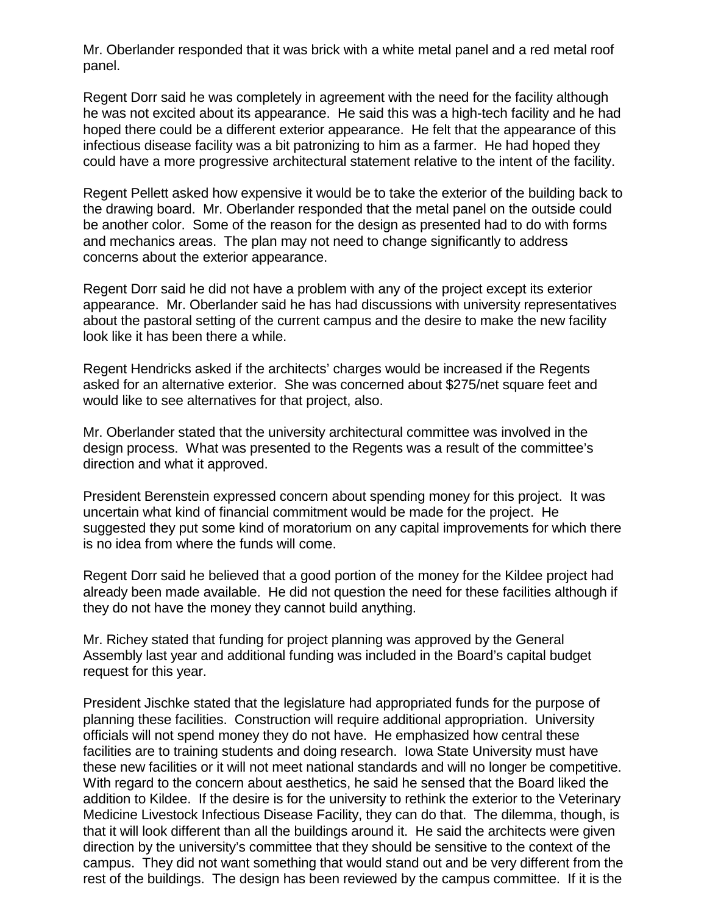Mr. Oberlander responded that it was brick with a white metal panel and a red metal roof panel.

Regent Dorr said he was completely in agreement with the need for the facility although he was not excited about its appearance. He said this was a high-tech facility and he had hoped there could be a different exterior appearance. He felt that the appearance of this infectious disease facility was a bit patronizing to him as a farmer. He had hoped they could have a more progressive architectural statement relative to the intent of the facility.

Regent Pellett asked how expensive it would be to take the exterior of the building back to the drawing board. Mr. Oberlander responded that the metal panel on the outside could be another color. Some of the reason for the design as presented had to do with forms and mechanics areas. The plan may not need to change significantly to address concerns about the exterior appearance.

Regent Dorr said he did not have a problem with any of the project except its exterior appearance. Mr. Oberlander said he has had discussions with university representatives about the pastoral setting of the current campus and the desire to make the new facility look like it has been there a while.

Regent Hendricks asked if the architects' charges would be increased if the Regents asked for an alternative exterior. She was concerned about $275/net square feet and would like to see alternatives for that project, also.

Mr. Oberlander stated that the university architectural committee was involved in the design process. What was presented to the Regents was a result of the committee's direction and what it approved.

President Berenstein expressed concern about spending money for this project. It was uncertain what kind of financial commitment would be made for the project. He suggested they put some kind of moratorium on any capital improvements for which there is no idea from where the funds will come.

Regent Dorr said he believed that a good portion of the money for the Kildee project had already been made available. He did not question the need for these facilities although if they do not have the money they cannot build anything.

Mr. Richey stated that funding for project planning was approved by the General Assembly last year and additional funding was included in the Board's capital budget request for this year.

President Jischke stated that the legislature had appropriated funds for the purpose of planning these facilities. Construction will require additional appropriation. University officials will not spend money they do not have. He emphasized how central these facilities are to training students and doing research. Iowa State University must have these new facilities or it will not meet national standards and will no longer be competitive. With regard to the concern about aesthetics, he said he sensed that the Board liked the addition to Kildee. If the desire is for the university to rethink the exterior to the Veterinary Medicine Livestock Infectious Disease Facility, they can do that. The dilemma, though, is that it will look different than all the buildings around it. He said the architects were given direction by the university's committee that they should be sensitive to the context of the campus. They did not want something that would stand out and be very different from the rest of the buildings. The design has been reviewed by the campus committee. If it is the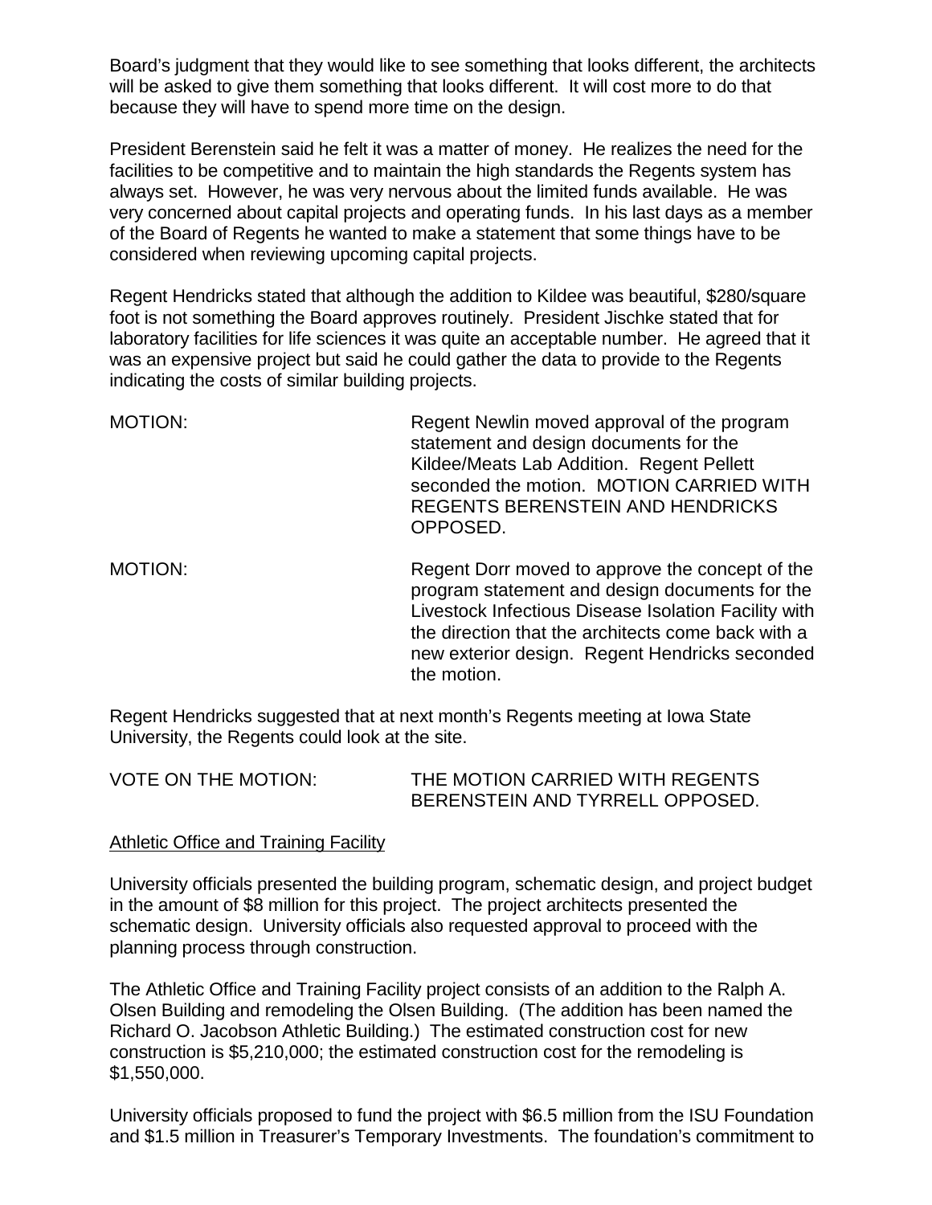Board's judgment that they would like to see something that looks different, the architects will be asked to give them something that looks different. It will cost more to do that because they will have to spend more time on the design.

President Berenstein said he felt it was a matter of money. He realizes the need for the facilities to be competitive and to maintain the high standards the Regents system has always set. However, he was very nervous about the limited funds available. He was very concerned about capital projects and operating funds. In his last days as a member of the Board of Regents he wanted to make a statement that some things have to be considered when reviewing upcoming capital projects.

Regent Hendricks stated that although the addition to Kildee was beautiful, $280/square foot is not something the Board approves routinely. President Jischke stated that for laboratory facilities for life sciences it was quite an acceptable number. He agreed that it was an expensive project but said he could gather the data to provide to the Regents indicating the costs of similar building projects.

MOTION: Regent Newlin moved approval of the program statement and design documents for the Kildee/Meats Lab Addition. Regent Pellett seconded the motion. MOTION CARRIED WITH REGENTS BERENSTEIN AND HENDRICKS OPPOSED.

MOTION: Regent Dorr moved to approve the concept of the program statement and design documents for the Livestock Infectious Disease Isolation Facility with the direction that the architects come back with a new exterior design. Regent Hendricks seconded the motion.

Regent Hendricks suggested that at next month's Regents meeting at Iowa State University, the Regents could look at the site.

VOTE ON THE MOTION: THE MOTION CARRIED WITH REGENTS BERENSTEIN AND TYRRELL OPPOSED.

Athletic Office and Training Facility

University officials presented the building program, schematic design, and project budget in the amount of $8 million for this project. The project architects presented the schematic design. University officials also requested approval to proceed with the planning process through construction.

The Athletic Office and Training Facility project consists of an addition to the Ralph A. Olsen Building and remodeling the Olsen Building. (The addition has been named the Richard O. Jacobson Athletic Building.) The estimated construction cost for new construction is $5,210,000; the estimated construction cost for the remodeling is $1,550,000.

University officials proposed to fund the project with $6.5 million from the ISU Foundation and $1.5 million in Treasurer's Temporary Investments. The foundation's commitment to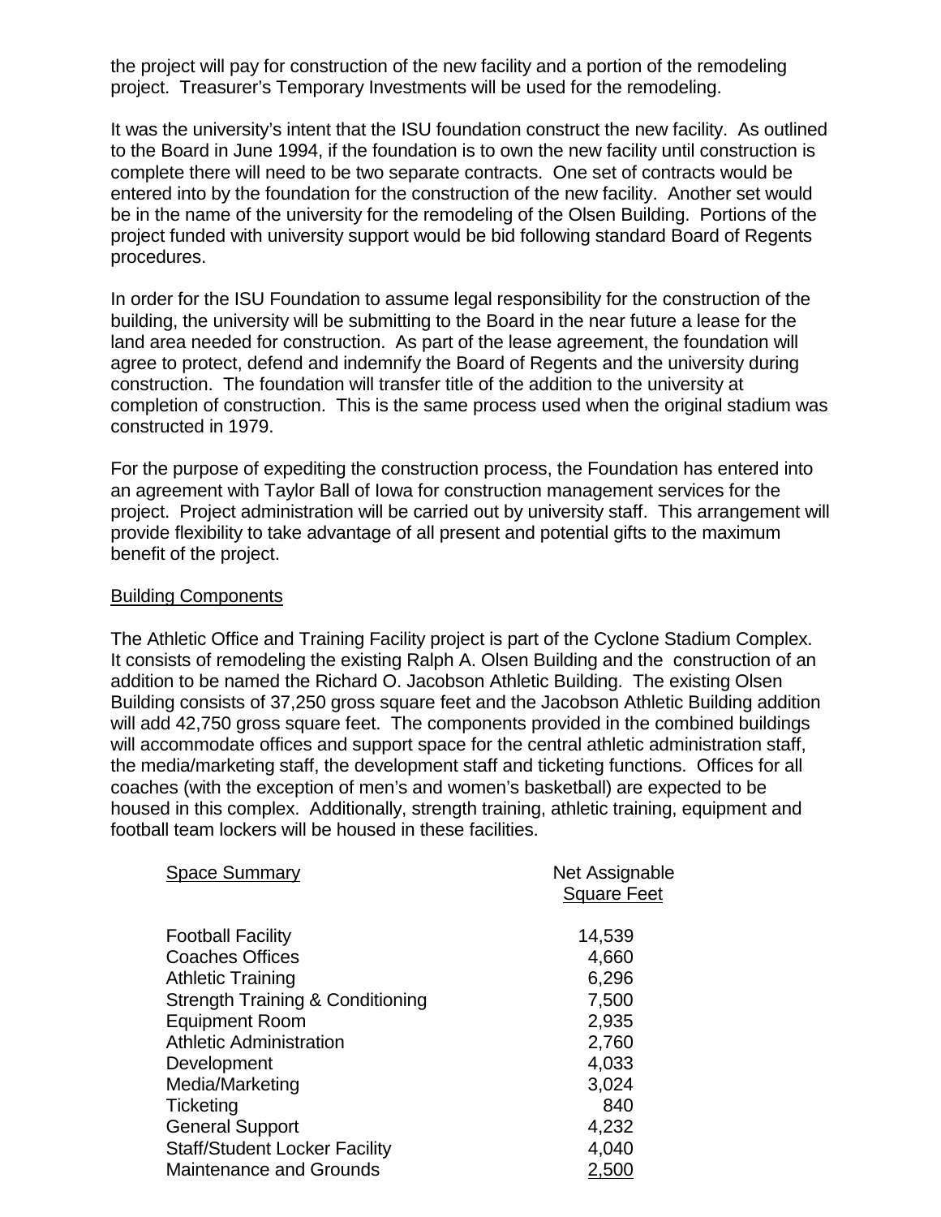the project will pay for construction of the new facility and a portion of the remodeling project. Treasurer's Temporary Investments will be used for the remodeling.

It was the university's intent that the ISU foundation construct the new facility. As outlined to the Board in June 1994, if the foundation is to own the new facility until construction is complete there will need to be two separate contracts. One set of contracts would be entered into by the foundation for the construction of the new facility. Another set would be in the name of the university for the remodeling of the Olsen Building. Portions of the project funded with university support would be bid following standard Board of Regents procedures.

In order for the ISU Foundation to assume legal responsibility for the construction of the building, the university will be submitting to the Board in the near future a lease for the land area needed for construction. As part of the lease agreement, the foundation will agree to protect, defend and indemnify the Board of Regents and the university during construction. The foundation will transfer title of the addition to the university at completion of construction. This is the same process used when the original stadium was constructed in 1979.

For the purpose of expediting the construction process, the Foundation has entered into an agreement with Taylor Ball of Iowa for construction management services for the project. Project administration will be carried out by university staff. This arrangement will provide flexibility to take advantage of all present and potential gifts to the maximum benefit of the project.

Building Components

The Athletic Office and Training Facility project is part of the Cyclone Stadium Complex. It consists of remodeling the existing Ralph A. Olsen Building and the construction of an addition to be named the Richard O. Jacobson Athletic Building. The existing Olsen Building consists of 37,250 gross square feet and the Jacobson Athletic Building addition will add 42,750 gross square feet. The components provided in the combined buildings will accommodate offices and support space for the central athletic administration staff, the media/marketing staff, the development staff and ticketing functions. Offices for all coaches (with the exception of men's and women's basketball) are expected to be housed in this complex. Additionally, strength training, athletic training, equipment and football team lockers will be housed in these facilities.

| Space Summary | Net Assignable Square Feet |
|---|---|
| Football Facility | 14,539 |
| Coaches Offices | 4,660 |
| Athletic Training | 6,296 |
| Strength Training & Conditioning | 7,500 |
| Equipment Room | 2,935 |
| Athletic Administration | 2,760 |
| Development | 4,033 |
| Media/Marketing | 3,024 |
| Ticketing | 840 |
| General Support | 4,232 |
| Staff/Student Locker Facility | 4,040 |
| Maintenance and Grounds | 2,500 |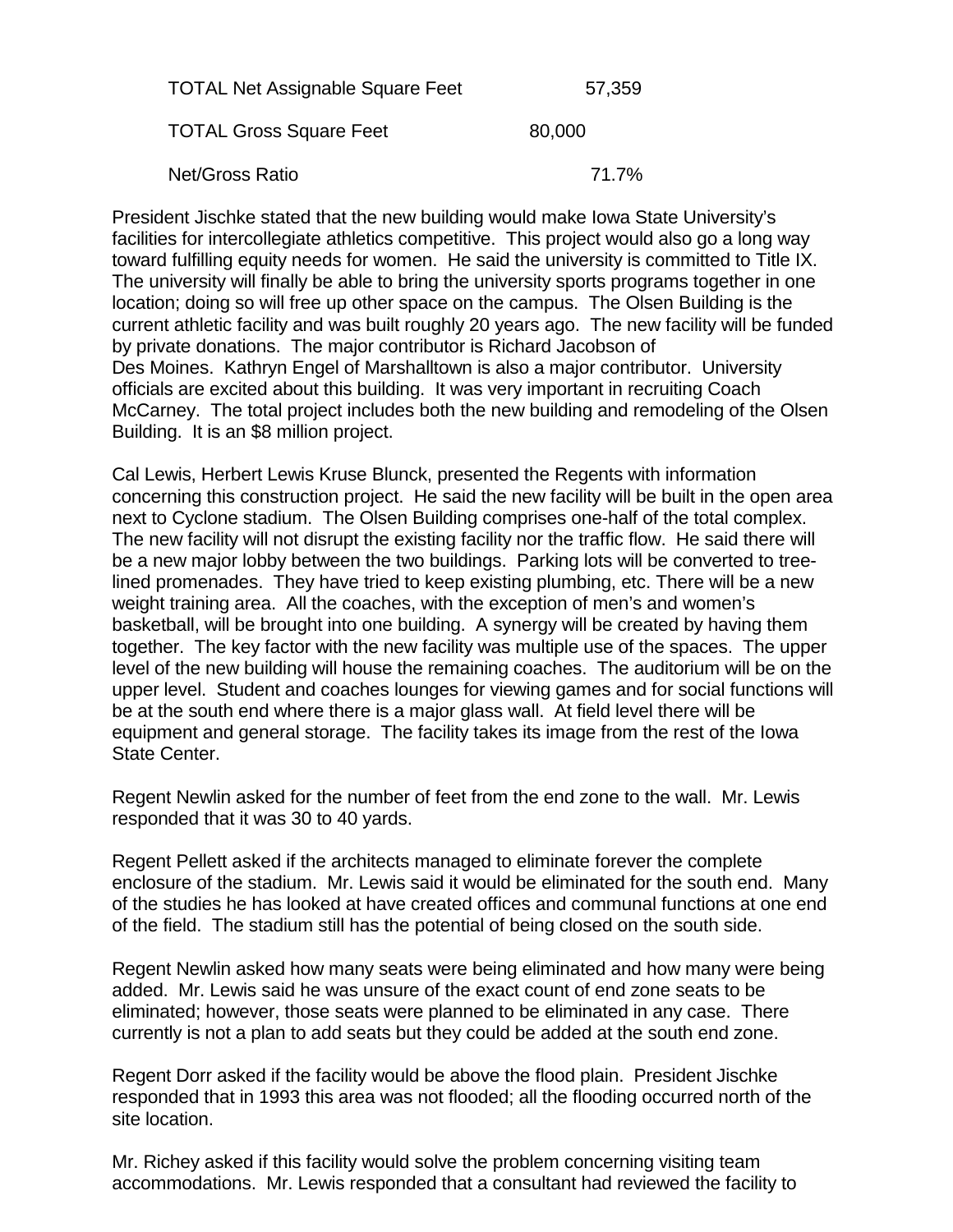| | |
|---|---|
| TOTAL Net Assignable Square Feet | 57,359 |
| TOTAL Gross Square Feet | 80,000 |
| Net/Gross Ratio | 71.7% |

President Jischke stated that the new building would make Iowa State University's facilities for intercollegiate athletics competitive. This project would also go a long way toward fulfilling equity needs for women. He said the university is committed to Title IX. The university will finally be able to bring the university sports programs together in one location; doing so will free up other space on the campus. The Olsen Building is the current athletic facility and was built roughly 20 years ago. The new facility will be funded by private donations. The major contributor is Richard Jacobson of Des Moines. Kathryn Engel of Marshalltown is also a major contributor. University officials are excited about this building. It was very important in recruiting Coach McCarney. The total project includes both the new building and remodeling of the Olsen Building. It is an $8 million project.

Cal Lewis, Herbert Lewis Kruse Blunck, presented the Regents with information concerning this construction project. He said the new facility will be built in the open area next to Cyclone stadium. The Olsen Building comprises one-half of the total complex. The new facility will not disrupt the existing facility nor the traffic flow. He said there will be a new major lobby between the two buildings. Parking lots will be converted to tree-lined promenades. They have tried to keep existing plumbing, etc. There will be a new weight training area. All the coaches, with the exception of men's and women's basketball, will be brought into one building. A synergy will be created by having them together. The key factor with the new facility was multiple use of the spaces. The upper level of the new building will house the remaining coaches. The auditorium will be on the upper level. Student and coaches lounges for viewing games and for social functions will be at the south end where there is a major glass wall. At field level there will be equipment and general storage. The facility takes its image from the rest of the Iowa State Center.

Regent Newlin asked for the number of feet from the end zone to the wall. Mr. Lewis responded that it was 30 to 40 yards.

Regent Pellett asked if the architects managed to eliminate forever the complete enclosure of the stadium. Mr. Lewis said it would be eliminated for the south end. Many of the studies he has looked at have created offices and communal functions at one end of the field. The stadium still has the potential of being closed on the south side.

Regent Newlin asked how many seats were being eliminated and how many were being added. Mr. Lewis said he was unsure of the exact count of end zone seats to be eliminated; however, those seats were planned to be eliminated in any case. There currently is not a plan to add seats but they could be added at the south end zone.

Regent Dorr asked if the facility would be above the flood plain. President Jischke responded that in 1993 this area was not flooded; all the flooding occurred north of the site location.

Mr. Richey asked if this facility would solve the problem concerning visiting team accommodations. Mr. Lewis responded that a consultant had reviewed the facility to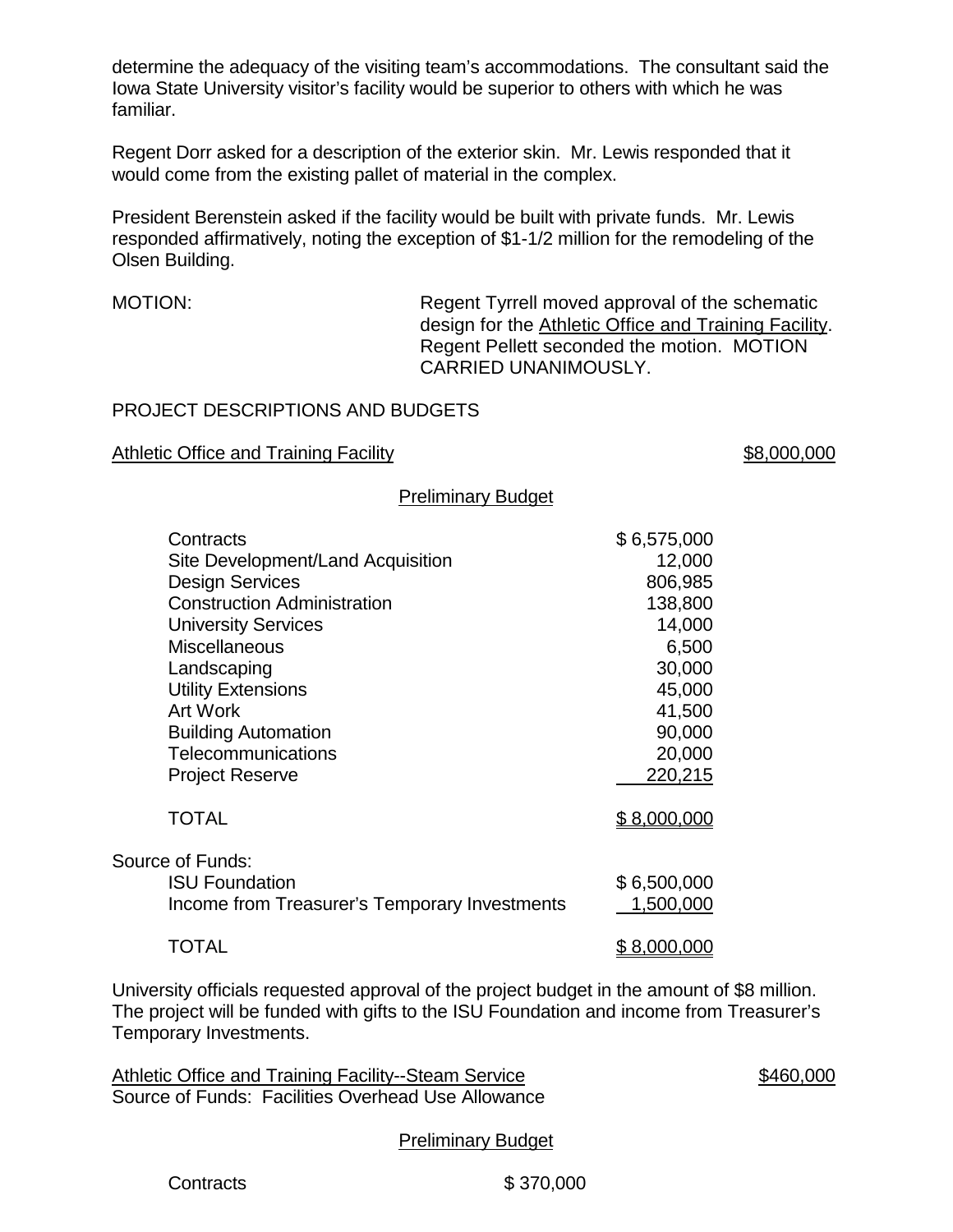determine the adequacy of the visiting team's accommodations. The consultant said the Iowa State University visitor's facility would be superior to others with which he was familiar.

Regent Dorr asked for a description of the exterior skin. Mr. Lewis responded that it would come from the existing pallet of material in the complex.

President Berenstein asked if the facility would be built with private funds. Mr. Lewis responded affirmatively, noting the exception of $1-1/2 million for the remodeling of the Olsen Building.

MOTION: Regent Tyrrell moved approval of the schematic design for the Athletic Office and Training Facility. Regent Pellett seconded the motion. MOTION CARRIED UNANIMOUSLY.

PROJECT DESCRIPTIONS AND BUDGETS

Athletic Office and Training Facility $8,000,000

Preliminary Budget

| | |
|---|---|
| Contracts | $ 6,575,000 |
| Site Development/Land Acquisition | 12,000 |
| Design Services | 806,985 |
| Construction Administration | 138,800 |
| University Services | 14,000 |
| Miscellaneous | 6,500 |
| Landscaping | 30,000 |
| Utility Extensions | 45,000 |
| Art Work | 41,500 |
| Building Automation | 90,000 |
| Telecommunications | 20,000 |
| Project Reserve | 220,215 |
| TOTAL | $ 8,000,000 |

| Source of Funds: | |
|---|---|
| ISU Foundation | $ 6,500,000 |
| Income from Treasurer's Temporary Investments | 1,500,000 |
| TOTAL | $ 8,000,000 |

University officials requested approval of the project budget in the amount of $8 million. The project will be funded with gifts to the ISU Foundation and income from Treasurer's Temporary Investments.

Athletic Office and Training Facility--Steam Service $460,000
Source of Funds: Facilities Overhead Use Allowance

Preliminary Budget

| | |
|---|---|
| Contracts | $ 370,000 |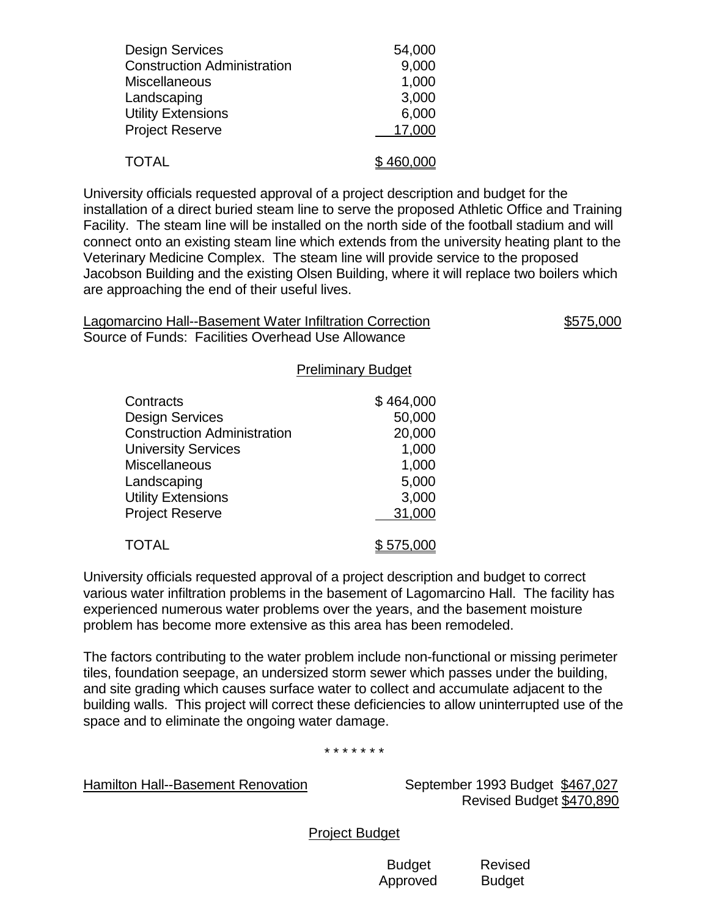| | |
|---|---|
| Design Services | 54,000 |
| Construction Administration | 9,000 |
| Miscellaneous | 1,000 |
| Landscaping | 3,000 |
| Utility Extensions | 6,000 |
| Project Reserve | 17,000 |
| TOTAL | $ 460,000 |

University officials requested approval of a project description and budget for the installation of a direct buried steam line to serve the proposed Athletic Office and Training Facility. The steam line will be installed on the north side of the football stadium and will connect onto an existing steam line which extends from the university heating plant to the Veterinary Medicine Complex. The steam line will provide service to the proposed Jacobson Building and the existing Olsen Building, where it will replace two boilers which are approaching the end of their useful lives.

Lagomarcino Hall--Basement Water Infiltration Correction $575,000
Source of Funds: Facilities Overhead Use Allowance

Preliminary Budget

| | |
|---|---|
| Contracts | $ 464,000 |
| Design Services | 50,000 |
| Construction Administration | 20,000 |
| University Services | 1,000 |
| Miscellaneous | 1,000 |
| Landscaping | 5,000 |
| Utility Extensions | 3,000 |
| Project Reserve | 31,000 |
| TOTAL | $ 575,000 |

University officials requested approval of a project description and budget to correct various water infiltration problems in the basement of Lagomarcino Hall. The facility has experienced numerous water problems over the years, and the basement moisture problem has become more extensive as this area has been remodeled.

The factors contributing to the water problem include non-functional or missing perimeter tiles, foundation seepage, an undersized storm sewer which passes under the building, and site grading which causes surface water to collect and accumulate adjacent to the building walls. This project will correct these deficiencies to allow uninterrupted use of the space and to eliminate the ongoing water damage.

\* \* \* \* \* \* \*

Hamilton Hall--Basement Renovation September 1993 Budget $467,027
Revised Budget $470,890

Project Budget

| | Budget Approved | Revised Budget |
|---|---|---|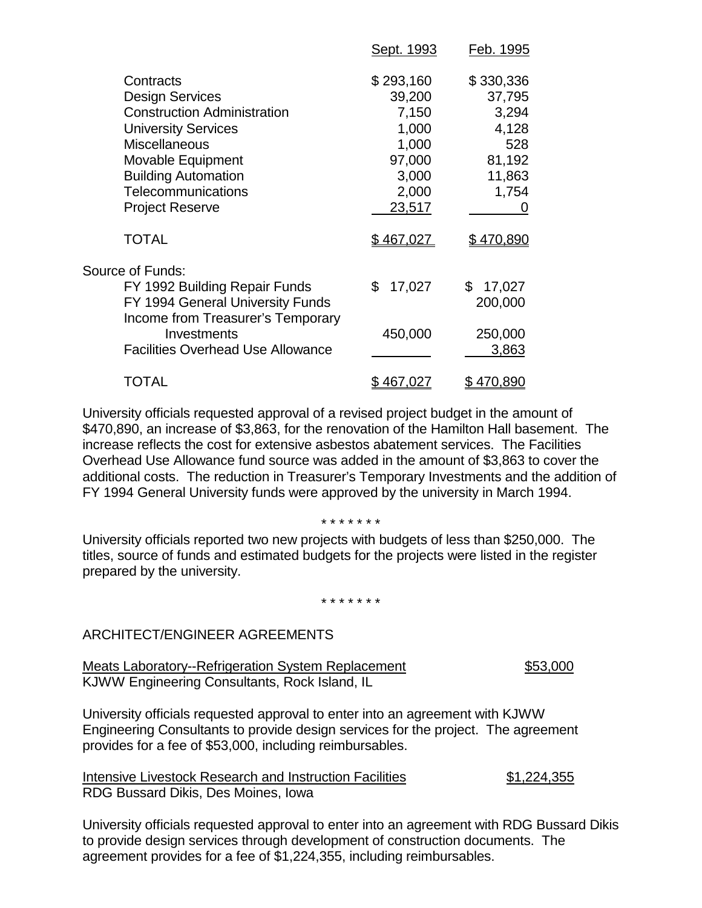| | Sept. 1993 | Feb. 1995 |
|---|---|---|
| Contracts | $ 293,160 | $ 330,336 |
| Design Services | 39,200 | 37,795 |
| Construction Administration | 7,150 | 3,294 |
| University Services | 1,000 | 4,128 |
| Miscellaneous | 1,000 | 528 |
| Movable Equipment | 97,000 | 81,192 |
| Building Automation | 3,000 | 11,863 |
| Telecommunications | 2,000 | 1,754 |
| Project Reserve | 23,517 | 0 |
| TOTAL | $ 467,027 | $ 470,890 |
| Source of Funds: | | |
| FY 1992 Building Repair Funds | $ 17,027 | $ 17,027 |
| FY 1994 General University Funds | | 200,000 |
| Income from Treasurer's Temporary Investments | 450,000 | 250,000 |
| Facilities Overhead Use Allowance | | 3,863 |
| TOTAL | $ 467,027 | $ 470,890 |

University officials requested approval of a revised project budget in the amount of $470,890, an increase of $3,863, for the renovation of the Hamilton Hall basement. The increase reflects the cost for extensive asbestos abatement services. The Facilities Overhead Use Allowance fund source was added in the amount of $3,863 to cover the additional costs. The reduction in Treasurer's Temporary Investments and the addition of FY 1994 General University funds were approved by the university in March 1994.

\* \* \* \* \* \* \*

University officials reported two new projects with budgets of less than $250,000. The titles, source of funds and estimated budgets for the projects were listed in the register prepared by the university.

\* \* \* \* \* \* \*

ARCHITECT/ENGINEER AGREEMENTS

Meats Laboratory--Refrigeration System Replacement — $53,000
KJWW Engineering Consultants, Rock Island, IL

University officials requested approval to enter into an agreement with KJWW Engineering Consultants to provide design services for the project. The agreement provides for a fee of $53,000, including reimbursables.

Intensive Livestock Research and Instruction Facilities — $1,224,355
RDG Bussard Dikis, Des Moines, Iowa

University officials requested approval to enter into an agreement with RDG Bussard Dikis to provide design services through development of construction documents. The agreement provides for a fee of $1,224,355, including reimbursables.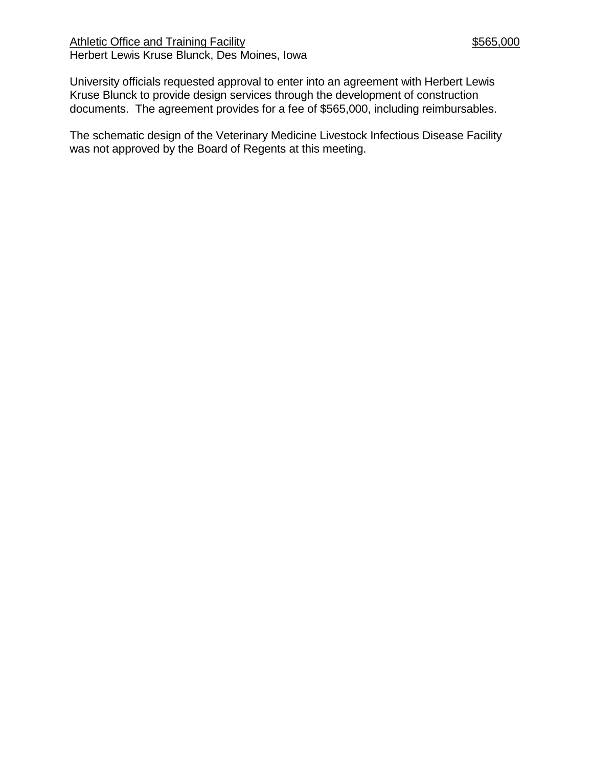<u>Athletic Office and Training Facility</u> <u>$565,000</u>
Herbert Lewis Kruse Blunck, Des Moines, Iowa

University officials requested approval to enter into an agreement with Herbert Lewis Kruse Blunck to provide design services through the development of construction documents. The agreement provides for a fee of $565,000, including reimbursables.

The schematic design of the Veterinary Medicine Livestock Infectious Disease Facility was not approved by the Board of Regents at this meeting.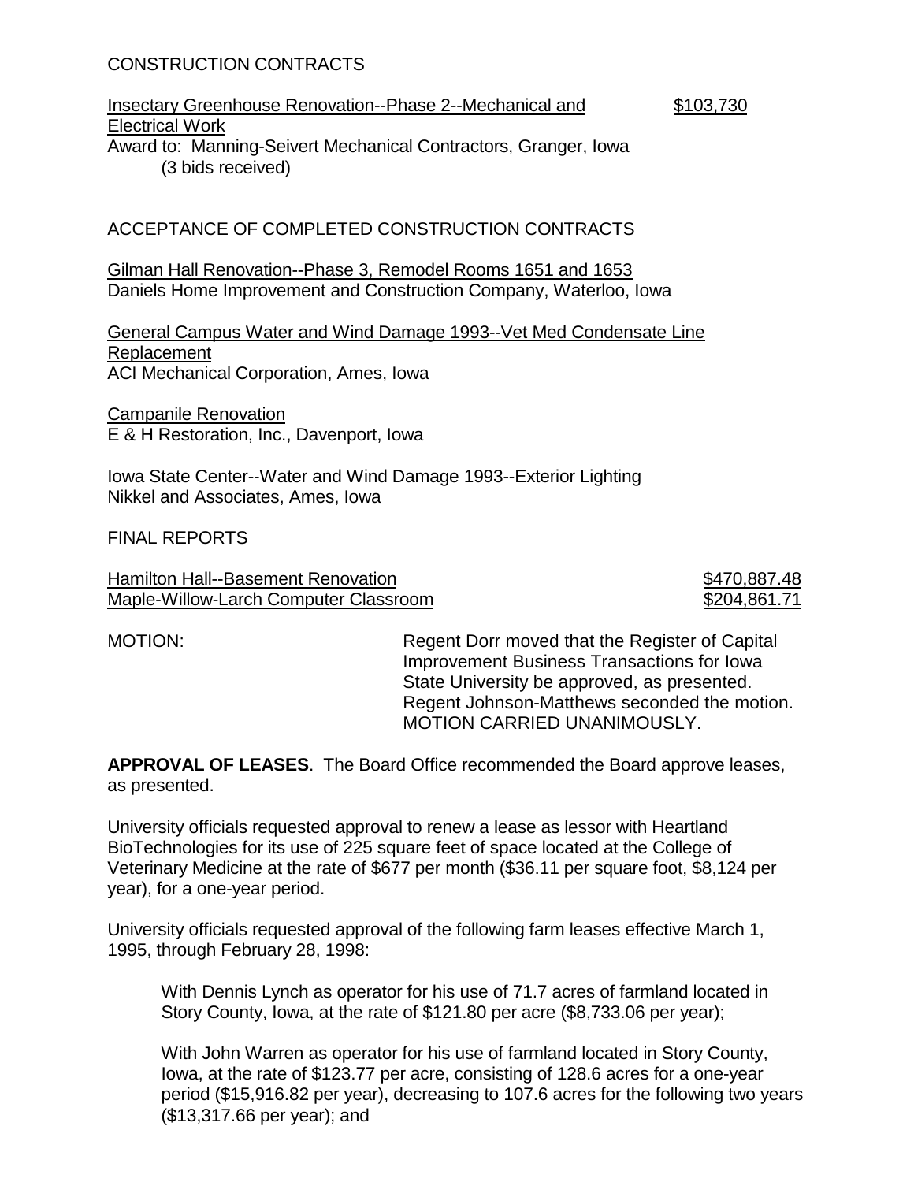CONSTRUCTION CONTRACTS

Insectary Greenhouse Renovation--Phase 2--Mechanical and Electrical Work — $103,730
Award to: Manning-Seivert Mechanical Contractors, Granger, Iowa
(3 bids received)

ACCEPTANCE OF COMPLETED CONSTRUCTION CONTRACTS

Gilman Hall Renovation--Phase 3, Remodel Rooms 1651 and 1653
Daniels Home Improvement and Construction Company, Waterloo, Iowa

General Campus Water and Wind Damage 1993--Vet Med Condensate Line Replacement
ACI Mechanical Corporation, Ames, Iowa

Campanile Renovation
E & H Restoration, Inc., Davenport, Iowa

Iowa State Center--Water and Wind Damage 1993--Exterior Lighting
Nikkel and Associates, Ames, Iowa

FINAL REPORTS

| | |
|---|---|
| Hamilton Hall--Basement Renovation | $470,887.48 |
| Maple-Willow-Larch Computer Classroom | $204,861.71 |

MOTION: Regent Dorr moved that the Register of Capital Improvement Business Transactions for Iowa State University be approved, as presented. Regent Johnson-Matthews seconded the motion. MOTION CARRIED UNANIMOUSLY.

**APPROVAL OF LEASES**. The Board Office recommended the Board approve leases, as presented.

University officials requested approval to renew a lease as lessor with Heartland BioTechnologies for its use of 225 square feet of space located at the College of Veterinary Medicine at the rate of $677 per month ($36.11 per square foot, $8,124 per year), for a one-year period.

University officials requested approval of the following farm leases effective March 1, 1995, through February 28, 1998:

With Dennis Lynch as operator for his use of 71.7 acres of farmland located in Story County, Iowa, at the rate of $121.80 per acre ($8,733.06 per year);

With John Warren as operator for his use of farmland located in Story County, Iowa, at the rate of $123.77 per acre, consisting of 128.6 acres for a one-year period ($15,916.82 per year), decreasing to 107.6 acres for the following two years ($13,317.66 per year); and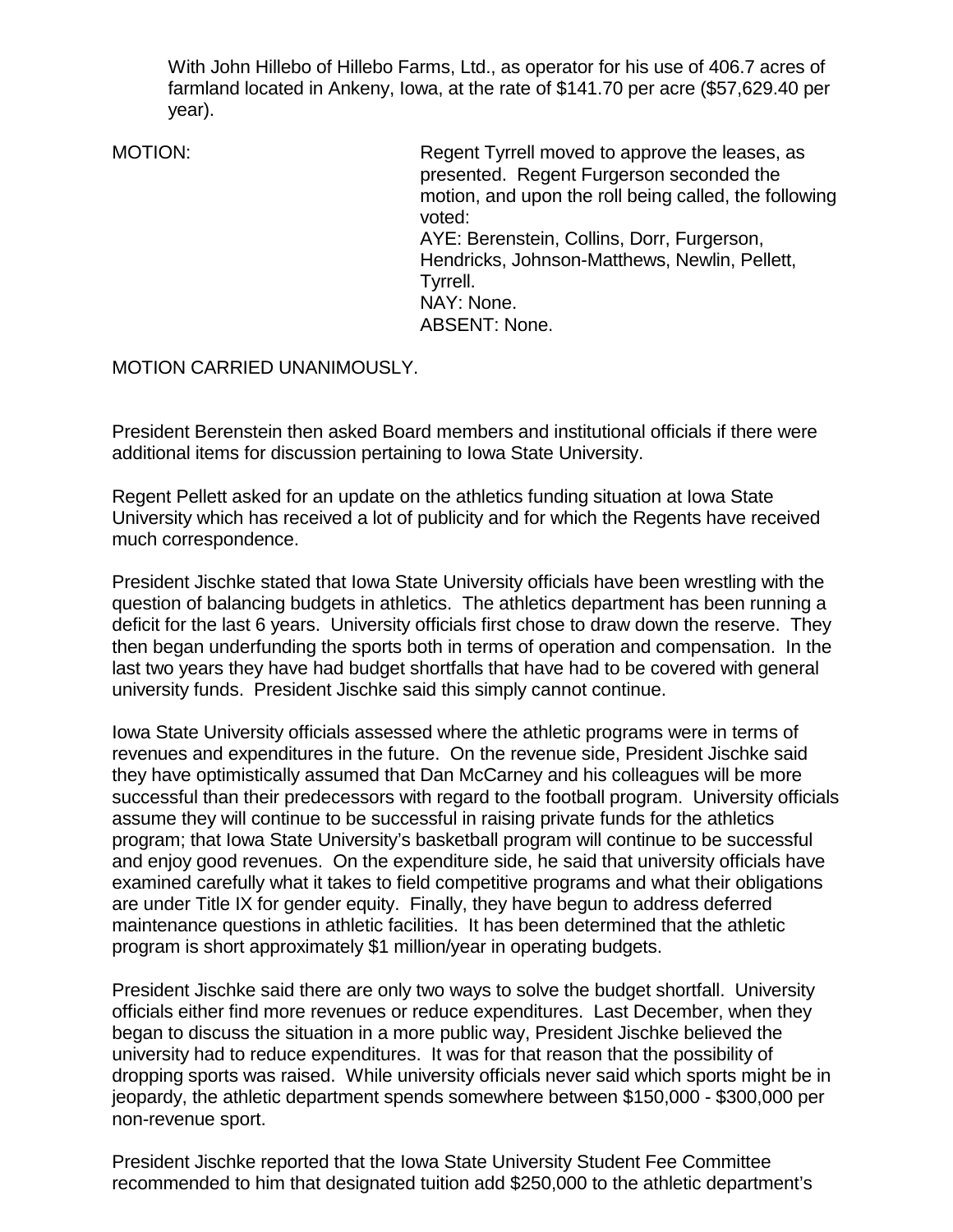With John Hillebo of Hillebo Farms, Ltd., as operator for his use of 406.7 acres of farmland located in Ankeny, Iowa, at the rate of $141.70 per acre ($57,629.40 per year).

MOTION: Regent Tyrrell moved to approve the leases, as presented. Regent Furgerson seconded the motion, and upon the roll being called, the following voted:
AYE: Berenstein, Collins, Dorr, Furgerson, Hendricks, Johnson-Matthews, Newlin, Pellett, Tyrrell.
NAY: None.
ABSENT: None.

MOTION CARRIED UNANIMOUSLY.

President Berenstein then asked Board members and institutional officials if there were additional items for discussion pertaining to Iowa State University.

Regent Pellett asked for an update on the athletics funding situation at Iowa State University which has received a lot of publicity and for which the Regents have received much correspondence.

President Jischke stated that Iowa State University officials have been wrestling with the question of balancing budgets in athletics. The athletics department has been running a deficit for the last 6 years. University officials first chose to draw down the reserve. They then began underfunding the sports both in terms of operation and compensation. In the last two years they have had budget shortfalls that have had to be covered with general university funds. President Jischke said this simply cannot continue.

Iowa State University officials assessed where the athletic programs were in terms of revenues and expenditures in the future. On the revenue side, President Jischke said they have optimistically assumed that Dan McCarney and his colleagues will be more successful than their predecessors with regard to the football program. University officials assume they will continue to be successful in raising private funds for the athletics program; that Iowa State University's basketball program will continue to be successful and enjoy good revenues. On the expenditure side, he said that university officials have examined carefully what it takes to field competitive programs and what their obligations are under Title IX for gender equity. Finally, they have begun to address deferred maintenance questions in athletic facilities. It has been determined that the athletic program is short approximately $1 million/year in operating budgets.

President Jischke said there are only two ways to solve the budget shortfall. University officials either find more revenues or reduce expenditures. Last December, when they began to discuss the situation in a more public way, President Jischke believed the university had to reduce expenditures. It was for that reason that the possibility of dropping sports was raised. While university officials never said which sports might be in jeopardy, the athletic department spends somewhere between $150,000 - $300,000 per non-revenue sport.

President Jischke reported that the Iowa State University Student Fee Committee recommended to him that designated tuition add $250,000 to the athletic department's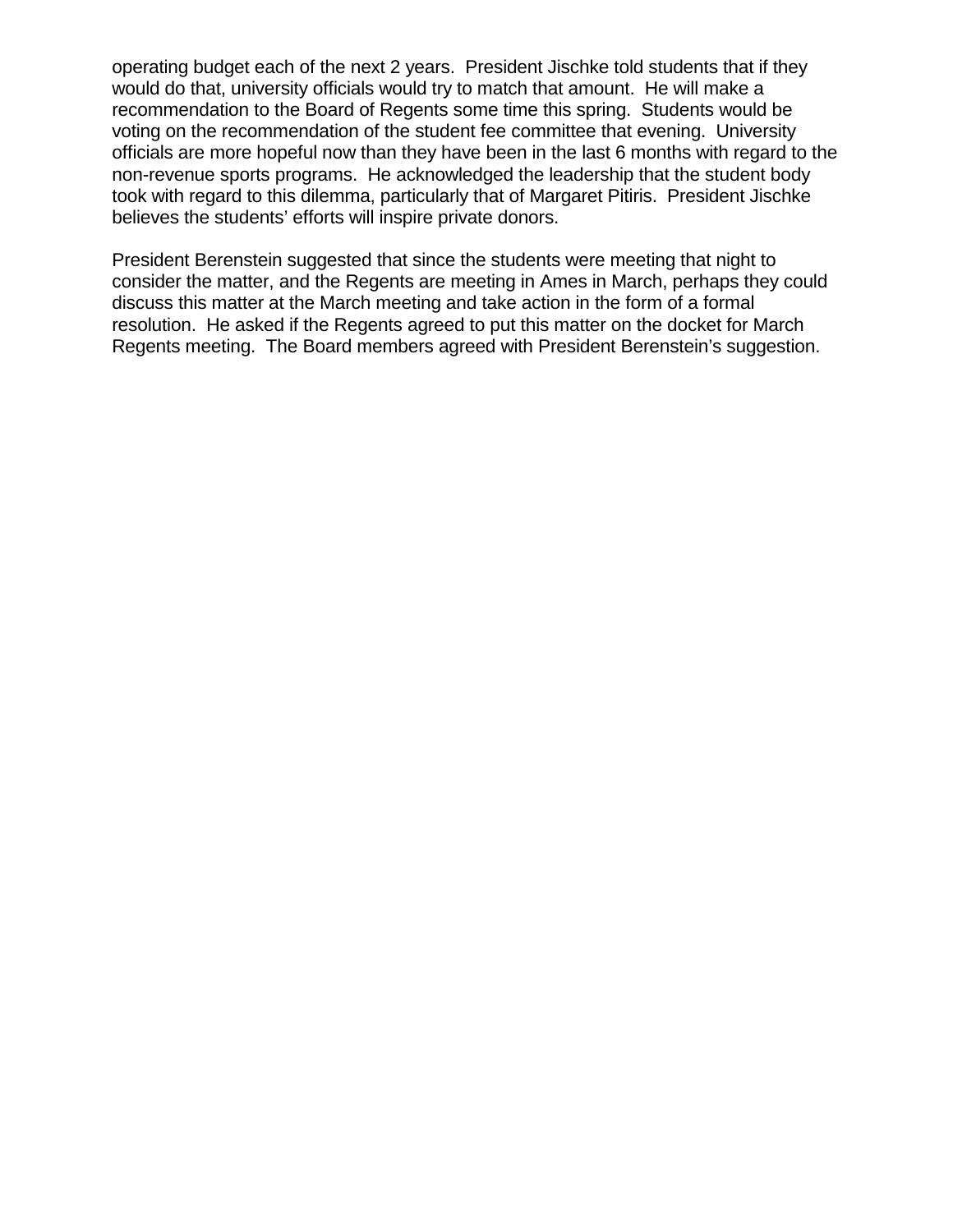operating budget each of the next 2 years. President Jischke told students that if they would do that, university officials would try to match that amount. He will make a recommendation to the Board of Regents some time this spring. Students would be voting on the recommendation of the student fee committee that evening. University officials are more hopeful now than they have been in the last 6 months with regard to the non-revenue sports programs. He acknowledged the leadership that the student body took with regard to this dilemma, particularly that of Margaret Pitiris. President Jischke believes the students' efforts will inspire private donors.

President Berenstein suggested that since the students were meeting that night to consider the matter, and the Regents are meeting in Ames in March, perhaps they could discuss this matter at the March meeting and take action in the form of a formal resolution. He asked if the Regents agreed to put this matter on the docket for March Regents meeting. The Board members agreed with President Berenstein's suggestion.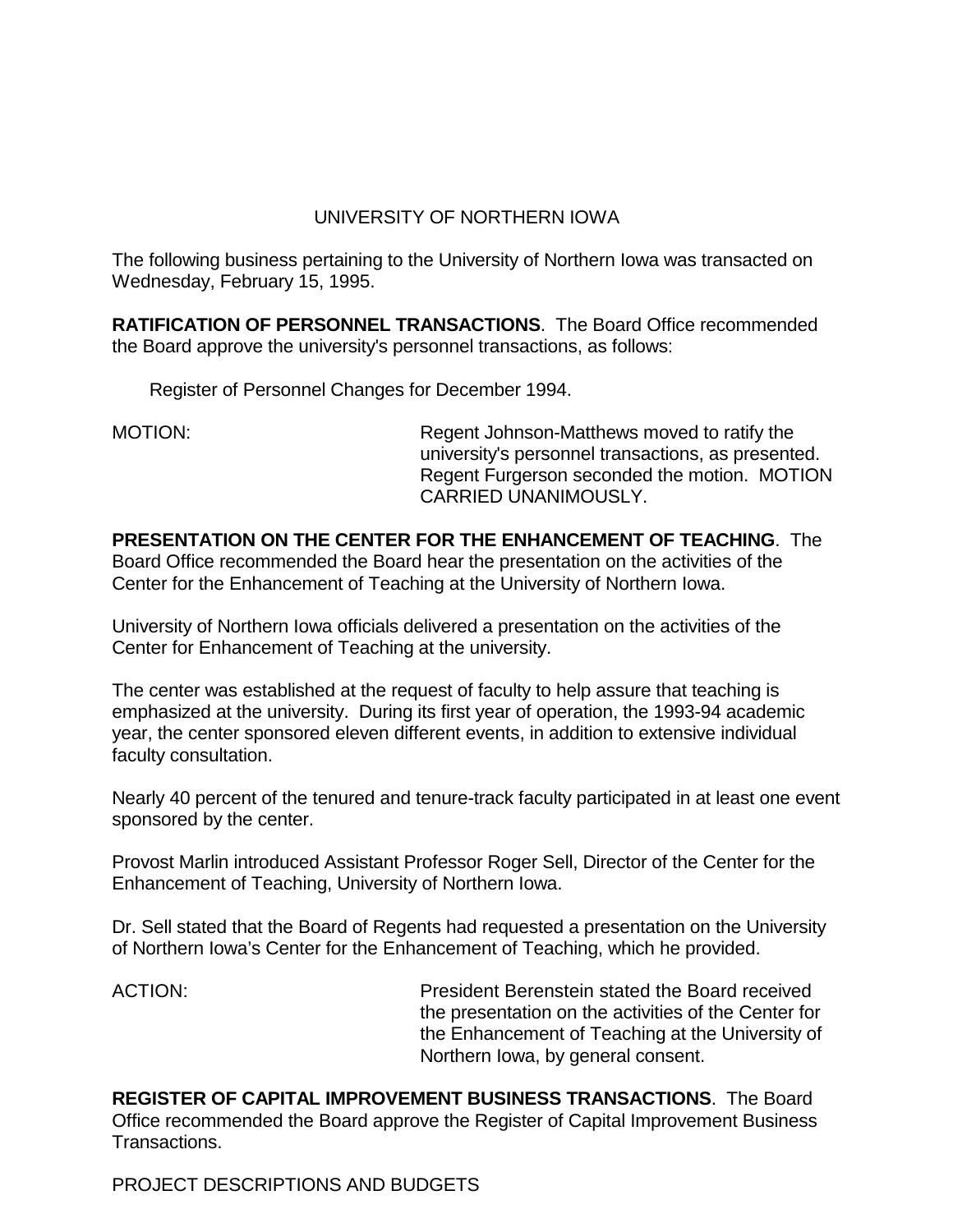UNIVERSITY OF NORTHERN IOWA

The following business pertaining to the University of Northern Iowa was transacted on Wednesday, February 15, 1995.

**RATIFICATION OF PERSONNEL TRANSACTIONS**. The Board Office recommended the Board approve the university's personnel transactions, as follows:

Register of Personnel Changes for December 1994.

MOTION: Regent Johnson-Matthews moved to ratify the university's personnel transactions, as presented. Regent Furgerson seconded the motion. MOTION CARRIED UNANIMOUSLY.

**PRESENTATION ON THE CENTER FOR THE ENHANCEMENT OF TEACHING**. The Board Office recommended the Board hear the presentation on the activities of the Center for the Enhancement of Teaching at the University of Northern Iowa.

University of Northern Iowa officials delivered a presentation on the activities of the Center for Enhancement of Teaching at the university.

The center was established at the request of faculty to help assure that teaching is emphasized at the university. During its first year of operation, the 1993-94 academic year, the center sponsored eleven different events, in addition to extensive individual faculty consultation.

Nearly 40 percent of the tenured and tenure-track faculty participated in at least one event sponsored by the center.

Provost Marlin introduced Assistant Professor Roger Sell, Director of the Center for the Enhancement of Teaching, University of Northern Iowa.

Dr. Sell stated that the Board of Regents had requested a presentation on the University of Northern Iowa's Center for the Enhancement of Teaching, which he provided.

ACTION: President Berenstein stated the Board received the presentation on the activities of the Center for the Enhancement of Teaching at the University of Northern Iowa, by general consent.

**REGISTER OF CAPITAL IMPROVEMENT BUSINESS TRANSACTIONS**. The Board Office recommended the Board approve the Register of Capital Improvement Business Transactions.

PROJECT DESCRIPTIONS AND BUDGETS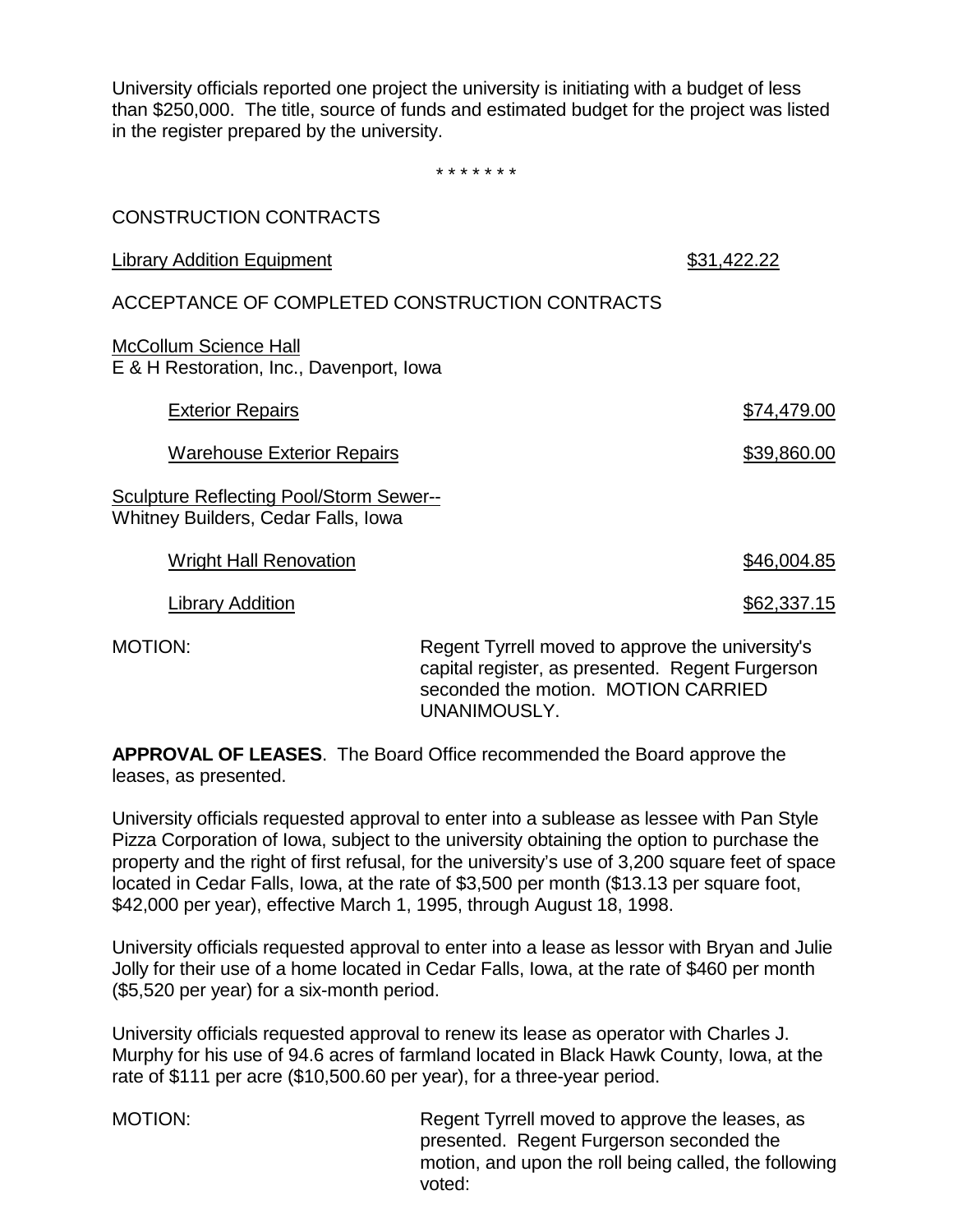University officials reported one project the university is initiating with a budget of less than $250,000. The title, source of funds and estimated budget for the project was listed in the register prepared by the university.

\* \* \* \* \* \* \*

CONSTRUCTION CONTRACTS

<u>Library Addition Equipment</u> <u>$31,422.22</u>

ACCEPTANCE OF COMPLETED CONSTRUCTION CONTRACTS

<u>McCollum Science Hall</u>
E & H Restoration, Inc., Davenport, Iowa

<u>Exterior Repairs</u> <u>$74,479.00</u>

<u>Warehouse Exterior Repairs</u> <u>$39,860.00</u>

<u>Sculpture Reflecting Pool/Storm Sewer--</u>
Whitney Builders, Cedar Falls, Iowa

<u>Wright Hall Renovation</u> <u>$46,004.85</u>

<u>Library Addition</u> <u>$62,337.15</u>

MOTION: Regent Tyrrell moved to approve the university's capital register, as presented. Regent Furgerson seconded the motion. MOTION CARRIED UNANIMOUSLY.

**APPROVAL OF LEASES**. The Board Office recommended the Board approve the leases, as presented.

University officials requested approval to enter into a sublease as lessee with Pan Style Pizza Corporation of Iowa, subject to the university obtaining the option to purchase the property and the right of first refusal, for the university's use of 3,200 square feet of space located in Cedar Falls, Iowa, at the rate of $3,500 per month ($13.13 per square foot, $42,000 per year), effective March 1, 1995, through August 18, 1998.

University officials requested approval to enter into a lease as lessor with Bryan and Julie Jolly for their use of a home located in Cedar Falls, Iowa, at the rate of $460 per month ($5,520 per year) for a six-month period.

University officials requested approval to renew its lease as operator with Charles J. Murphy for his use of 94.6 acres of farmland located in Black Hawk County, Iowa, at the rate of $111 per acre ($10,500.60 per year), for a three-year period.

MOTION: Regent Tyrrell moved to approve the leases, as presented. Regent Furgerson seconded the motion, and upon the roll being called, the following voted: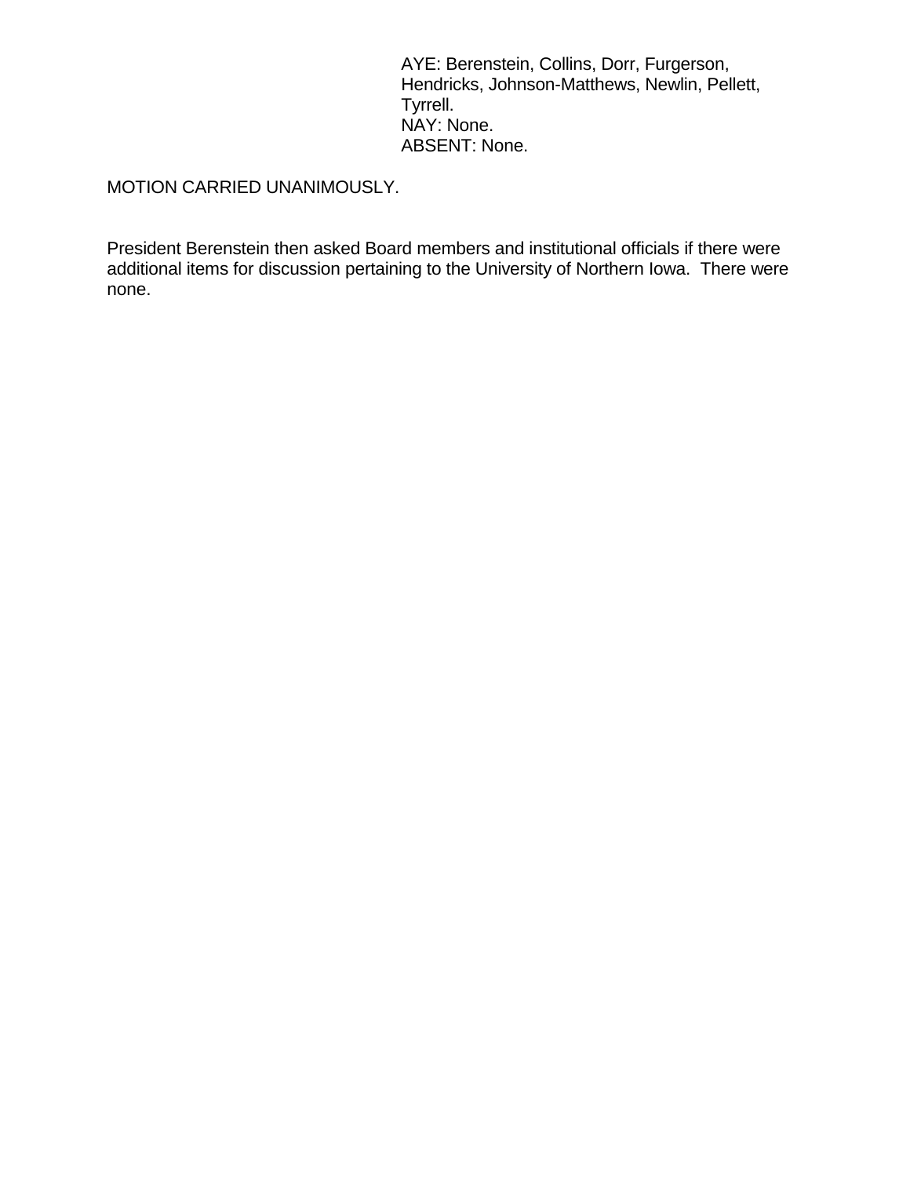AYE: Berenstein, Collins, Dorr, Furgerson, Hendricks, Johnson-Matthews, Newlin, Pellett, Tyrrell.
NAY: None.
ABSENT: None.

MOTION CARRIED UNANIMOUSLY.

President Berenstein then asked Board members and institutional officials if there were additional items for discussion pertaining to the University of Northern Iowa. There were none.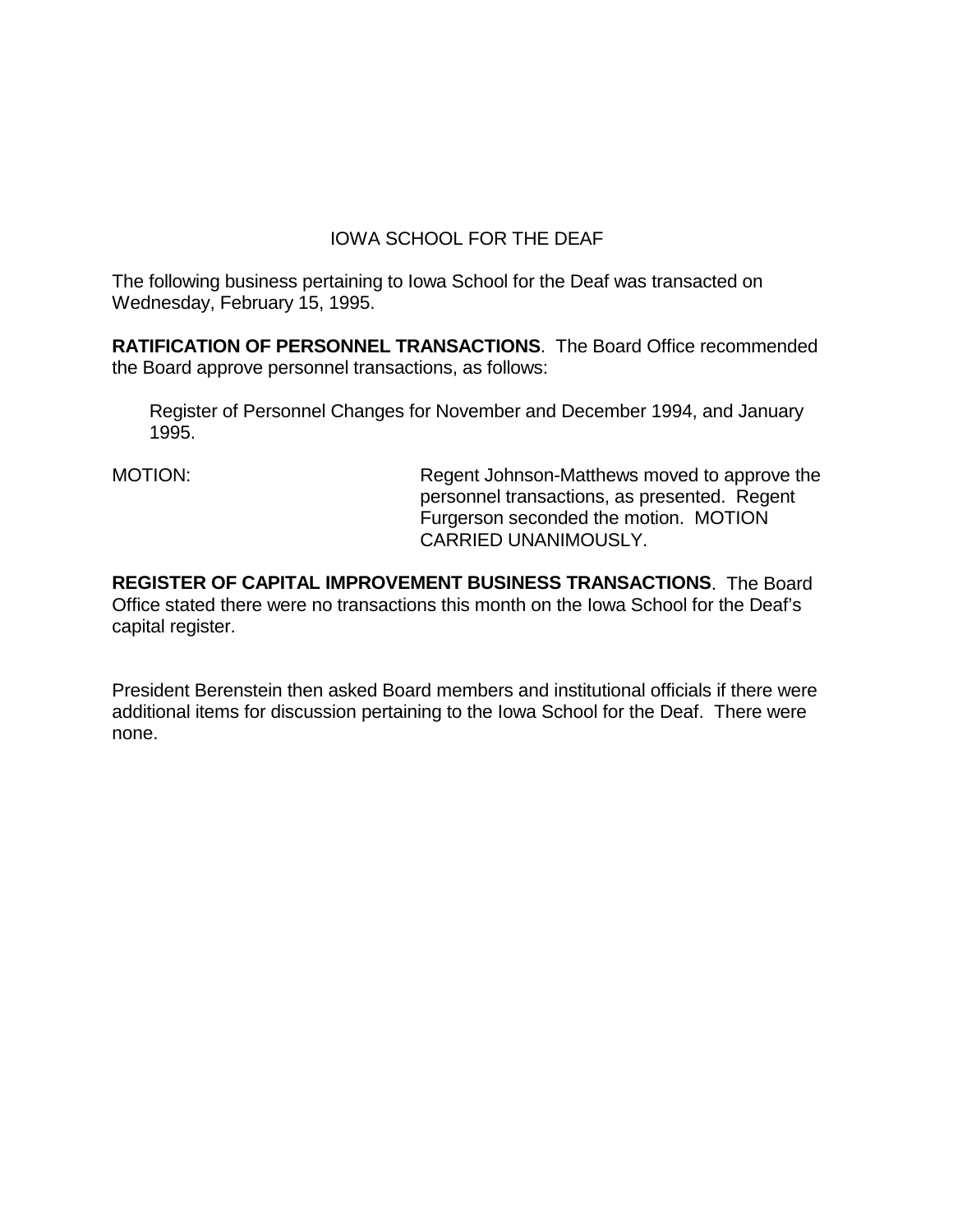# IOWA SCHOOL FOR THE DEAF

The following business pertaining to Iowa School for the Deaf was transacted on Wednesday, February 15, 1995.

**RATIFICATION OF PERSONNEL TRANSACTIONS**. The Board Office recommended the Board approve personnel transactions, as follows:

> Register of Personnel Changes for November and December 1994, and January 1995.

MOTION: Regent Johnson-Matthews moved to approve the personnel transactions, as presented. Regent Furgerson seconded the motion. MOTION CARRIED UNANIMOUSLY.

**REGISTER OF CAPITAL IMPROVEMENT BUSINESS TRANSACTIONS**. The Board Office stated there were no transactions this month on the Iowa School for the Deaf's capital register.

President Berenstein then asked Board members and institutional officials if there were additional items for discussion pertaining to the Iowa School for the Deaf. There were none.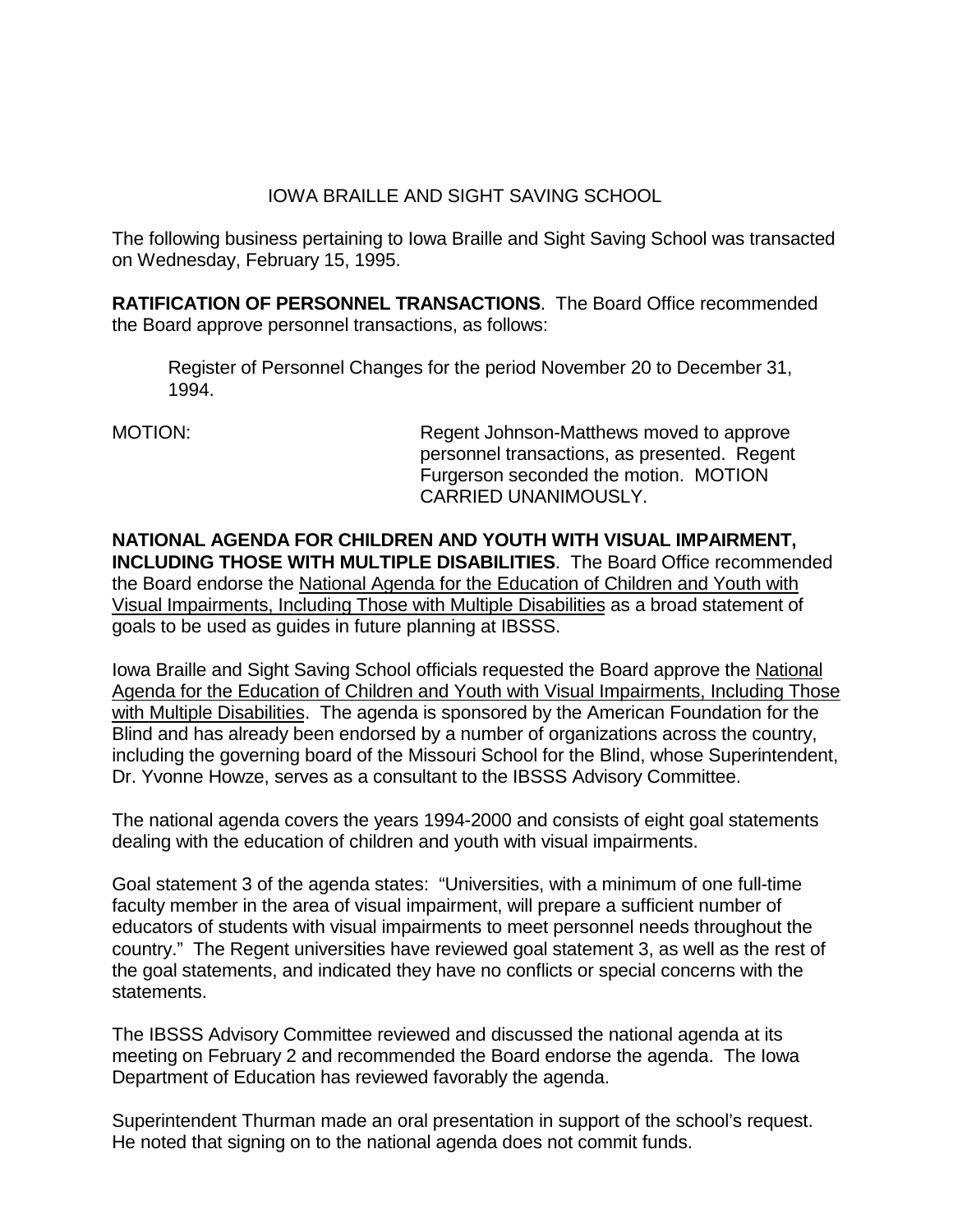# IOWA BRAILLE AND SIGHT SAVING SCHOOL

The following business pertaining to Iowa Braille and Sight Saving School was transacted on Wednesday, February 15, 1995.

**RATIFICATION OF PERSONNEL TRANSACTIONS**. The Board Office recommended the Board approve personnel transactions, as follows:

> Register of Personnel Changes for the period November 20 to December 31, 1994.

MOTION: Regent Johnson-Matthews moved to approve personnel transactions, as presented. Regent Furgerson seconded the motion. MOTION CARRIED UNANIMOUSLY.

**NATIONAL AGENDA FOR CHILDREN AND YOUTH WITH VISUAL IMPAIRMENT, INCLUDING THOSE WITH MULTIPLE DISABILITIES**. The Board Office recommended the Board endorse the National Agenda for the Education of Children and Youth with Visual Impairments, Including Those with Multiple Disabilities as a broad statement of goals to be used as guides in future planning at IBSSS.

Iowa Braille and Sight Saving School officials requested the Board approve the National Agenda for the Education of Children and Youth with Visual Impairments, Including Those with Multiple Disabilities. The agenda is sponsored by the American Foundation for the Blind and has already been endorsed by a number of organizations across the country, including the governing board of the Missouri School for the Blind, whose Superintendent, Dr. Yvonne Howze, serves as a consultant to the IBSSS Advisory Committee.

The national agenda covers the years 1994-2000 and consists of eight goal statements dealing with the education of children and youth with visual impairments.

Goal statement 3 of the agenda states: "Universities, with a minimum of one full-time faculty member in the area of visual impairment, will prepare a sufficient number of educators of students with visual impairments to meet personnel needs throughout the country." The Regent universities have reviewed goal statement 3, as well as the rest of the goal statements, and indicated they have no conflicts or special concerns with the statements.

The IBSSS Advisory Committee reviewed and discussed the national agenda at its meeting on February 2 and recommended the Board endorse the agenda. The Iowa Department of Education has reviewed favorably the agenda.

Superintendent Thurman made an oral presentation in support of the school's request. He noted that signing on to the national agenda does not commit funds.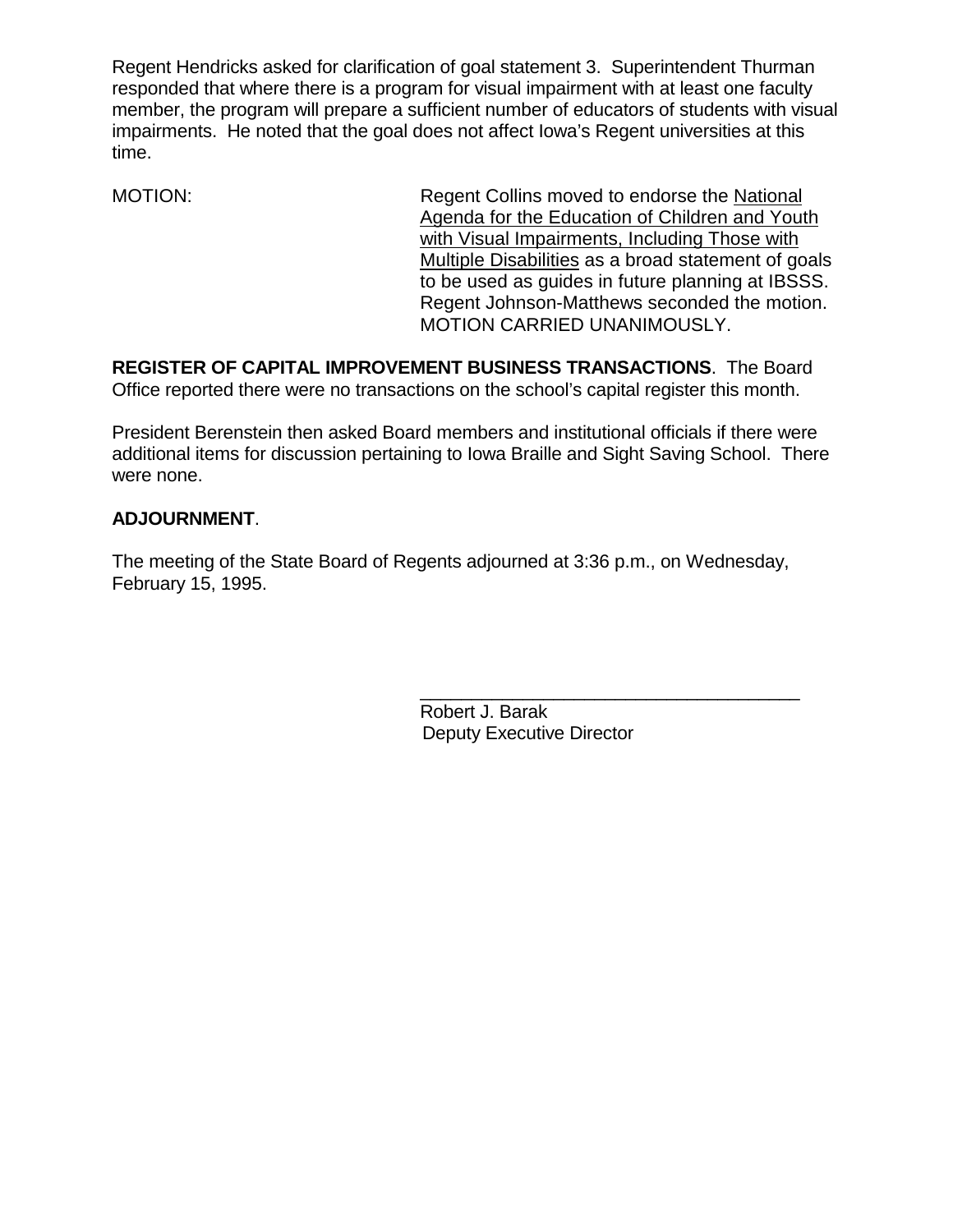Regent Hendricks asked for clarification of goal statement 3. Superintendent Thurman responded that where there is a program for visual impairment with at least one faculty member, the program will prepare a sufficient number of educators of students with visual impairments. He noted that the goal does not affect Iowa's Regent universities at this time.

MOTION: Regent Collins moved to endorse the National Agenda for the Education of Children and Youth with Visual Impairments, Including Those with Multiple Disabilities as a broad statement of goals to be used as guides in future planning at IBSSS. Regent Johnson-Matthews seconded the motion. MOTION CARRIED UNANIMOUSLY.

**REGISTER OF CAPITAL IMPROVEMENT BUSINESS TRANSACTIONS**. The Board Office reported there were no transactions on the school's capital register this month.

President Berenstein then asked Board members and institutional officials if there were additional items for discussion pertaining to Iowa Braille and Sight Saving School. There were none.

**ADJOURNMENT**.

The meeting of the State Board of Regents adjourned at 3:36 p.m., on Wednesday, February 15, 1995.

\_\_\_\_\_\_\_\_\_\_\_\_\_\_\_\_\_\_\_\_\_\_\_\_\_\_\_\_\_\_\_\_\_\_\_\_\_\_

Robert J. Barak
Deputy Executive Director